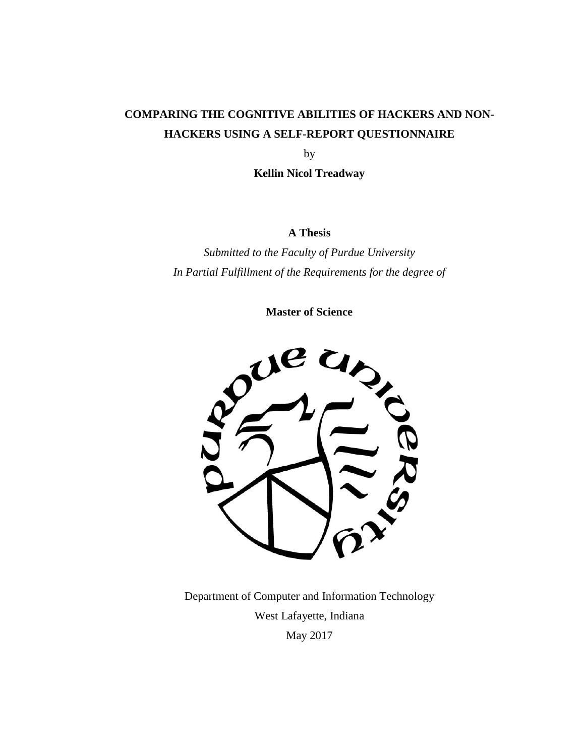# COMPARING THE COGNITIVE ABILITIES OF HACKERS AND NON-HACKERS USING A SELF-REPORT QUESTIONNAIRE

by

**Kellin Nicol Treadway**

**A Thesis**

*Submitted to the Faculty of Purdue University*
*In Partial Fulfillment of the Requirements for the degree of*

**Master of Science**

Department of Computer and Information Technology
West Lafayette, Indiana
May 2017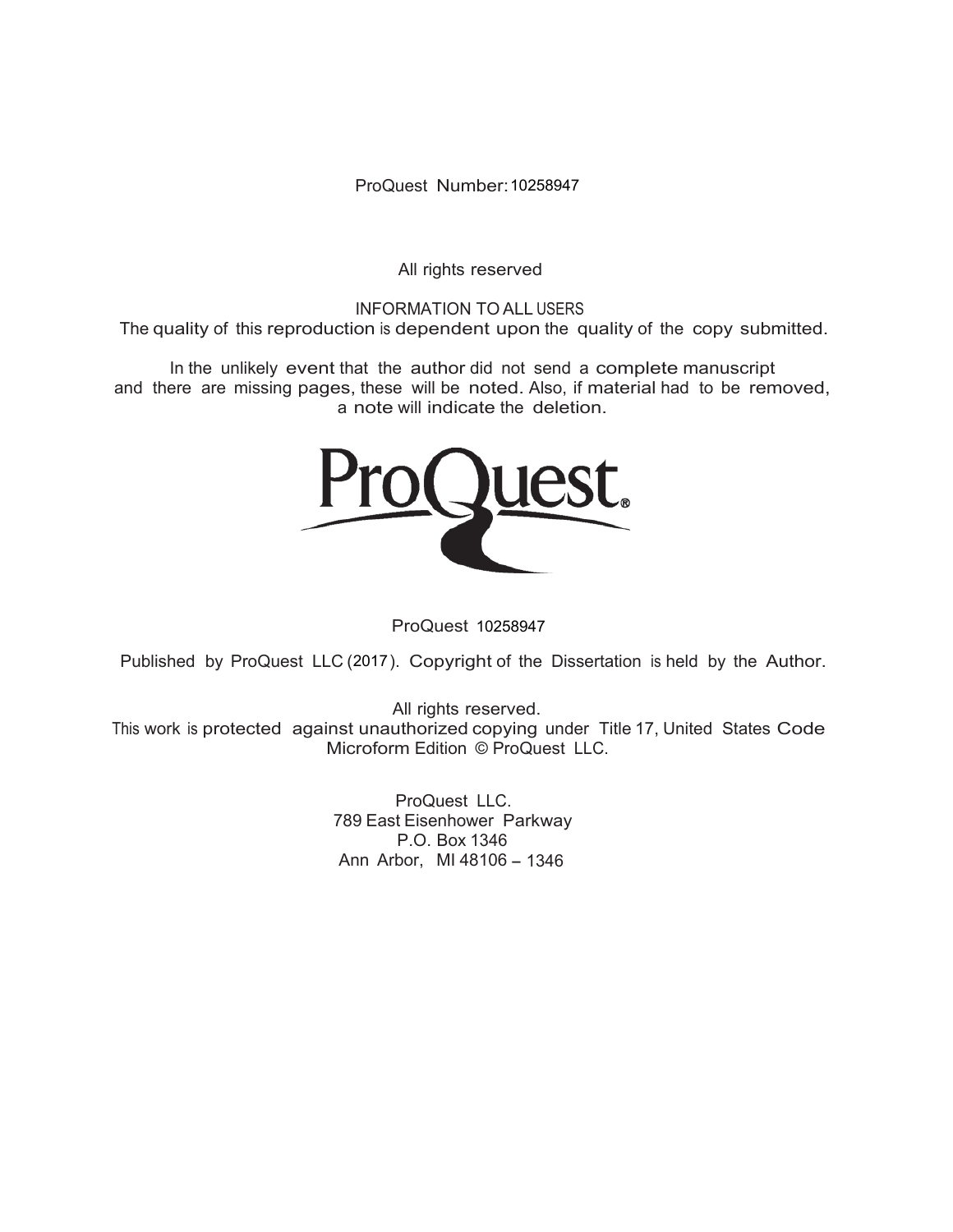ProQuest Number: 10258947

All rights reserved

INFORMATION TO ALL USERS
The quality of this reproduction is dependent upon the quality of the copy submitted.

In the unlikely event that the author did not send a complete manuscript
and there are missing pages, these will be noted. Also, if material had to be removed,
a note will indicate the deletion.

ProQuest 10258947

Published by ProQuest LLC (2017). Copyright of the Dissertation is held by the Author.

All rights reserved.
This work is protected against unauthorized copying under Title 17, United States Code
Microform Edition © ProQuest LLC.

ProQuest LLC.
789 East Eisenhower Parkway
P.O. Box 1346
Ann Arbor, MI 48106 – 1346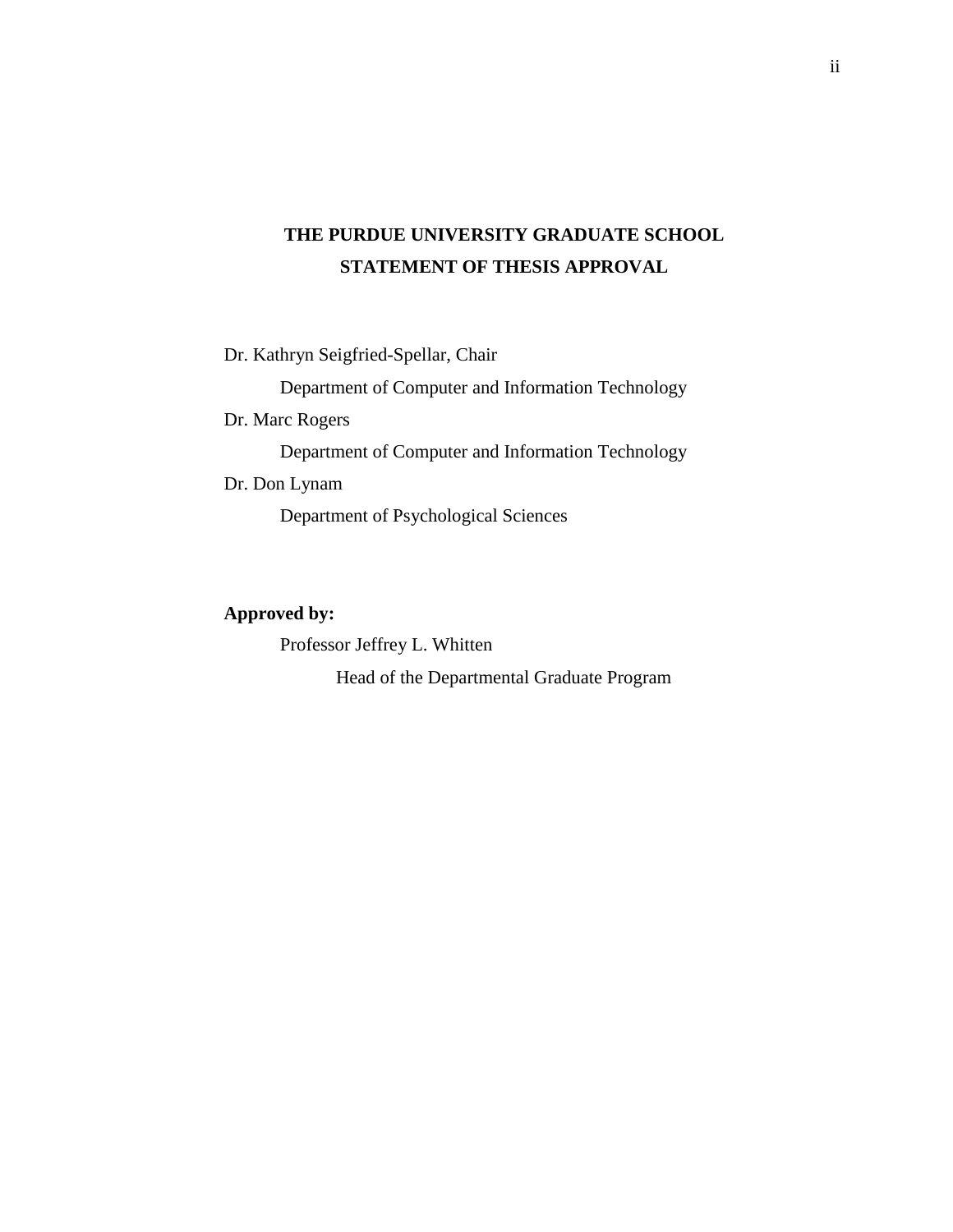# THE PURDUE UNIVERSITY GRADUATE SCHOOL
# STATEMENT OF THESIS APPROVAL

Dr. Kathryn Seigfried-Spellar, Chair

Department of Computer and Information Technology

Dr. Marc Rogers

Department of Computer and Information Technology

Dr. Don Lynam

Department of Psychological Sciences

**Approved by:**

Professor Jeffrey L. Whitten

Head of the Departmental Graduate Program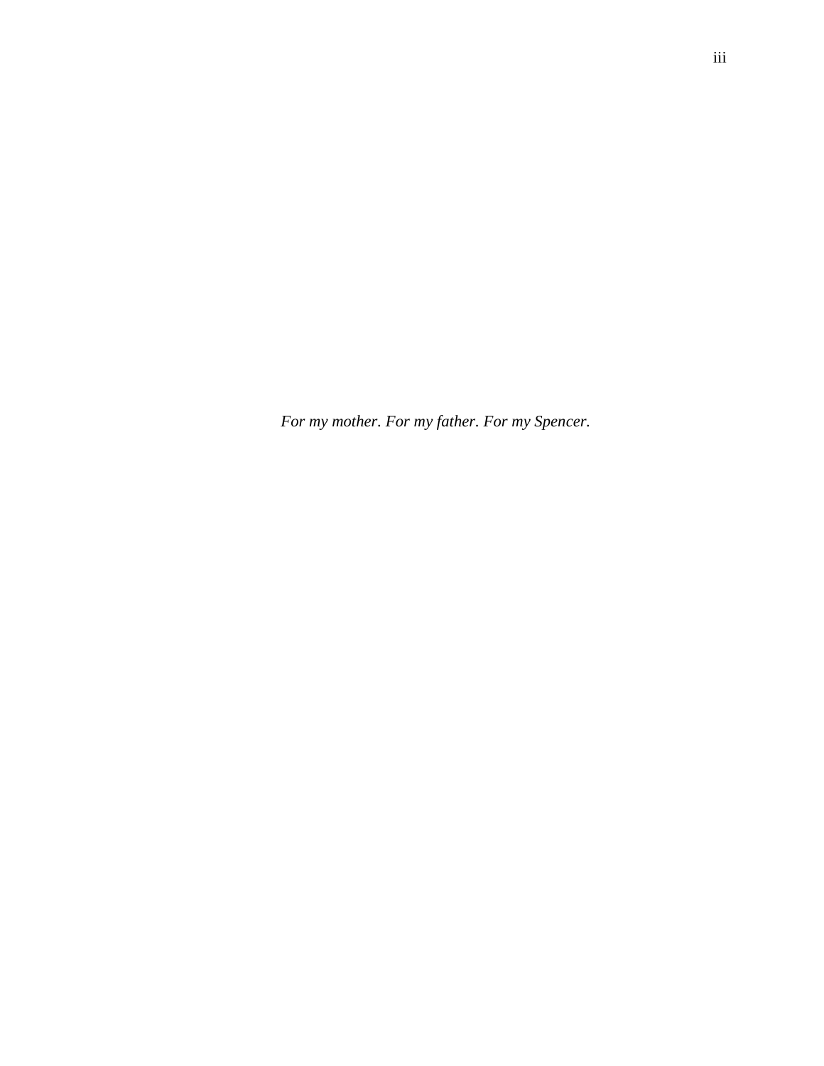*For my mother. For my father. For my Spencer.*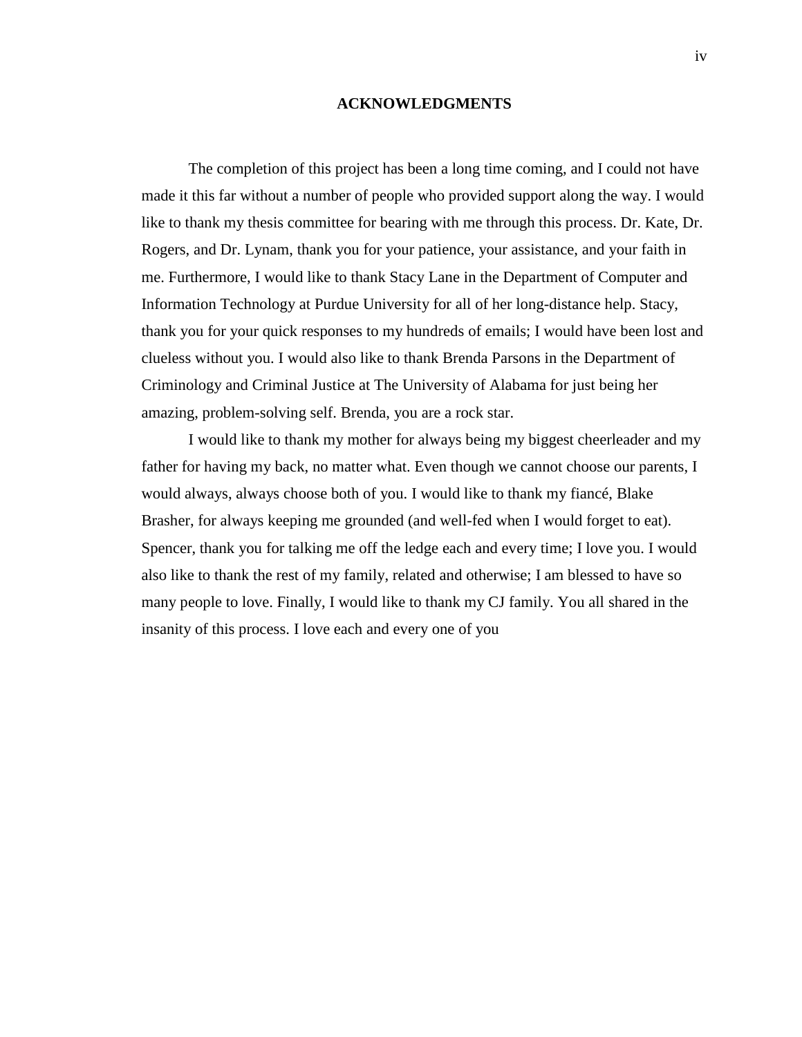## ACKNOWLEDGMENTS

The completion of this project has been a long time coming, and I could not have made it this far without a number of people who provided support along the way. I would like to thank my thesis committee for bearing with me through this process. Dr. Kate, Dr. Rogers, and Dr. Lynam, thank you for your patience, your assistance, and your faith in me. Furthermore, I would like to thank Stacy Lane in the Department of Computer and Information Technology at Purdue University for all of her long-distance help. Stacy, thank you for your quick responses to my hundreds of emails; I would have been lost and clueless without you. I would also like to thank Brenda Parsons in the Department of Criminology and Criminal Justice at The University of Alabama for just being her amazing, problem-solving self. Brenda, you are a rock star.

I would like to thank my mother for always being my biggest cheerleader and my father for having my back, no matter what. Even though we cannot choose our parents, I would always, always choose both of you. I would like to thank my fiancé, Blake Brasher, for always keeping me grounded (and well-fed when I would forget to eat). Spencer, thank you for talking me off the ledge each and every time; I love you. I would also like to thank the rest of my family, related and otherwise; I am blessed to have so many people to love. Finally, I would like to thank my CJ family. You all shared in the insanity of this process. I love each and every one of you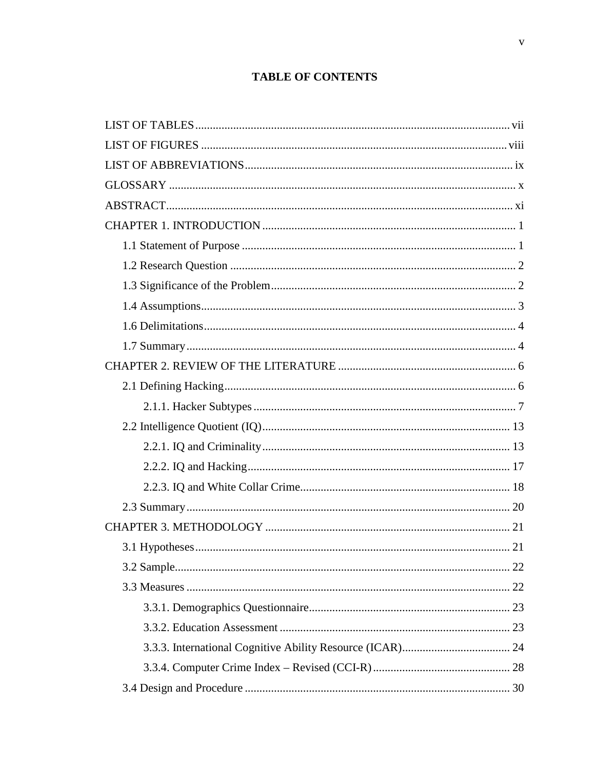# TABLE OF CONTENTS

LIST OF TABLES ........................................................................................................ vii
LIST OF FIGURES ..................................................................................................... viii
LIST OF ABBREVIATIONS ........................................................................................ ix
GLOSSARY .................................................................................................................. x
ABSTRACT .................................................................................................................. xi
CHAPTER 1. INTRODUCTION ...................................................................................... 1
    1.1 Statement of Purpose ............................................................................................ 1
    1.2 Research Question ................................................................................................ 2
    1.3 Significance of the Problem ................................................................................... 2
    1.4 Assumptions .......................................................................................................... 3
    1.6 Delimitations .......................................................................................................... 4
    1.7 Summary ................................................................................................................ 4
CHAPTER 2. REVIEW OF THE LITERATURE ............................................................ 6
    2.1 Defining Hacking ................................................................................................... 6
        2.1.1. Hacker Subtypes ............................................................................................ 7
    2.2 Intelligence Quotient (IQ) ..................................................................................... 13
        2.2.1. IQ and Criminality .......................................................................................... 13
        2.2.2. IQ and Hacking ............................................................................................... 17
        2.2.3. IQ and White Collar Crime ............................................................................. 18
    2.3 Summary ................................................................................................................ 20
CHAPTER 3. METHODOLOGY .................................................................................... 21
    3.1 Hypotheses ............................................................................................................ 21
    3.2 Sample .................................................................................................................... 22
    3.3 Measures ................................................................................................................ 22
        3.3.1. Demographics Questionnaire .......................................................................... 23
        3.3.2. Education Assessment .................................................................................... 23
        3.3.3. International Cognitive Ability Resource (ICAR) ........................................... 24
        3.3.4. Computer Crime Index – Revised (CCI-R) ..................................................... 28
    3.4 Design and Procedure ........................................................................................... 30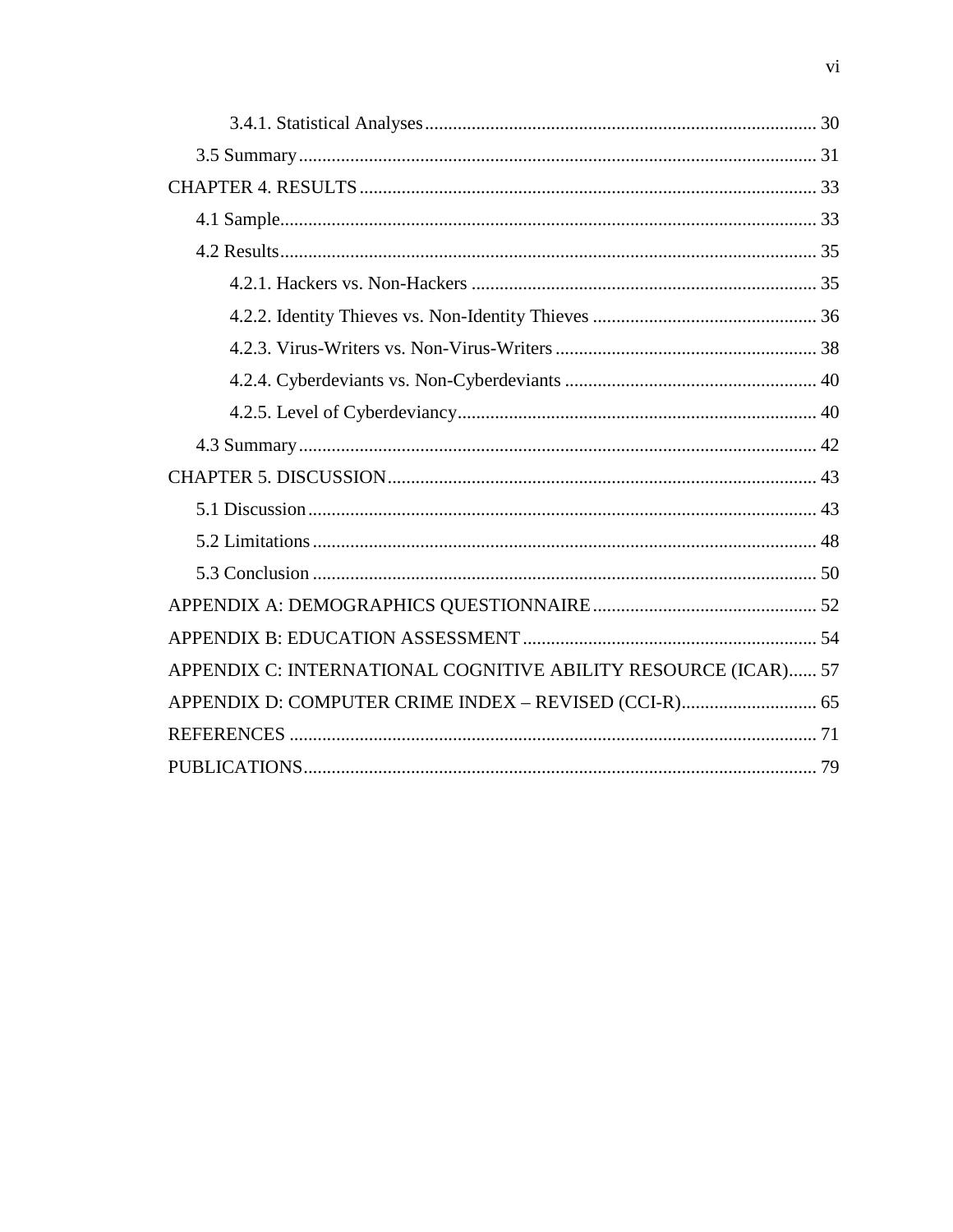3.4.1. Statistical Analyses .................................................................................... 30

3.5 Summary ................................................................................................................ 31

CHAPTER 4. RESULTS ................................................................................................ 33

4.1 Sample .................................................................................................................... 33

4.2 Results .................................................................................................................... 35

4.2.1. Hackers vs. Non-Hackers ........................................................................... 35

4.2.2. Identity Thieves vs. Non-Identity Thieves ................................................. 36

4.2.3. Virus-Writers vs. Non-Virus-Writers ......................................................... 38

4.2.4. Cyberdeviants vs. Non-Cyberdeviants ....................................................... 40

4.2.5. Level of Cyberdeviancy ............................................................................. 40

4.3 Summary ................................................................................................................ 42

CHAPTER 5. DISCUSSION .......................................................................................... 43

5.1 Discussion .............................................................................................................. 43

5.2 Limitations ............................................................................................................. 48

5.3 Conclusion ............................................................................................................. 50

APPENDIX A: DEMOGRAPHICS QUESTIONNAIRE ................................................ 52

APPENDIX B: EDUCATION ASSESSMENT .............................................................. 54

APPENDIX C: INTERNATIONAL COGNITIVE ABILITY RESOURCE (ICAR) ...... 57

APPENDIX D: COMPUTER CRIME INDEX – REVISED (CCI-R) ............................. 65

REFERENCES ................................................................................................................ 71

PUBLICATIONS ............................................................................................................ 79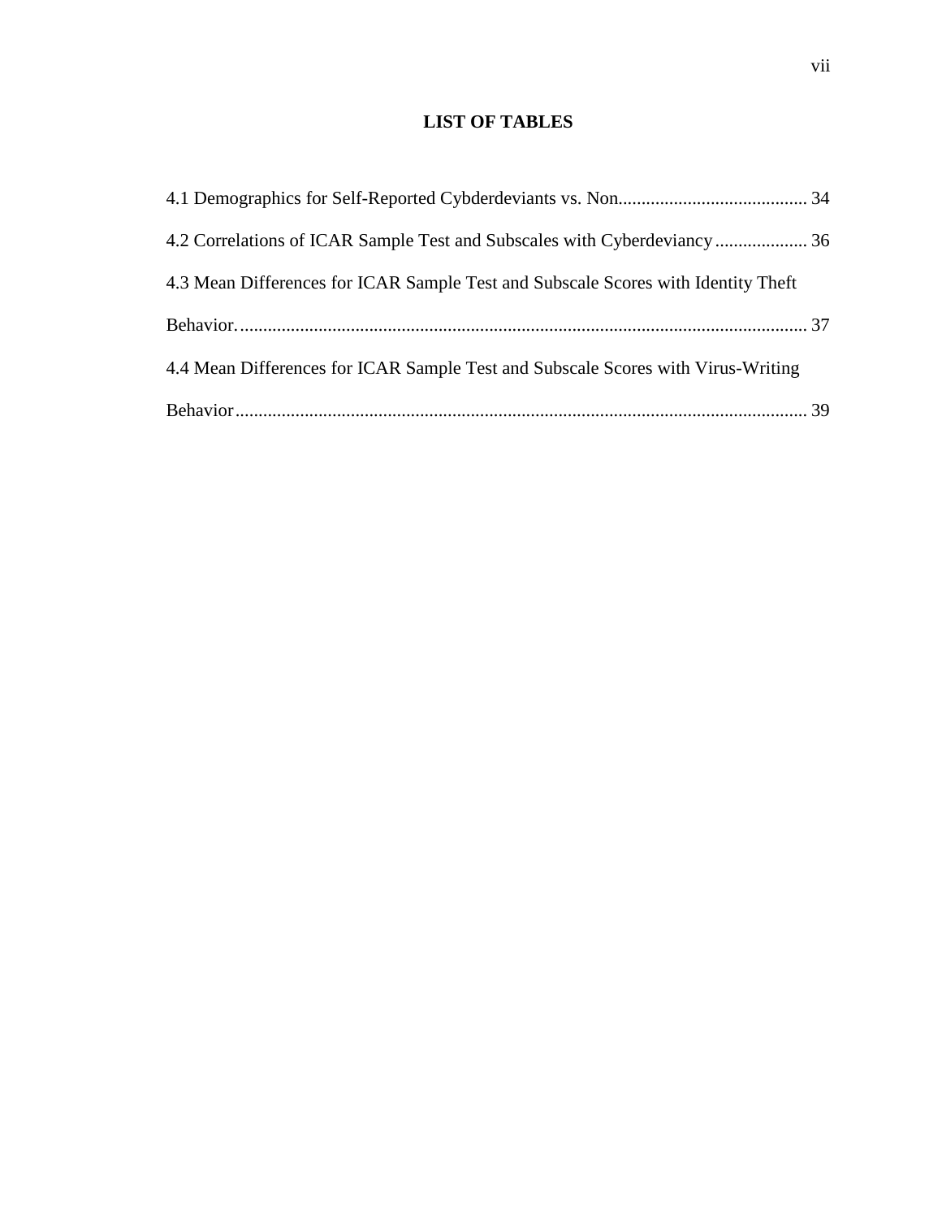# LIST OF TABLES

4.1 Demographics for Self-Reported Cybderdeviants vs. Non......................................... 34

4.2 Correlations of ICAR Sample Test and Subscales with Cyberdeviancy.................... 36

4.3 Mean Differences for ICAR Sample Test and Subscale Scores with Identity Theft Behavior.......................................................................................................................... 37

4.4 Mean Differences for ICAR Sample Test and Subscale Scores with Virus-Writing Behavior.......................................................................................................................... 39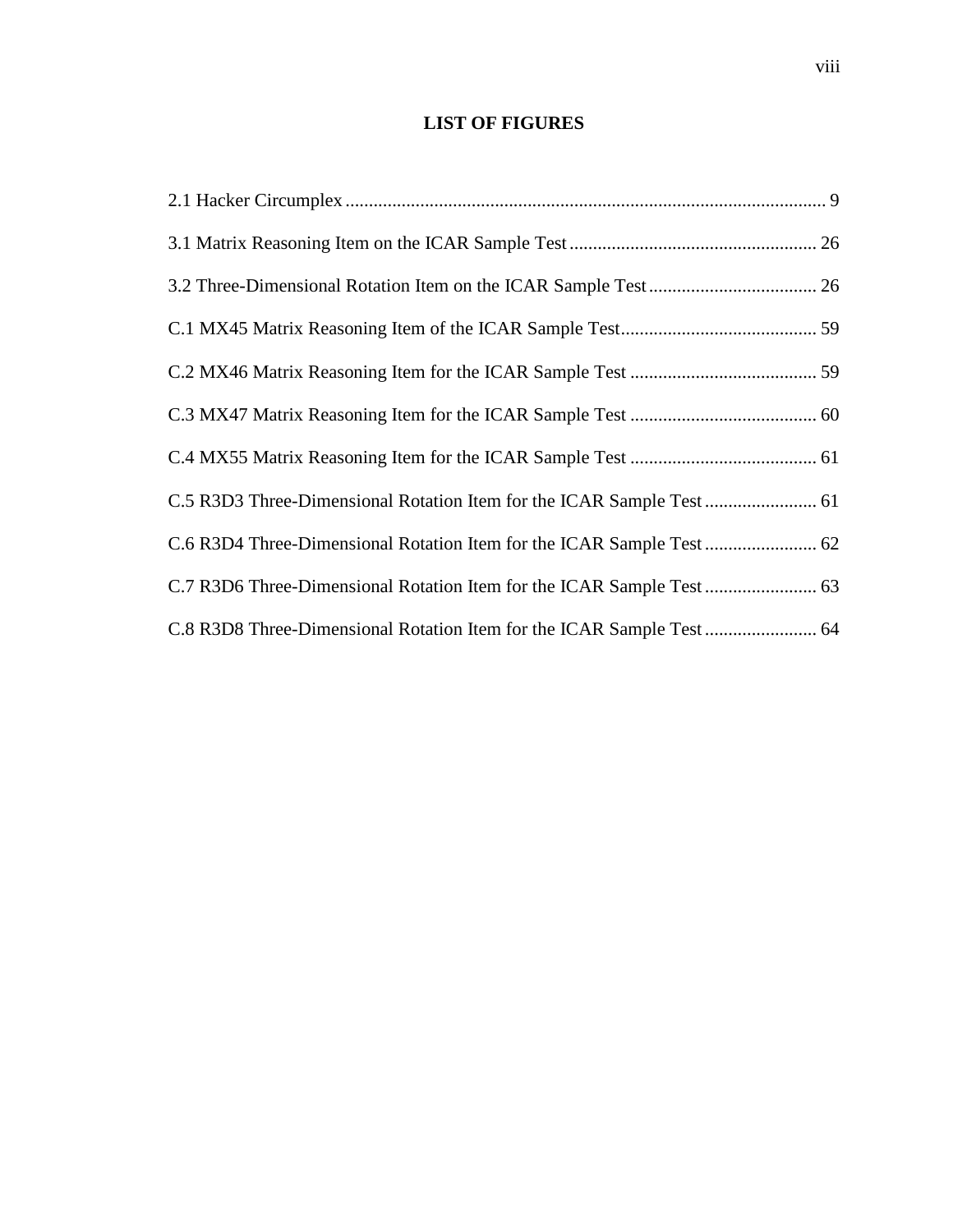# LIST OF FIGURES

2.1 Hacker Circumplex ........................................................................................................ 9

3.1 Matrix Reasoning Item on the ICAR Sample Test ..................................................... 26

3.2 Three-Dimensional Rotation Item on the ICAR Sample Test .................................... 26

C.1 MX45 Matrix Reasoning Item of the ICAR Sample Test.......................................... 59

C.2 MX46 Matrix Reasoning Item for the ICAR Sample Test ........................................ 59

C.3 MX47 Matrix Reasoning Item for the ICAR Sample Test ........................................ 60

C.4 MX55 Matrix Reasoning Item for the ICAR Sample Test ........................................ 61

C.5 R3D3 Three-Dimensional Rotation Item for the ICAR Sample Test ........................ 61

C.6 R3D4 Three-Dimensional Rotation Item for the ICAR Sample Test ........................ 62

C.7 R3D6 Three-Dimensional Rotation Item for the ICAR Sample Test ........................ 63

C.8 R3D8 Three-Dimensional Rotation Item for the ICAR Sample Test ........................ 64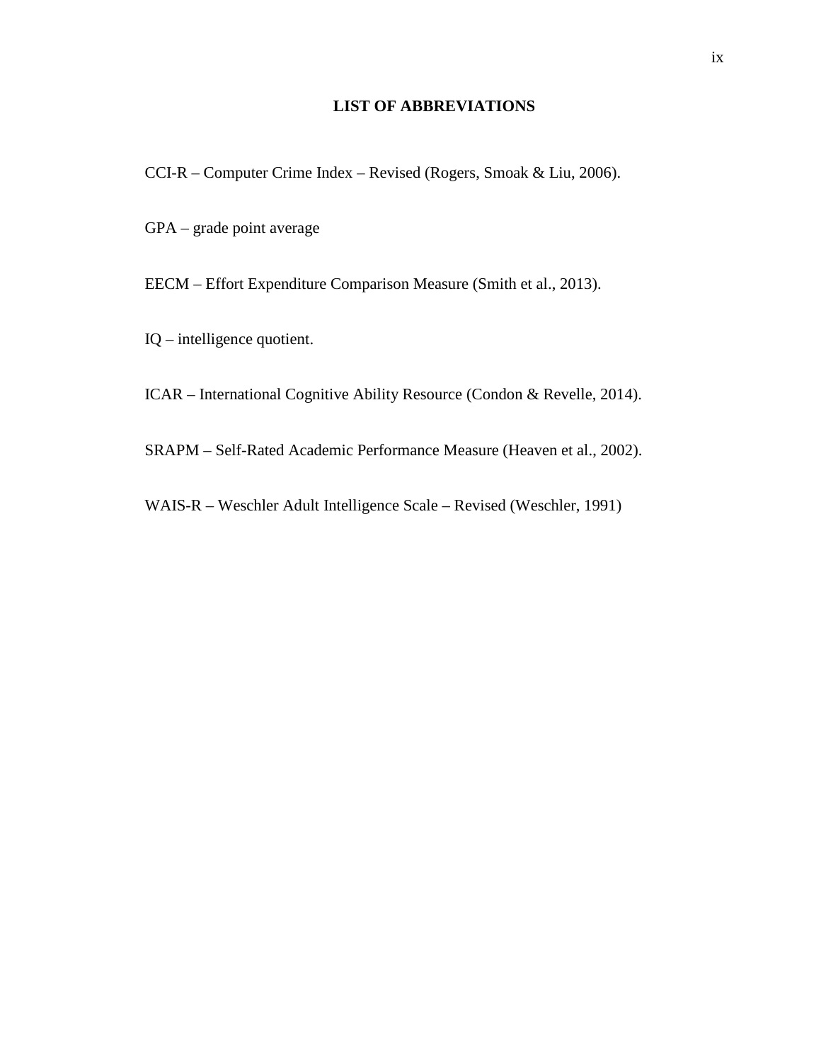# LIST OF ABBREVIATIONS

CCI-R – Computer Crime Index – Revised (Rogers, Smoak & Liu, 2006).

GPA – grade point average

EECM – Effort Expenditure Comparison Measure (Smith et al., 2013).

IQ – intelligence quotient.

ICAR – International Cognitive Ability Resource (Condon & Revelle, 2014).

SRAPM – Self-Rated Academic Performance Measure (Heaven et al., 2002).

WAIS-R – Weschler Adult Intelligence Scale – Revised (Weschler, 1991)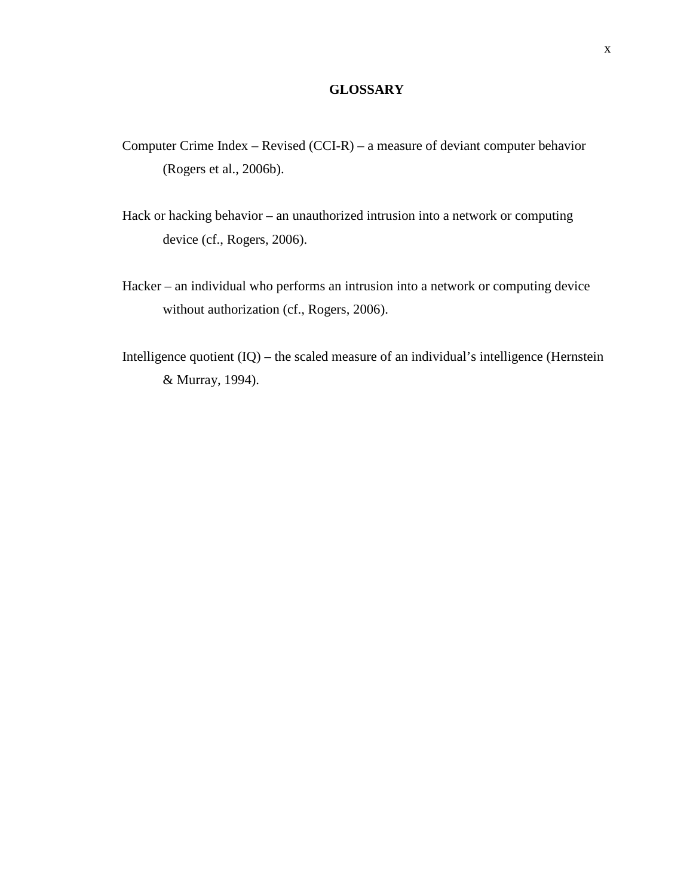# GLOSSARY

Computer Crime Index – Revised (CCI-R) – a measure of deviant computer behavior (Rogers et al., 2006b).

Hack or hacking behavior – an unauthorized intrusion into a network or computing device (cf., Rogers, 2006).

Hacker – an individual who performs an intrusion into a network or computing device without authorization (cf., Rogers, 2006).

Intelligence quotient (IQ) – the scaled measure of an individual's intelligence (Hernstein & Murray, 1994).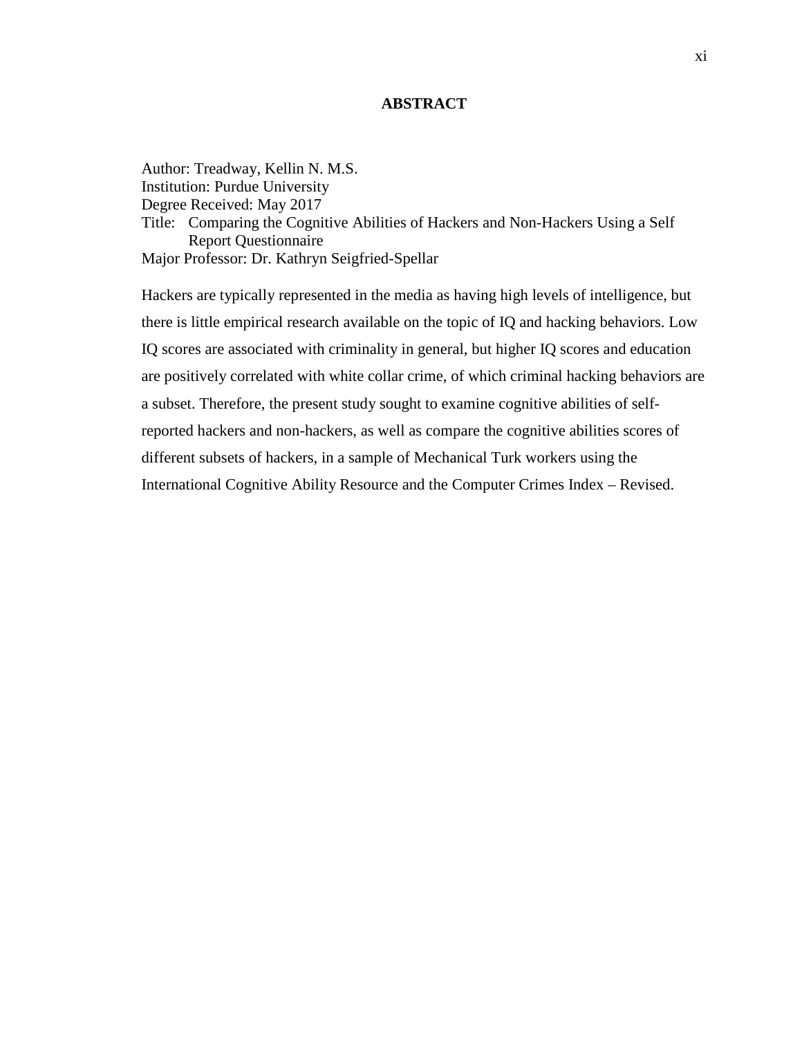## ABSTRACT

Author: Treadway, Kellin N. M.S.
Institution: Purdue University
Degree Received: May 2017
Title: Comparing the Cognitive Abilities of Hackers and Non-Hackers Using a Self Report Questionnaire
Major Professor: Dr. Kathryn Seigfried-Spellar

Hackers are typically represented in the media as having high levels of intelligence, but there is little empirical research available on the topic of IQ and hacking behaviors. Low IQ scores are associated with criminality in general, but higher IQ scores and education are positively correlated with white collar crime, of which criminal hacking behaviors are a subset. Therefore, the present study sought to examine cognitive abilities of self-reported hackers and non-hackers, as well as compare the cognitive abilities scores of different subsets of hackers, in a sample of Mechanical Turk workers using the International Cognitive Ability Resource and the Computer Crimes Index – Revised.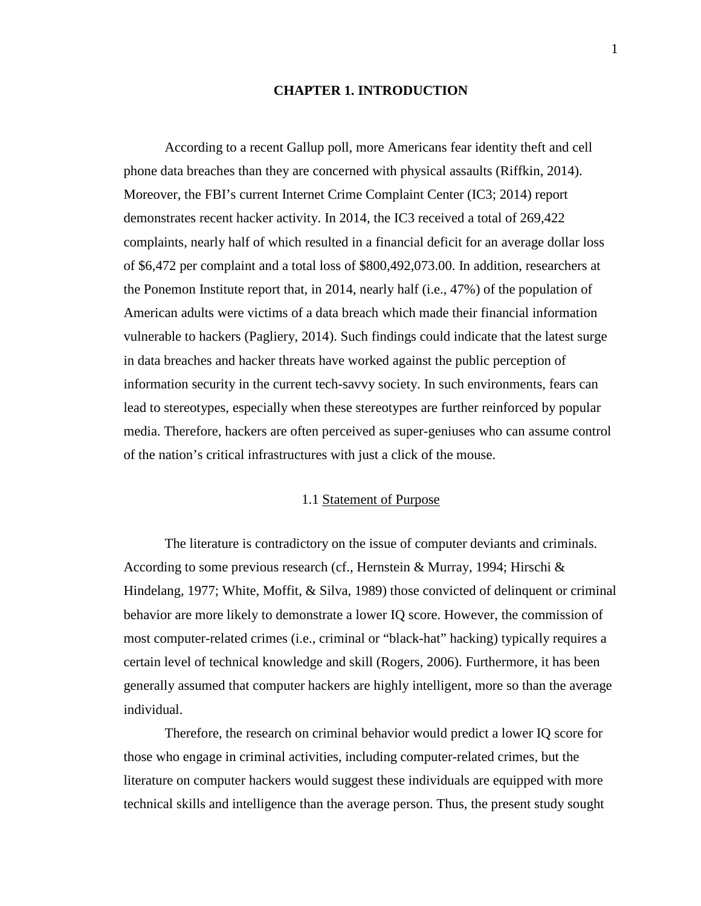# CHAPTER 1. INTRODUCTION

According to a recent Gallup poll, more Americans fear identity theft and cell phone data breaches than they are concerned with physical assaults (Riffkin, 2014). Moreover, the FBI's current Internet Crime Complaint Center (IC3; 2014) report demonstrates recent hacker activity. In 2014, the IC3 received a total of 269,422 complaints, nearly half of which resulted in a financial deficit for an average dollar loss of $6,472 per complaint and a total loss of $800,492,073.00. In addition, researchers at the Ponemon Institute report that, in 2014, nearly half (i.e., 47%) of the population of American adults were victims of a data breach which made their financial information vulnerable to hackers (Pagliery, 2014). Such findings could indicate that the latest surge in data breaches and hacker threats have worked against the public perception of information security in the current tech-savvy society. In such environments, fears can lead to stereotypes, especially when these stereotypes are further reinforced by popular media. Therefore, hackers are often perceived as super-geniuses who can assume control of the nation's critical infrastructures with just a click of the mouse.

## 1.1 Statement of Purpose

The literature is contradictory on the issue of computer deviants and criminals. According to some previous research (cf., Hernstein & Murray, 1994; Hirschi & Hindelang, 1977; White, Moffit, & Silva, 1989) those convicted of delinquent or criminal behavior are more likely to demonstrate a lower IQ score. However, the commission of most computer-related crimes (i.e., criminal or "black-hat" hacking) typically requires a certain level of technical knowledge and skill (Rogers, 2006). Furthermore, it has been generally assumed that computer hackers are highly intelligent, more so than the average individual.

Therefore, the research on criminal behavior would predict a lower IQ score for those who engage in criminal activities, including computer-related crimes, but the literature on computer hackers would suggest these individuals are equipped with more technical skills and intelligence than the average person. Thus, the present study sought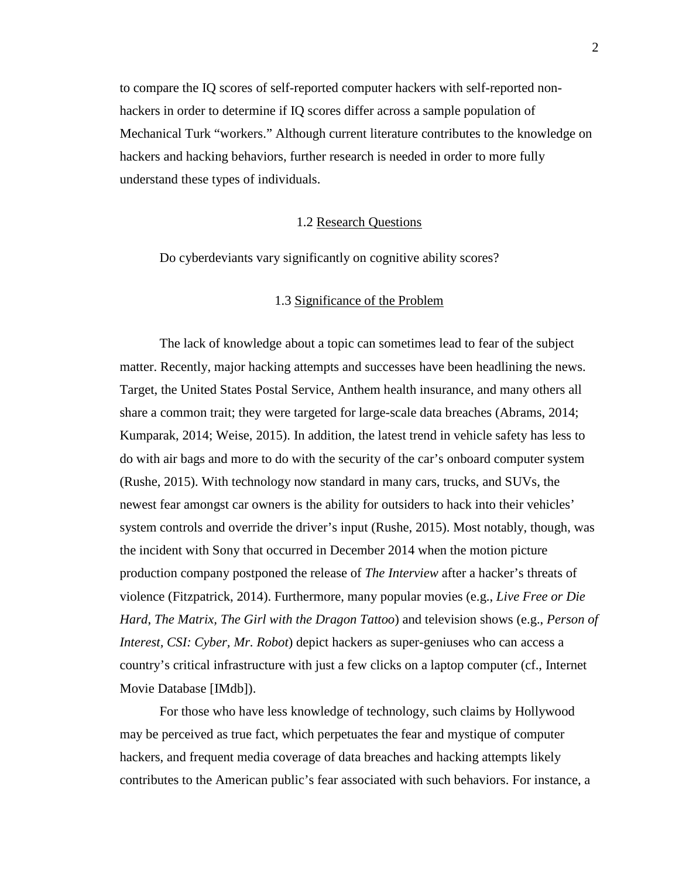to compare the IQ scores of self-reported computer hackers with self-reported non-hackers in order to determine if IQ scores differ across a sample population of Mechanical Turk "workers." Although current literature contributes to the knowledge on hackers and hacking behaviors, further research is needed in order to more fully understand these types of individuals.

### 1.2 Research Questions

Do cyberdeviants vary significantly on cognitive ability scores?

### 1.3 Significance of the Problem

The lack of knowledge about a topic can sometimes lead to fear of the subject matter. Recently, major hacking attempts and successes have been headlining the news. Target, the United States Postal Service, Anthem health insurance, and many others all share a common trait; they were targeted for large-scale data breaches (Abrams, 2014; Kumparak, 2014; Weise, 2015). In addition, the latest trend in vehicle safety has less to do with air bags and more to do with the security of the car's onboard computer system (Rushe, 2015). With technology now standard in many cars, trucks, and SUVs, the newest fear amongst car owners is the ability for outsiders to hack into their vehicles' system controls and override the driver's input (Rushe, 2015). Most notably, though, was the incident with Sony that occurred in December 2014 when the motion picture production company postponed the release of *The Interview* after a hacker's threats of violence (Fitzpatrick, 2014). Furthermore, many popular movies (e.g., *Live Free or Die Hard*, *The Matrix*, *The Girl with the Dragon Tattoo*) and television shows (e.g., *Person of Interest, CSI: Cyber, Mr. Robot*) depict hackers as super-geniuses who can access a country's critical infrastructure with just a few clicks on a laptop computer (cf., Internet Movie Database [IMdb]).

For those who have less knowledge of technology, such claims by Hollywood may be perceived as true fact, which perpetuates the fear and mystique of computer hackers, and frequent media coverage of data breaches and hacking attempts likely contributes to the American public's fear associated with such behaviors. For instance, a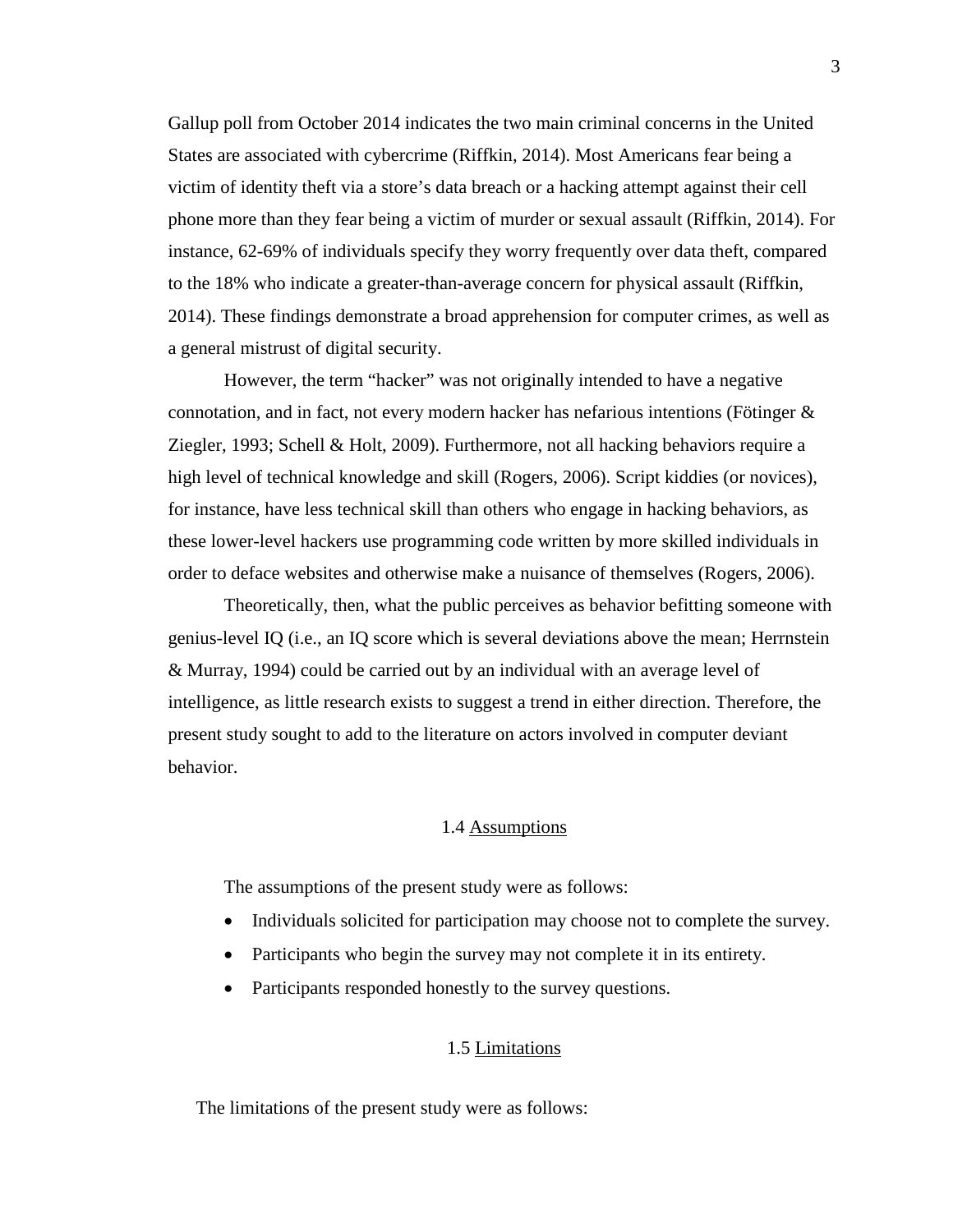Gallup poll from October 2014 indicates the two main criminal concerns in the United States are associated with cybercrime (Riffkin, 2014). Most Americans fear being a victim of identity theft via a store's data breach or a hacking attempt against their cell phone more than they fear being a victim of murder or sexual assault (Riffkin, 2014). For instance, 62-69% of individuals specify they worry frequently over data theft, compared to the 18% who indicate a greater-than-average concern for physical assault (Riffkin, 2014). These findings demonstrate a broad apprehension for computer crimes, as well as a general mistrust of digital security.

However, the term "hacker" was not originally intended to have a negative connotation, and in fact, not every modern hacker has nefarious intentions (Fötinger & Ziegler, 1993; Schell & Holt, 2009). Furthermore, not all hacking behaviors require a high level of technical knowledge and skill (Rogers, 2006). Script kiddies (or novices), for instance, have less technical skill than others who engage in hacking behaviors, as these lower-level hackers use programming code written by more skilled individuals in order to deface websites and otherwise make a nuisance of themselves (Rogers, 2006).

Theoretically, then, what the public perceives as behavior befitting someone with genius-level IQ (i.e., an IQ score which is several deviations above the mean; Herrnstein & Murray, 1994) could be carried out by an individual with an average level of intelligence, as little research exists to suggest a trend in either direction. Therefore, the present study sought to add to the literature on actors involved in computer deviant behavior.

### 1.4 Assumptions

The assumptions of the present study were as follows:

- Individuals solicited for participation may choose not to complete the survey.
- Participants who begin the survey may not complete it in its entirety.
- Participants responded honestly to the survey questions.

### 1.5 Limitations

The limitations of the present study were as follows: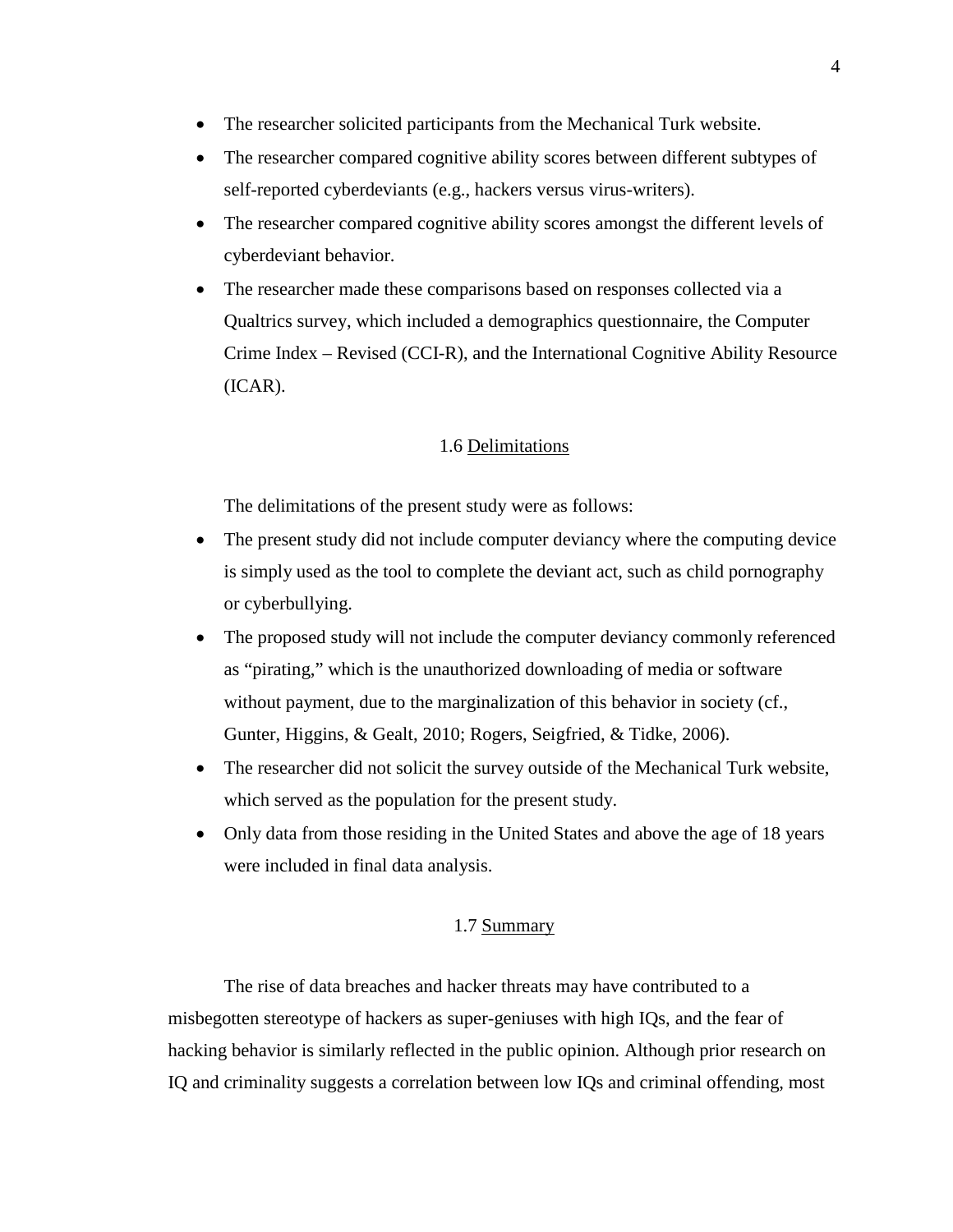- The researcher solicited participants from the Mechanical Turk website.
- The researcher compared cognitive ability scores between different subtypes of self-reported cyberdeviants (e.g., hackers versus virus-writers).
- The researcher compared cognitive ability scores amongst the different levels of cyberdeviant behavior.
- The researcher made these comparisons based on responses collected via a Qualtrics survey, which included a demographics questionnaire, the Computer Crime Index – Revised (CCI-R), and the International Cognitive Ability Resource (ICAR).

## 1.6 Delimitations

The delimitations of the present study were as follows:

- The present study did not include computer deviancy where the computing device is simply used as the tool to complete the deviant act, such as child pornography or cyberbullying.
- The proposed study will not include the computer deviancy commonly referenced as "pirating," which is the unauthorized downloading of media or software without payment, due to the marginalization of this behavior in society (cf., Gunter, Higgins, & Gealt, 2010; Rogers, Seigfried, & Tidke, 2006).
- The researcher did not solicit the survey outside of the Mechanical Turk website, which served as the population for the present study.
- Only data from those residing in the United States and above the age of 18 years were included in final data analysis.

## 1.7 Summary

The rise of data breaches and hacker threats may have contributed to a misbegotten stereotype of hackers as super-geniuses with high IQs, and the fear of hacking behavior is similarly reflected in the public opinion. Although prior research on IQ and criminality suggests a correlation between low IQs and criminal offending, most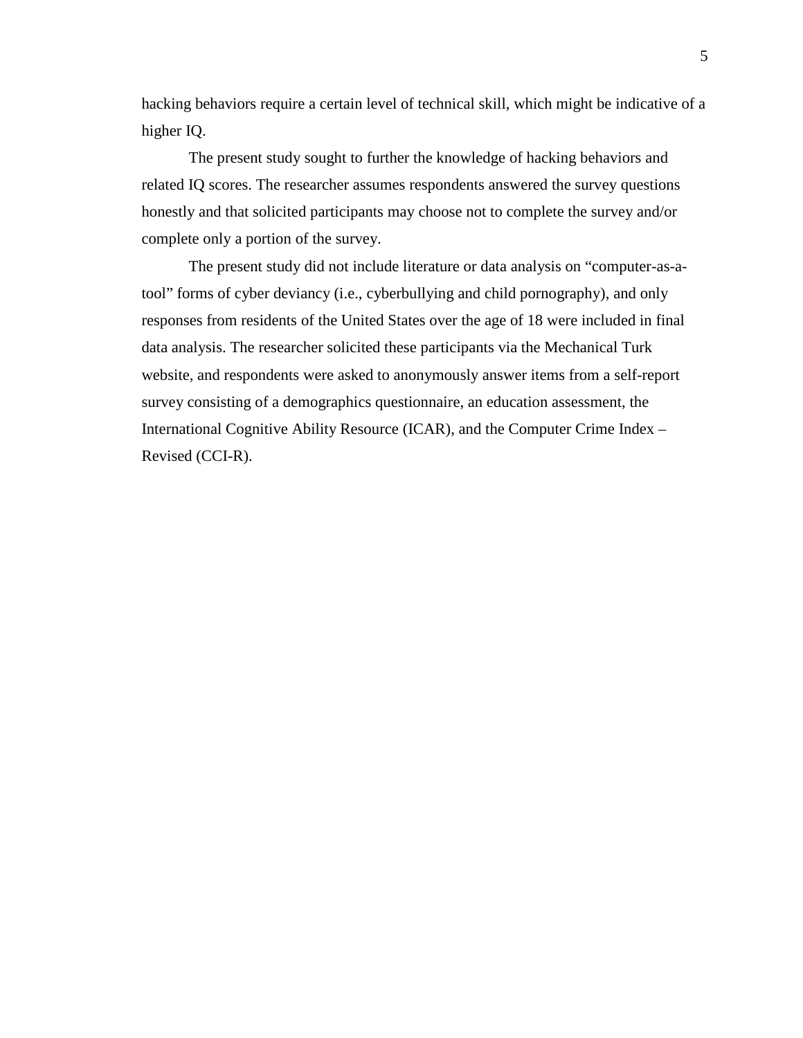hacking behaviors require a certain level of technical skill, which might be indicative of a higher IQ.

The present study sought to further the knowledge of hacking behaviors and related IQ scores. The researcher assumes respondents answered the survey questions honestly and that solicited participants may choose not to complete the survey and/or complete only a portion of the survey.

The present study did not include literature or data analysis on "computer-as-a-tool" forms of cyber deviancy (i.e., cyberbullying and child pornography), and only responses from residents of the United States over the age of 18 were included in final data analysis. The researcher solicited these participants via the Mechanical Turk website, and respondents were asked to anonymously answer items from a self-report survey consisting of a demographics questionnaire, an education assessment, the International Cognitive Ability Resource (ICAR), and the Computer Crime Index – Revised (CCI-R).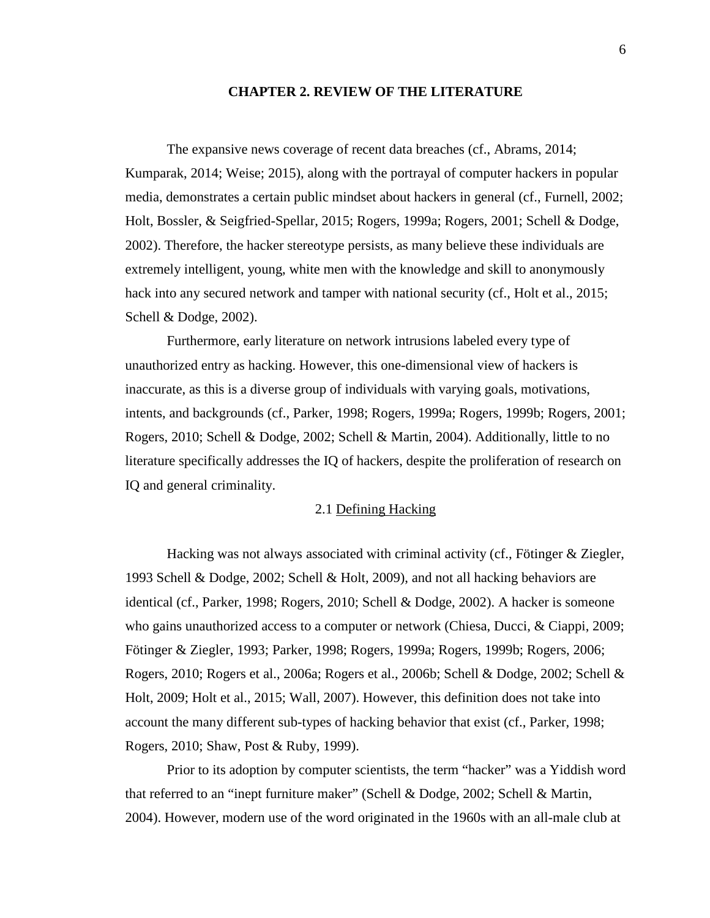# CHAPTER 2. REVIEW OF THE LITERATURE

The expansive news coverage of recent data breaches (cf., Abrams, 2014; Kumparak, 2014; Weise; 2015), along with the portrayal of computer hackers in popular media, demonstrates a certain public mindset about hackers in general (cf., Furnell, 2002; Holt, Bossler, & Seigfried-Spellar, 2015; Rogers, 1999a; Rogers, 2001; Schell & Dodge, 2002). Therefore, the hacker stereotype persists, as many believe these individuals are extremely intelligent, young, white men with the knowledge and skill to anonymously hack into any secured network and tamper with national security (cf., Holt et al., 2015; Schell & Dodge, 2002).

Furthermore, early literature on network intrusions labeled every type of unauthorized entry as hacking. However, this one-dimensional view of hackers is inaccurate, as this is a diverse group of individuals with varying goals, motivations, intents, and backgrounds (cf., Parker, 1998; Rogers, 1999a; Rogers, 1999b; Rogers, 2001; Rogers, 2010; Schell & Dodge, 2002; Schell & Martin, 2004). Additionally, little to no literature specifically addresses the IQ of hackers, despite the proliferation of research on IQ and general criminality.

## 2.1 Defining Hacking

Hacking was not always associated with criminal activity (cf., Fötinger & Ziegler, 1993 Schell & Dodge, 2002; Schell & Holt, 2009), and not all hacking behaviors are identical (cf., Parker, 1998; Rogers, 2010; Schell & Dodge, 2002). A hacker is someone who gains unauthorized access to a computer or network (Chiesa, Ducci, & Ciappi, 2009; Fötinger & Ziegler, 1993; Parker, 1998; Rogers, 1999a; Rogers, 1999b; Rogers, 2006; Rogers, 2010; Rogers et al., 2006a; Rogers et al., 2006b; Schell & Dodge, 2002; Schell & Holt, 2009; Holt et al., 2015; Wall, 2007). However, this definition does not take into account the many different sub-types of hacking behavior that exist (cf., Parker, 1998; Rogers, 2010; Shaw, Post & Ruby, 1999).

Prior to its adoption by computer scientists, the term "hacker" was a Yiddish word that referred to an "inept furniture maker" (Schell & Dodge, 2002; Schell & Martin, 2004). However, modern use of the word originated in the 1960s with an all-male club at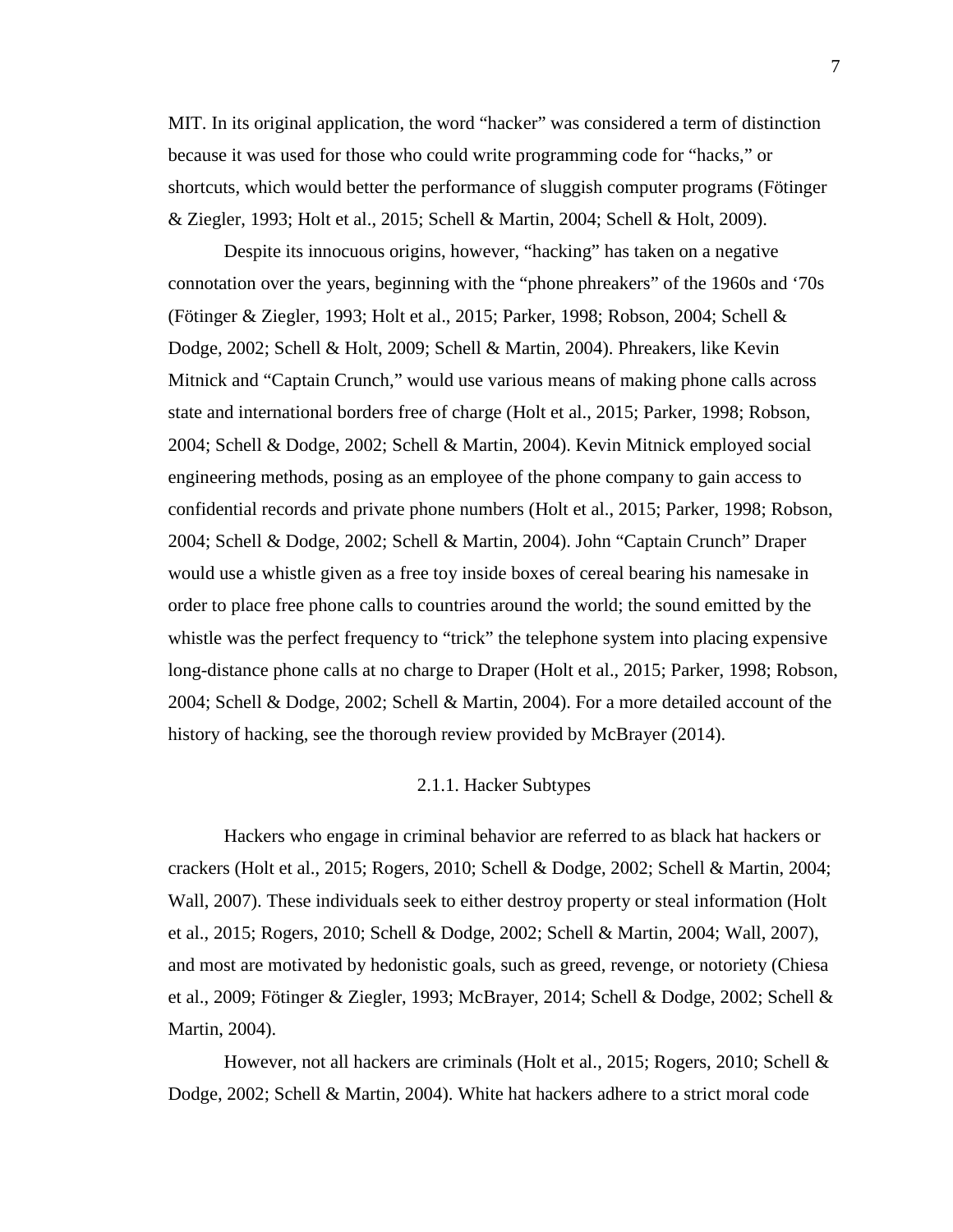MIT. In its original application, the word "hacker" was considered a term of distinction because it was used for those who could write programming code for "hacks," or shortcuts, which would better the performance of sluggish computer programs (Fötinger & Ziegler, 1993; Holt et al., 2015; Schell & Martin, 2004; Schell & Holt, 2009).

Despite its innocuous origins, however, "hacking" has taken on a negative connotation over the years, beginning with the "phone phreakers" of the 1960s and '70s (Fötinger & Ziegler, 1993; Holt et al., 2015; Parker, 1998; Robson, 2004; Schell & Dodge, 2002; Schell & Holt, 2009; Schell & Martin, 2004). Phreakers, like Kevin Mitnick and "Captain Crunch," would use various means of making phone calls across state and international borders free of charge (Holt et al., 2015; Parker, 1998; Robson, 2004; Schell & Dodge, 2002; Schell & Martin, 2004). Kevin Mitnick employed social engineering methods, posing as an employee of the phone company to gain access to confidential records and private phone numbers (Holt et al., 2015; Parker, 1998; Robson, 2004; Schell & Dodge, 2002; Schell & Martin, 2004). John "Captain Crunch" Draper would use a whistle given as a free toy inside boxes of cereal bearing his namesake in order to place free phone calls to countries around the world; the sound emitted by the whistle was the perfect frequency to "trick" the telephone system into placing expensive long-distance phone calls at no charge to Draper (Holt et al., 2015; Parker, 1998; Robson, 2004; Schell & Dodge, 2002; Schell & Martin, 2004). For a more detailed account of the history of hacking, see the thorough review provided by McBrayer (2014).

### 2.1.1. Hacker Subtypes

Hackers who engage in criminal behavior are referred to as black hat hackers or crackers (Holt et al., 2015; Rogers, 2010; Schell & Dodge, 2002; Schell & Martin, 2004; Wall, 2007). These individuals seek to either destroy property or steal information (Holt et al., 2015; Rogers, 2010; Schell & Dodge, 2002; Schell & Martin, 2004; Wall, 2007), and most are motivated by hedonistic goals, such as greed, revenge, or notoriety (Chiesa et al., 2009; Fötinger & Ziegler, 1993; McBrayer, 2014; Schell & Dodge, 2002; Schell & Martin, 2004).

However, not all hackers are criminals (Holt et al., 2015; Rogers, 2010; Schell & Dodge, 2002; Schell & Martin, 2004). White hat hackers adhere to a strict moral code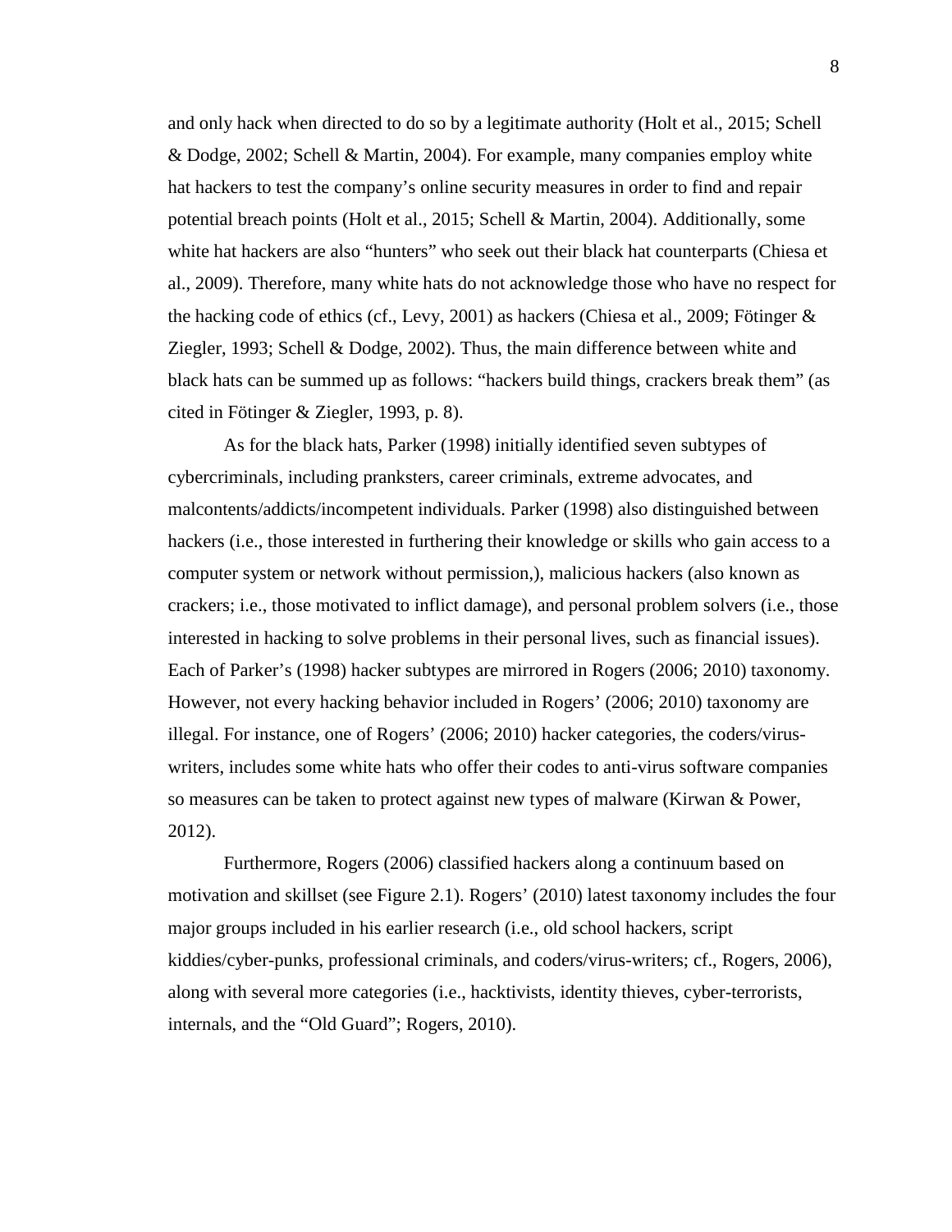and only hack when directed to do so by a legitimate authority (Holt et al., 2015; Schell & Dodge, 2002; Schell & Martin, 2004). For example, many companies employ white hat hackers to test the company's online security measures in order to find and repair potential breach points (Holt et al., 2015; Schell & Martin, 2004). Additionally, some white hat hackers are also "hunters" who seek out their black hat counterparts (Chiesa et al., 2009). Therefore, many white hats do not acknowledge those who have no respect for the hacking code of ethics (cf., Levy, 2001) as hackers (Chiesa et al., 2009; Fötinger & Ziegler, 1993; Schell & Dodge, 2002). Thus, the main difference between white and black hats can be summed up as follows: "hackers build things, crackers break them" (as cited in Fötinger & Ziegler, 1993, p. 8).

As for the black hats, Parker (1998) initially identified seven subtypes of cybercriminals, including pranksters, career criminals, extreme advocates, and malcontents/addicts/incompetent individuals. Parker (1998) also distinguished between hackers (i.e., those interested in furthering their knowledge or skills who gain access to a computer system or network without permission,), malicious hackers (also known as crackers; i.e., those motivated to inflict damage), and personal problem solvers (i.e., those interested in hacking to solve problems in their personal lives, such as financial issues). Each of Parker's (1998) hacker subtypes are mirrored in Rogers (2006; 2010) taxonomy. However, not every hacking behavior included in Rogers' (2006; 2010) taxonomy are illegal. For instance, one of Rogers' (2006; 2010) hacker categories, the coders/virus-writers, includes some white hats who offer their codes to anti-virus software companies so measures can be taken to protect against new types of malware (Kirwan & Power, 2012).

Furthermore, Rogers (2006) classified hackers along a continuum based on motivation and skillset (see Figure 2.1). Rogers' (2010) latest taxonomy includes the four major groups included in his earlier research (i.e., old school hackers, script kiddies/cyber-punks, professional criminals, and coders/virus-writers; cf., Rogers, 2006), along with several more categories (i.e., hacktivists, identity thieves, cyber-terrorists, internals, and the "Old Guard"; Rogers, 2010).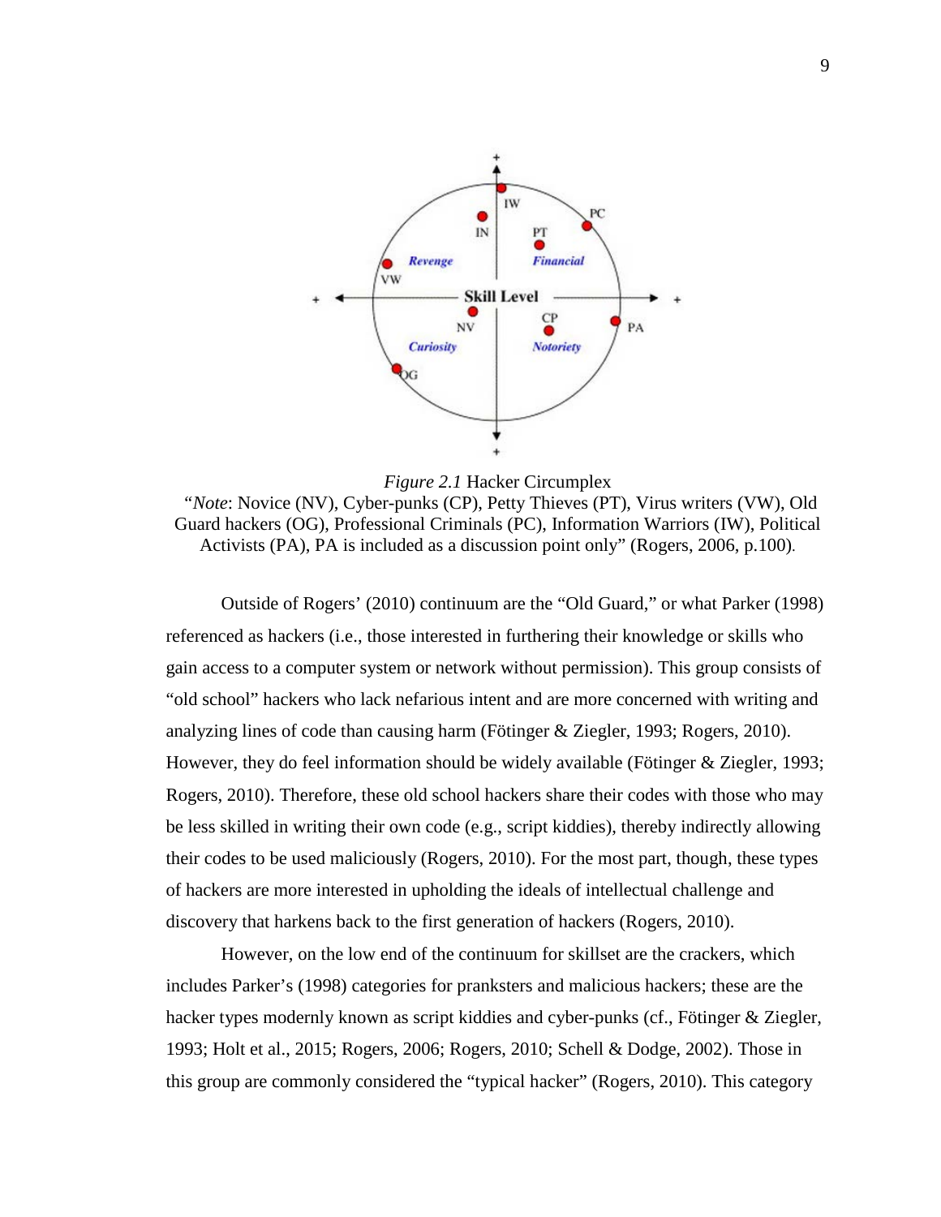*Figure 2.1* Hacker Circumplex

"*Note*: Novice (NV), Cyber-punks (CP), Petty Thieves (PT), Virus writers (VW), Old Guard hackers (OG), Professional Criminals (PC), Information Warriors (IW), Political Activists (PA), PA is included as a discussion point only" (Rogers, 2006, p.100).

Outside of Rogers' (2010) continuum are the "Old Guard," or what Parker (1998) referenced as hackers (i.e., those interested in furthering their knowledge or skills who gain access to a computer system or network without permission). This group consists of "old school" hackers who lack nefarious intent and are more concerned with writing and analyzing lines of code than causing harm (Fötinger & Ziegler, 1993; Rogers, 2010). However, they do feel information should be widely available (Fötinger & Ziegler, 1993; Rogers, 2010). Therefore, these old school hackers share their codes with those who may be less skilled in writing their own code (e.g., script kiddies), thereby indirectly allowing their codes to be used maliciously (Rogers, 2010). For the most part, though, these types of hackers are more interested in upholding the ideals of intellectual challenge and discovery that harkens back to the first generation of hackers (Rogers, 2010).

However, on the low end of the continuum for skillset are the crackers, which includes Parker's (1998) categories for pranksters and malicious hackers; these are the hacker types modernly known as script kiddies and cyber-punks (cf., Fötinger & Ziegler, 1993; Holt et al., 2015; Rogers, 2006; Rogers, 2010; Schell & Dodge, 2002). Those in this group are commonly considered the "typical hacker" (Rogers, 2010). This category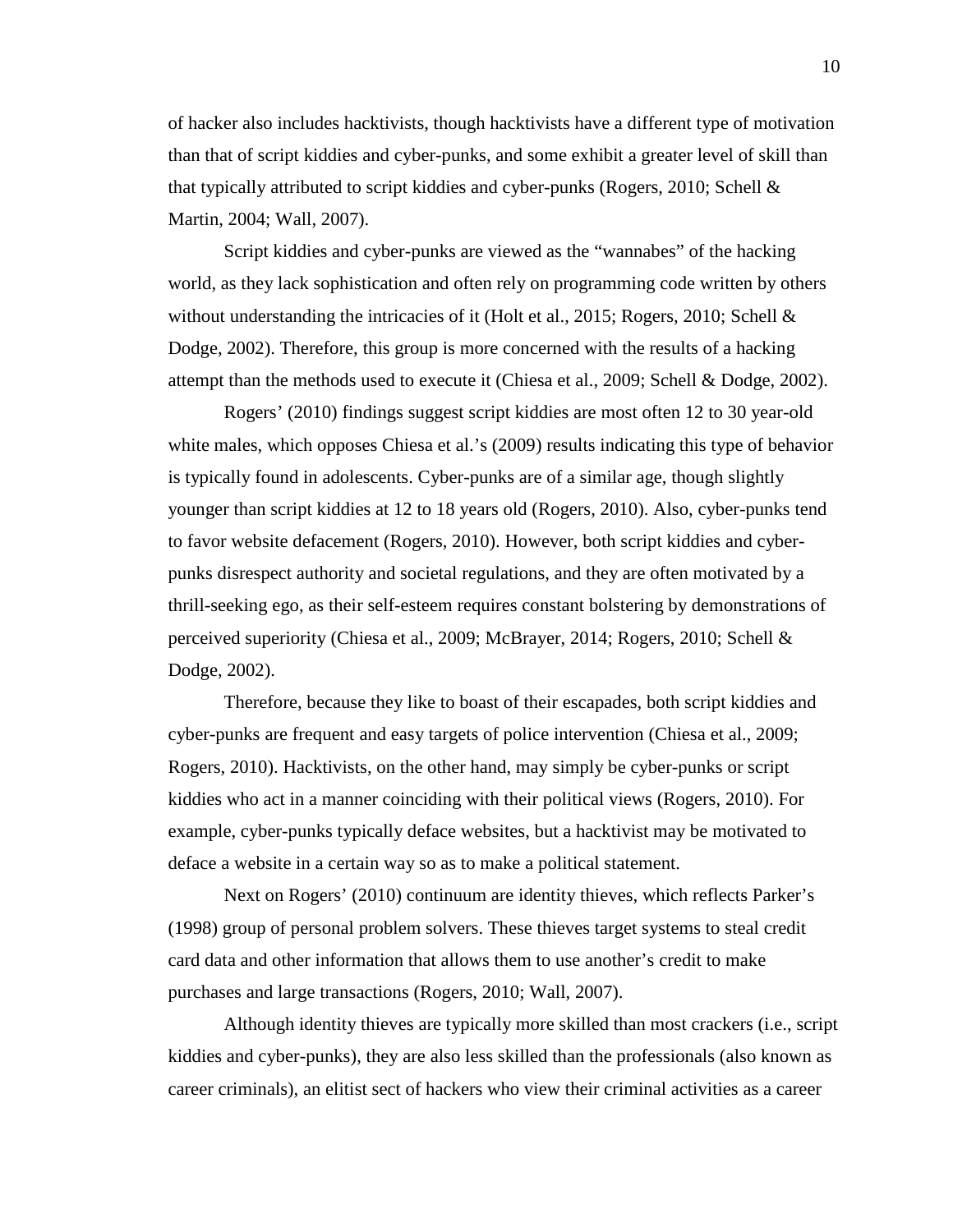of hacker also includes hacktivists, though hacktivists have a different type of motivation than that of script kiddies and cyber-punks, and some exhibit a greater level of skill than that typically attributed to script kiddies and cyber-punks (Rogers, 2010; Schell & Martin, 2004; Wall, 2007).

Script kiddies and cyber-punks are viewed as the "wannabes" of the hacking world, as they lack sophistication and often rely on programming code written by others without understanding the intricacies of it (Holt et al., 2015; Rogers, 2010; Schell & Dodge, 2002). Therefore, this group is more concerned with the results of a hacking attempt than the methods used to execute it (Chiesa et al., 2009; Schell & Dodge, 2002).

Rogers' (2010) findings suggest script kiddies are most often 12 to 30 year-old white males, which opposes Chiesa et al.'s (2009) results indicating this type of behavior is typically found in adolescents. Cyber-punks are of a similar age, though slightly younger than script kiddies at 12 to 18 years old (Rogers, 2010). Also, cyber-punks tend to favor website defacement (Rogers, 2010). However, both script kiddies and cyber-punks disrespect authority and societal regulations, and they are often motivated by a thrill-seeking ego, as their self-esteem requires constant bolstering by demonstrations of perceived superiority (Chiesa et al., 2009; McBrayer, 2014; Rogers, 2010; Schell & Dodge, 2002).

Therefore, because they like to boast of their escapades, both script kiddies and cyber-punks are frequent and easy targets of police intervention (Chiesa et al., 2009; Rogers, 2010). Hacktivists, on the other hand, may simply be cyber-punks or script kiddies who act in a manner coinciding with their political views (Rogers, 2010). For example, cyber-punks typically deface websites, but a hacktivist may be motivated to deface a website in a certain way so as to make a political statement.

Next on Rogers' (2010) continuum are identity thieves, which reflects Parker's (1998) group of personal problem solvers. These thieves target systems to steal credit card data and other information that allows them to use another's credit to make purchases and large transactions (Rogers, 2010; Wall, 2007).

Although identity thieves are typically more skilled than most crackers (i.e., script kiddies and cyber-punks), they are also less skilled than the professionals (also known as career criminals), an elitist sect of hackers who view their criminal activities as a career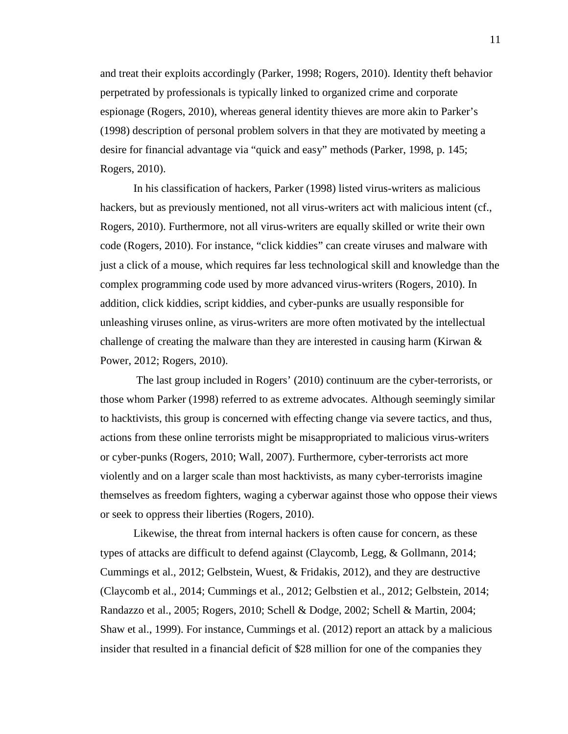and treat their exploits accordingly (Parker, 1998; Rogers, 2010). Identity theft behavior perpetrated by professionals is typically linked to organized crime and corporate espionage (Rogers, 2010), whereas general identity thieves are more akin to Parker's (1998) description of personal problem solvers in that they are motivated by meeting a desire for financial advantage via "quick and easy" methods (Parker, 1998, p. 145; Rogers, 2010).

In his classification of hackers, Parker (1998) listed virus-writers as malicious hackers, but as previously mentioned, not all virus-writers act with malicious intent (cf., Rogers, 2010). Furthermore, not all virus-writers are equally skilled or write their own code (Rogers, 2010). For instance, "click kiddies" can create viruses and malware with just a click of a mouse, which requires far less technological skill and knowledge than the complex programming code used by more advanced virus-writers (Rogers, 2010). In addition, click kiddies, script kiddies, and cyber-punks are usually responsible for unleashing viruses online, as virus-writers are more often motivated by the intellectual challenge of creating the malware than they are interested in causing harm (Kirwan & Power, 2012; Rogers, 2010).

The last group included in Rogers' (2010) continuum are the cyber-terrorists, or those whom Parker (1998) referred to as extreme advocates. Although seemingly similar to hacktivists, this group is concerned with effecting change via severe tactics, and thus, actions from these online terrorists might be misappropriated to malicious virus-writers or cyber-punks (Rogers, 2010; Wall, 2007). Furthermore, cyber-terrorists act more violently and on a larger scale than most hacktivists, as many cyber-terrorists imagine themselves as freedom fighters, waging a cyberwar against those who oppose their views or seek to oppress their liberties (Rogers, 2010).

Likewise, the threat from internal hackers is often cause for concern, as these types of attacks are difficult to defend against (Claycomb, Legg, & Gollmann, 2014; Cummings et al., 2012; Gelbstein, Wuest, & Fridakis, 2012), and they are destructive (Claycomb et al., 2014; Cummings et al., 2012; Gelbstien et al., 2012; Gelbstein, 2014; Randazzo et al., 2005; Rogers, 2010; Schell & Dodge, 2002; Schell & Martin, 2004; Shaw et al., 1999). For instance, Cummings et al. (2012) report an attack by a malicious insider that resulted in a financial deficit of $28 million for one of the companies they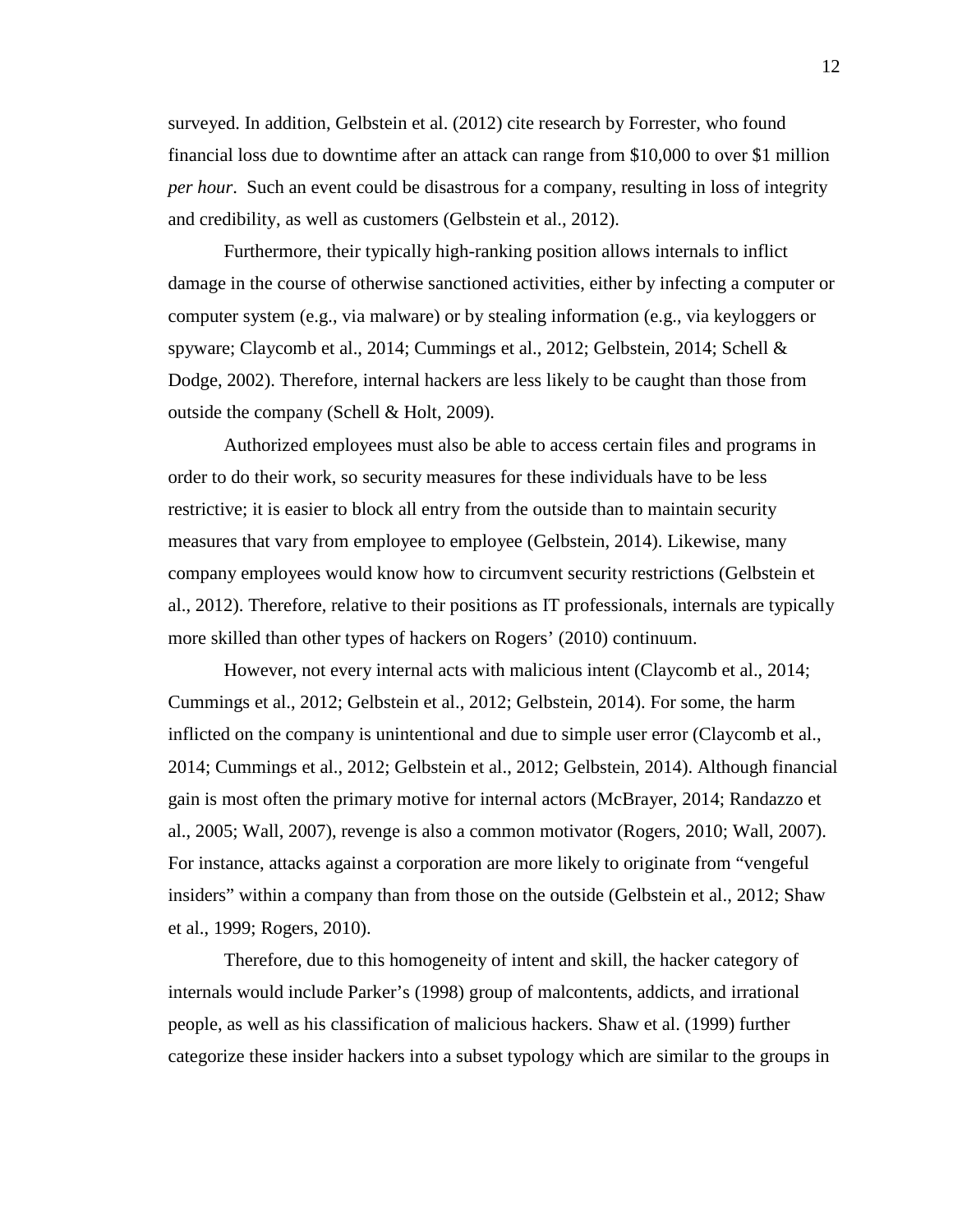surveyed. In addition, Gelbstein et al. (2012) cite research by Forrester, who found financial loss due to downtime after an attack can range from $10,000 to over $1 million *per hour*. Such an event could be disastrous for a company, resulting in loss of integrity and credibility, as well as customers (Gelbstein et al., 2012).

Furthermore, their typically high-ranking position allows internals to inflict damage in the course of otherwise sanctioned activities, either by infecting a computer or computer system (e.g., via malware) or by stealing information (e.g., via keyloggers or spyware; Claycomb et al., 2014; Cummings et al., 2012; Gelbstein, 2014; Schell & Dodge, 2002). Therefore, internal hackers are less likely to be caught than those from outside the company (Schell & Holt, 2009).

Authorized employees must also be able to access certain files and programs in order to do their work, so security measures for these individuals have to be less restrictive; it is easier to block all entry from the outside than to maintain security measures that vary from employee to employee (Gelbstein, 2014). Likewise, many company employees would know how to circumvent security restrictions (Gelbstein et al., 2012). Therefore, relative to their positions as IT professionals, internals are typically more skilled than other types of hackers on Rogers' (2010) continuum.

However, not every internal acts with malicious intent (Claycomb et al., 2014; Cummings et al., 2012; Gelbstein et al., 2012; Gelbstein, 2014). For some, the harm inflicted on the company is unintentional and due to simple user error (Claycomb et al., 2014; Cummings et al., 2012; Gelbstein et al., 2012; Gelbstein, 2014). Although financial gain is most often the primary motive for internal actors (McBrayer, 2014; Randazzo et al., 2005; Wall, 2007), revenge is also a common motivator (Rogers, 2010; Wall, 2007). For instance, attacks against a corporation are more likely to originate from "vengeful insiders" within a company than from those on the outside (Gelbstein et al., 2012; Shaw et al., 1999; Rogers, 2010).

Therefore, due to this homogeneity of intent and skill, the hacker category of internals would include Parker's (1998) group of malcontents, addicts, and irrational people, as well as his classification of malicious hackers. Shaw et al. (1999) further categorize these insider hackers into a subset typology which are similar to the groups in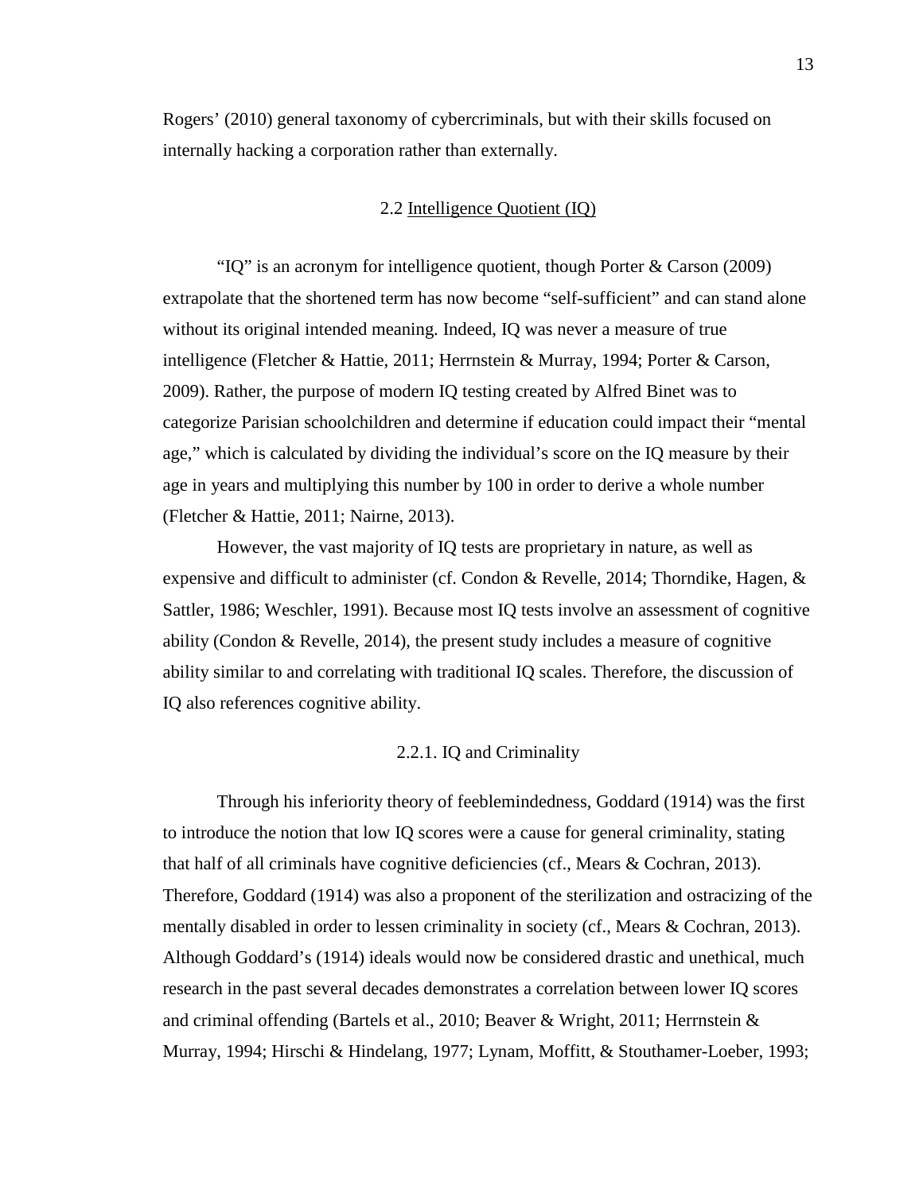Rogers' (2010) general taxonomy of cybercriminals, but with their skills focused on internally hacking a corporation rather than externally.

## 2.2 Intelligence Quotient (IQ)

"IQ" is an acronym for intelligence quotient, though Porter & Carson (2009) extrapolate that the shortened term has now become "self-sufficient" and can stand alone without its original intended meaning. Indeed, IQ was never a measure of true intelligence (Fletcher & Hattie, 2011; Herrnstein & Murray, 1994; Porter & Carson, 2009). Rather, the purpose of modern IQ testing created by Alfred Binet was to categorize Parisian schoolchildren and determine if education could impact their "mental age," which is calculated by dividing the individual's score on the IQ measure by their age in years and multiplying this number by 100 in order to derive a whole number (Fletcher & Hattie, 2011; Nairne, 2013).

However, the vast majority of IQ tests are proprietary in nature, as well as expensive and difficult to administer (cf. Condon & Revelle, 2014; Thorndike, Hagen, & Sattler, 1986; Weschler, 1991). Because most IQ tests involve an assessment of cognitive ability (Condon & Revelle, 2014), the present study includes a measure of cognitive ability similar to and correlating with traditional IQ scales. Therefore, the discussion of IQ also references cognitive ability.

### 2.2.1. IQ and Criminality

Through his inferiority theory of feeblemindedness, Goddard (1914) was the first to introduce the notion that low IQ scores were a cause for general criminality, stating that half of all criminals have cognitive deficiencies (cf., Mears & Cochran, 2013). Therefore, Goddard (1914) was also a proponent of the sterilization and ostracizing of the mentally disabled in order to lessen criminality in society (cf., Mears & Cochran, 2013). Although Goddard's (1914) ideals would now be considered drastic and unethical, much research in the past several decades demonstrates a correlation between lower IQ scores and criminal offending (Bartels et al., 2010; Beaver & Wright, 2011; Herrnstein & Murray, 1994; Hirschi & Hindelang, 1977; Lynam, Moffitt, & Stouthamer-Loeber, 1993;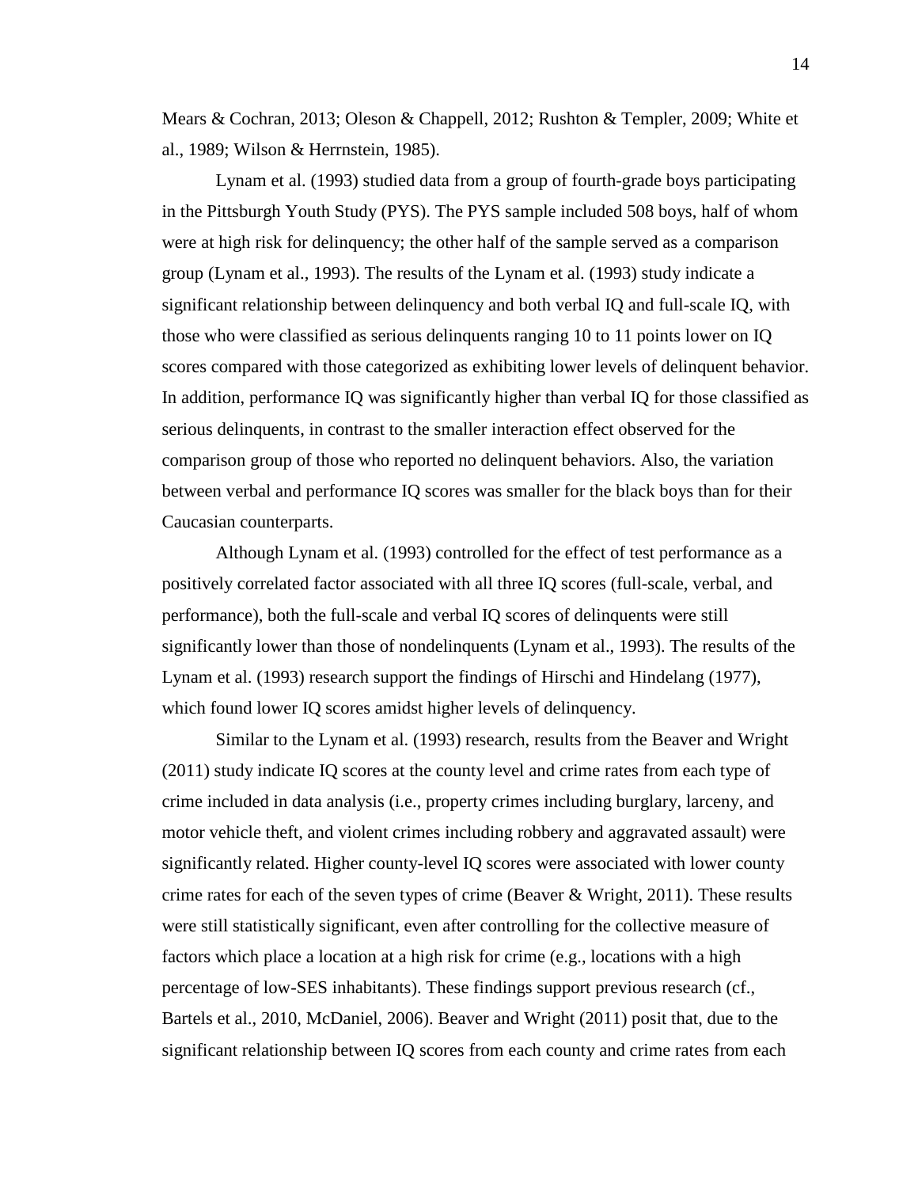Mears & Cochran, 2013; Oleson & Chappell, 2012; Rushton & Templer, 2009; White et al., 1989; Wilson & Herrnstein, 1985).

Lynam et al. (1993) studied data from a group of fourth-grade boys participating in the Pittsburgh Youth Study (PYS). The PYS sample included 508 boys, half of whom were at high risk for delinquency; the other half of the sample served as a comparison group (Lynam et al., 1993). The results of the Lynam et al. (1993) study indicate a significant relationship between delinquency and both verbal IQ and full-scale IQ, with those who were classified as serious delinquents ranging 10 to 11 points lower on IQ scores compared with those categorized as exhibiting lower levels of delinquent behavior. In addition, performance IQ was significantly higher than verbal IQ for those classified as serious delinquents, in contrast to the smaller interaction effect observed for the comparison group of those who reported no delinquent behaviors. Also, the variation between verbal and performance IQ scores was smaller for the black boys than for their Caucasian counterparts.

Although Lynam et al. (1993) controlled for the effect of test performance as a positively correlated factor associated with all three IQ scores (full-scale, verbal, and performance), both the full-scale and verbal IQ scores of delinquents were still significantly lower than those of nondelinquents (Lynam et al., 1993). The results of the Lynam et al. (1993) research support the findings of Hirschi and Hindelang (1977), which found lower IQ scores amidst higher levels of delinquency.

Similar to the Lynam et al. (1993) research, results from the Beaver and Wright (2011) study indicate IQ scores at the county level and crime rates from each type of crime included in data analysis (i.e., property crimes including burglary, larceny, and motor vehicle theft, and violent crimes including robbery and aggravated assault) were significantly related. Higher county-level IQ scores were associated with lower county crime rates for each of the seven types of crime (Beaver & Wright, 2011). These results were still statistically significant, even after controlling for the collective measure of factors which place a location at a high risk for crime (e.g., locations with a high percentage of low-SES inhabitants). These findings support previous research (cf., Bartels et al., 2010, McDaniel, 2006). Beaver and Wright (2011) posit that, due to the significant relationship between IQ scores from each county and crime rates from each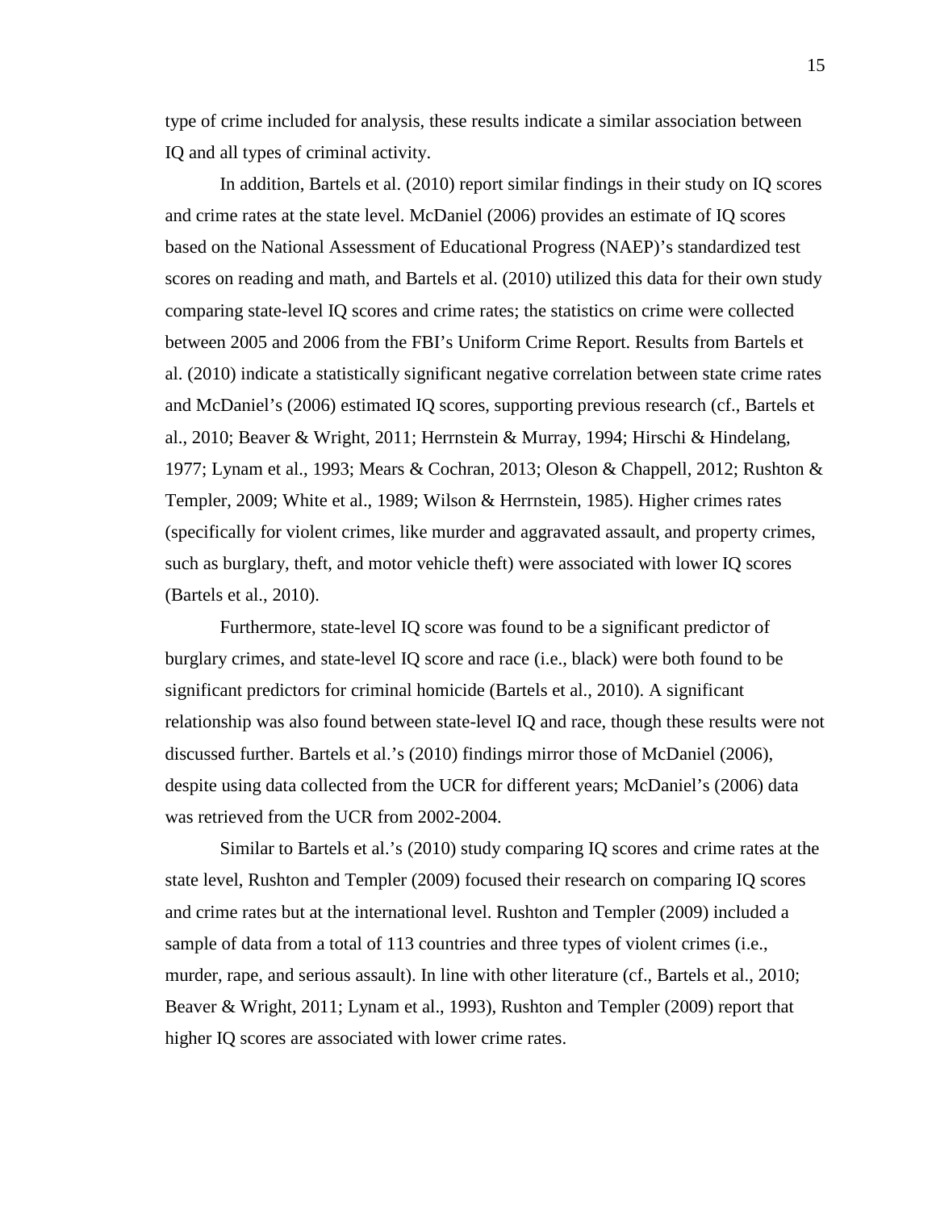type of crime included for analysis, these results indicate a similar association between IQ and all types of criminal activity.

In addition, Bartels et al. (2010) report similar findings in their study on IQ scores and crime rates at the state level. McDaniel (2006) provides an estimate of IQ scores based on the National Assessment of Educational Progress (NAEP)'s standardized test scores on reading and math, and Bartels et al. (2010) utilized this data for their own study comparing state-level IQ scores and crime rates; the statistics on crime were collected between 2005 and 2006 from the FBI's Uniform Crime Report. Results from Bartels et al. (2010) indicate a statistically significant negative correlation between state crime rates and McDaniel's (2006) estimated IQ scores, supporting previous research (cf., Bartels et al., 2010; Beaver & Wright, 2011; Herrnstein & Murray, 1994; Hirschi & Hindelang, 1977; Lynam et al., 1993; Mears & Cochran, 2013; Oleson & Chappell, 2012; Rushton & Templer, 2009; White et al., 1989; Wilson & Herrnstein, 1985). Higher crimes rates (specifically for violent crimes, like murder and aggravated assault, and property crimes, such as burglary, theft, and motor vehicle theft) were associated with lower IQ scores (Bartels et al., 2010).

Furthermore, state-level IQ score was found to be a significant predictor of burglary crimes, and state-level IQ score and race (i.e., black) were both found to be significant predictors for criminal homicide (Bartels et al., 2010). A significant relationship was also found between state-level IQ and race, though these results were not discussed further. Bartels et al.'s (2010) findings mirror those of McDaniel (2006), despite using data collected from the UCR for different years; McDaniel's (2006) data was retrieved from the UCR from 2002-2004.

Similar to Bartels et al.'s (2010) study comparing IQ scores and crime rates at the state level, Rushton and Templer (2009) focused their research on comparing IQ scores and crime rates but at the international level. Rushton and Templer (2009) included a sample of data from a total of 113 countries and three types of violent crimes (i.e., murder, rape, and serious assault). In line with other literature (cf., Bartels et al., 2010; Beaver & Wright, 2011; Lynam et al., 1993), Rushton and Templer (2009) report that higher IQ scores are associated with lower crime rates.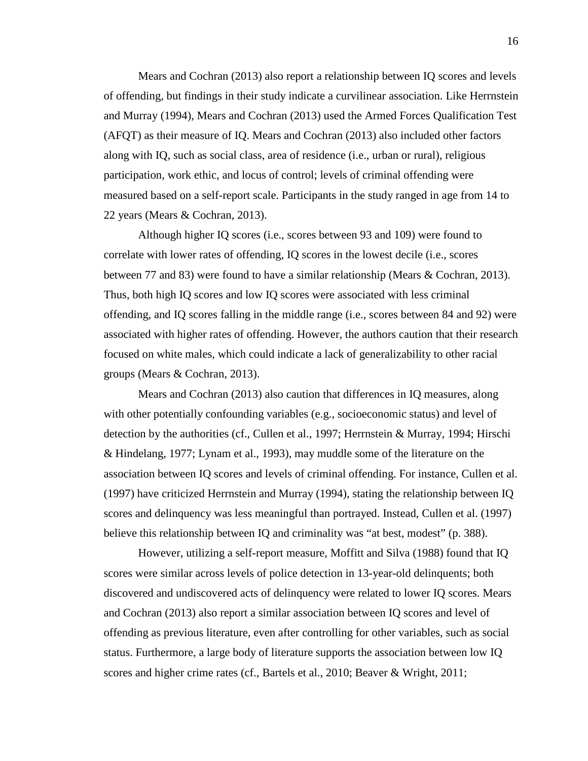Mears and Cochran (2013) also report a relationship between IQ scores and levels of offending, but findings in their study indicate a curvilinear association. Like Herrnstein and Murray (1994), Mears and Cochran (2013) used the Armed Forces Qualification Test (AFQT) as their measure of IQ. Mears and Cochran (2013) also included other factors along with IQ, such as social class, area of residence (i.e., urban or rural), religious participation, work ethic, and locus of control; levels of criminal offending were measured based on a self-report scale. Participants in the study ranged in age from 14 to 22 years (Mears & Cochran, 2013).

Although higher IQ scores (i.e., scores between 93 and 109) were found to correlate with lower rates of offending, IQ scores in the lowest decile (i.e., scores between 77 and 83) were found to have a similar relationship (Mears & Cochran, 2013). Thus, both high IQ scores and low IQ scores were associated with less criminal offending, and IQ scores falling in the middle range (i.e., scores between 84 and 92) were associated with higher rates of offending. However, the authors caution that their research focused on white males, which could indicate a lack of generalizability to other racial groups (Mears & Cochran, 2013).

Mears and Cochran (2013) also caution that differences in IQ measures, along with other potentially confounding variables (e.g., socioeconomic status) and level of detection by the authorities (cf., Cullen et al., 1997; Herrnstein & Murray, 1994; Hirschi & Hindelang, 1977; Lynam et al., 1993), may muddle some of the literature on the association between IQ scores and levels of criminal offending. For instance, Cullen et al. (1997) have criticized Herrnstein and Murray (1994), stating the relationship between IQ scores and delinquency was less meaningful than portrayed. Instead, Cullen et al. (1997) believe this relationship between IQ and criminality was "at best, modest" (p. 388).

However, utilizing a self-report measure, Moffitt and Silva (1988) found that IQ scores were similar across levels of police detection in 13-year-old delinquents; both discovered and undiscovered acts of delinquency were related to lower IQ scores. Mears and Cochran (2013) also report a similar association between IQ scores and level of offending as previous literature, even after controlling for other variables, such as social status. Furthermore, a large body of literature supports the association between low IQ scores and higher crime rates (cf., Bartels et al., 2010; Beaver & Wright, 2011;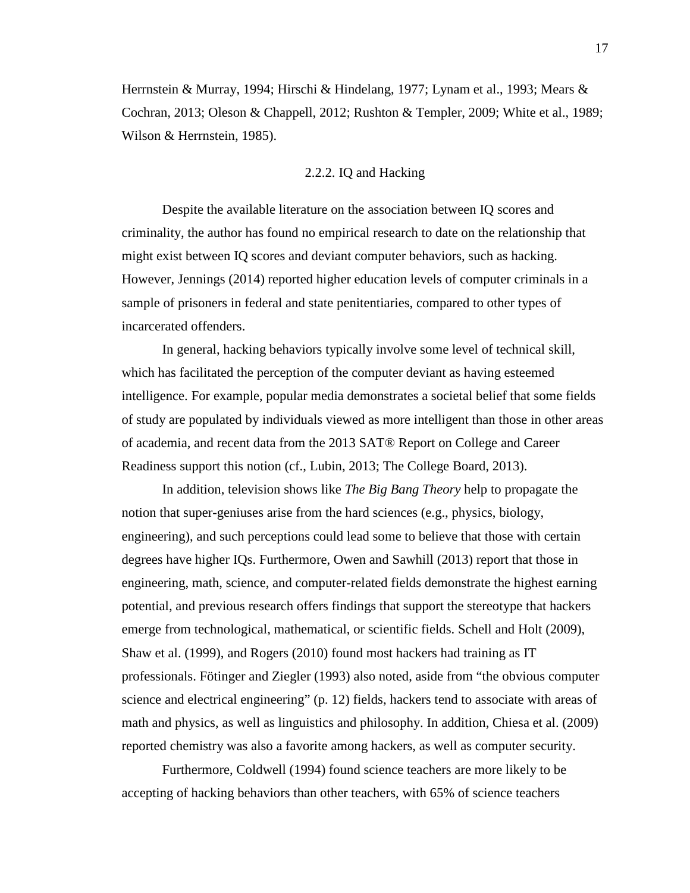Herrnstein & Murray, 1994; Hirschi & Hindelang, 1977; Lynam et al., 1993; Mears & Cochran, 2013; Oleson & Chappell, 2012; Rushton & Templer, 2009; White et al., 1989; Wilson & Herrnstein, 1985).

### 2.2.2. IQ and Hacking

Despite the available literature on the association between IQ scores and criminality, the author has found no empirical research to date on the relationship that might exist between IQ scores and deviant computer behaviors, such as hacking. However, Jennings (2014) reported higher education levels of computer criminals in a sample of prisoners in federal and state penitentiaries, compared to other types of incarcerated offenders.

In general, hacking behaviors typically involve some level of technical skill, which has facilitated the perception of the computer deviant as having esteemed intelligence. For example, popular media demonstrates a societal belief that some fields of study are populated by individuals viewed as more intelligent than those in other areas of academia, and recent data from the 2013 SAT® Report on College and Career Readiness support this notion (cf., Lubin, 2013; The College Board, 2013).

In addition, television shows like *The Big Bang Theory* help to propagate the notion that super-geniuses arise from the hard sciences (e.g., physics, biology, engineering), and such perceptions could lead some to believe that those with certain degrees have higher IQs. Furthermore, Owen and Sawhill (2013) report that those in engineering, math, science, and computer-related fields demonstrate the highest earning potential, and previous research offers findings that support the stereotype that hackers emerge from technological, mathematical, or scientific fields. Schell and Holt (2009), Shaw et al. (1999), and Rogers (2010) found most hackers had training as IT professionals. Fötinger and Ziegler (1993) also noted, aside from "the obvious computer science and electrical engineering" (p. 12) fields, hackers tend to associate with areas of math and physics, as well as linguistics and philosophy. In addition, Chiesa et al. (2009) reported chemistry was also a favorite among hackers, as well as computer security.

Furthermore, Coldwell (1994) found science teachers are more likely to be accepting of hacking behaviors than other teachers, with 65% of science teachers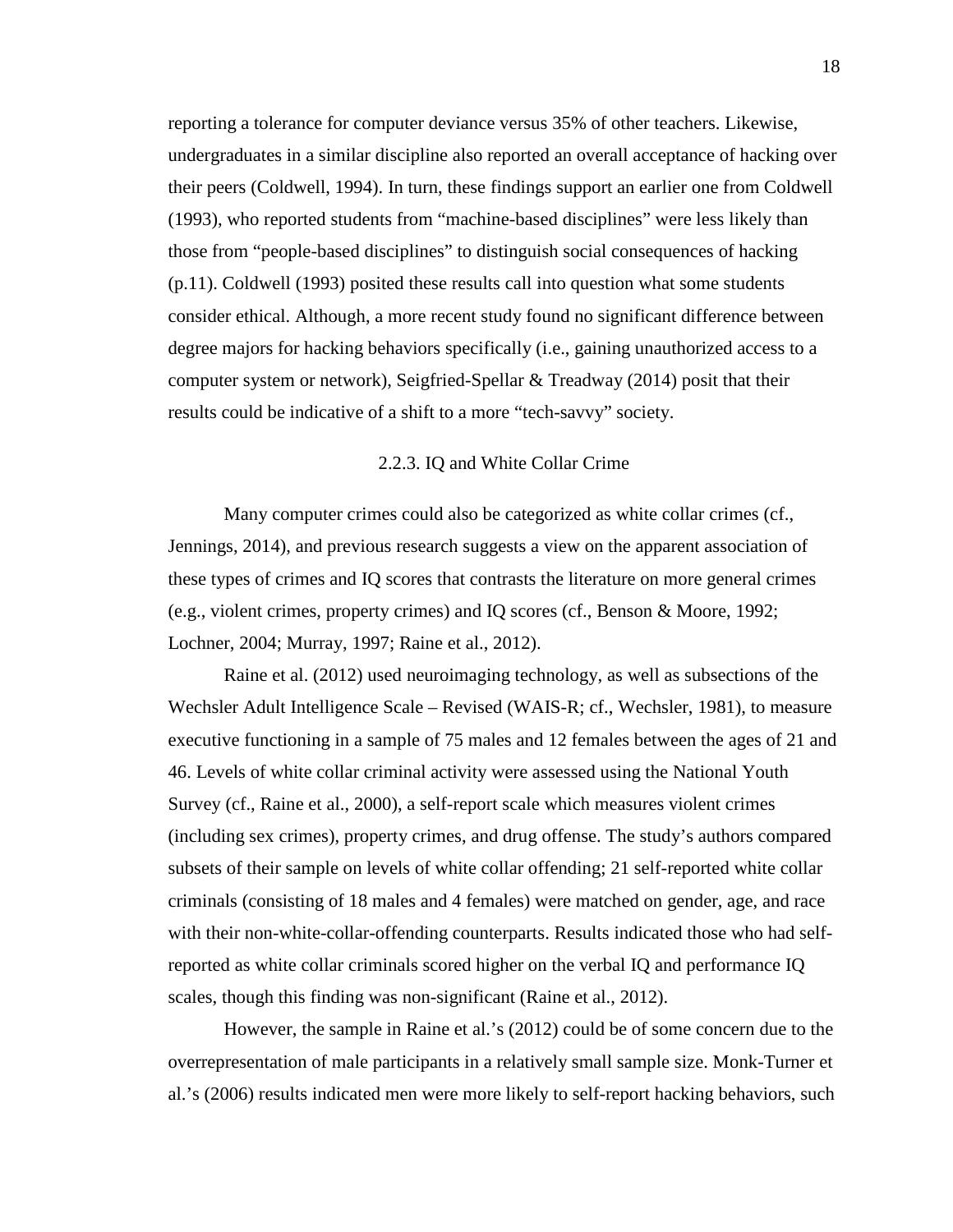reporting a tolerance for computer deviance versus 35% of other teachers. Likewise, undergraduates in a similar discipline also reported an overall acceptance of hacking over their peers (Coldwell, 1994). In turn, these findings support an earlier one from Coldwell (1993), who reported students from "machine-based disciplines" were less likely than those from "people-based disciplines" to distinguish social consequences of hacking (p.11). Coldwell (1993) posited these results call into question what some students consider ethical. Although, a more recent study found no significant difference between degree majors for hacking behaviors specifically (i.e., gaining unauthorized access to a computer system or network), Seigfried-Spellar & Treadway (2014) posit that their results could be indicative of a shift to a more "tech-savvy" society.

### 2.2.3. IQ and White Collar Crime

Many computer crimes could also be categorized as white collar crimes (cf., Jennings, 2014), and previous research suggests a view on the apparent association of these types of crimes and IQ scores that contrasts the literature on more general crimes (e.g., violent crimes, property crimes) and IQ scores (cf., Benson & Moore, 1992; Lochner, 2004; Murray, 1997; Raine et al., 2012).

Raine et al. (2012) used neuroimaging technology, as well as subsections of the Wechsler Adult Intelligence Scale – Revised (WAIS-R; cf., Wechsler, 1981), to measure executive functioning in a sample of 75 males and 12 females between the ages of 21 and 46. Levels of white collar criminal activity were assessed using the National Youth Survey (cf., Raine et al., 2000), a self-report scale which measures violent crimes (including sex crimes), property crimes, and drug offense. The study's authors compared subsets of their sample on levels of white collar offending; 21 self-reported white collar criminals (consisting of 18 males and 4 females) were matched on gender, age, and race with their non-white-collar-offending counterparts. Results indicated those who had self-reported as white collar criminals scored higher on the verbal IQ and performance IQ scales, though this finding was non-significant (Raine et al., 2012).

However, the sample in Raine et al.'s (2012) could be of some concern due to the overrepresentation of male participants in a relatively small sample size. Monk-Turner et al.'s (2006) results indicated men were more likely to self-report hacking behaviors, such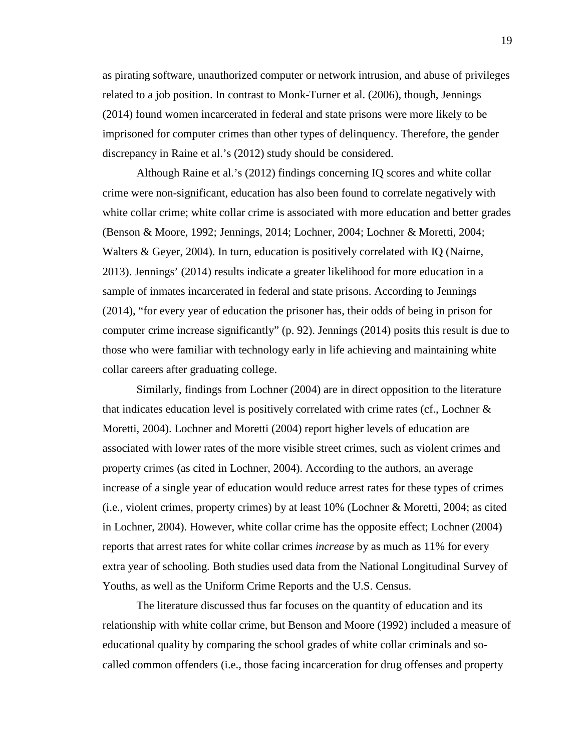as pirating software, unauthorized computer or network intrusion, and abuse of privileges related to a job position. In contrast to Monk-Turner et al. (2006), though, Jennings (2014) found women incarcerated in federal and state prisons were more likely to be imprisoned for computer crimes than other types of delinquency. Therefore, the gender discrepancy in Raine et al.'s (2012) study should be considered.

Although Raine et al.'s (2012) findings concerning IQ scores and white collar crime were non-significant, education has also been found to correlate negatively with white collar crime; white collar crime is associated with more education and better grades (Benson & Moore, 1992; Jennings, 2014; Lochner, 2004; Lochner & Moretti, 2004; Walters & Geyer, 2004). In turn, education is positively correlated with IQ (Nairne, 2013). Jennings' (2014) results indicate a greater likelihood for more education in a sample of inmates incarcerated in federal and state prisons. According to Jennings (2014), "for every year of education the prisoner has, their odds of being in prison for computer crime increase significantly" (p. 92). Jennings (2014) posits this result is due to those who were familiar with technology early in life achieving and maintaining white collar careers after graduating college.

Similarly, findings from Lochner (2004) are in direct opposition to the literature that indicates education level is positively correlated with crime rates (cf., Lochner & Moretti, 2004). Lochner and Moretti (2004) report higher levels of education are associated with lower rates of the more visible street crimes, such as violent crimes and property crimes (as cited in Lochner, 2004). According to the authors, an average increase of a single year of education would reduce arrest rates for these types of crimes (i.e., violent crimes, property crimes) by at least 10% (Lochner & Moretti, 2004; as cited in Lochner, 2004). However, white collar crime has the opposite effect; Lochner (2004) reports that arrest rates for white collar crimes *increase* by as much as 11% for every extra year of schooling. Both studies used data from the National Longitudinal Survey of Youths, as well as the Uniform Crime Reports and the U.S. Census.

The literature discussed thus far focuses on the quantity of education and its relationship with white collar crime, but Benson and Moore (1992) included a measure of educational quality by comparing the school grades of white collar criminals and so-called common offenders (i.e., those facing incarceration for drug offenses and property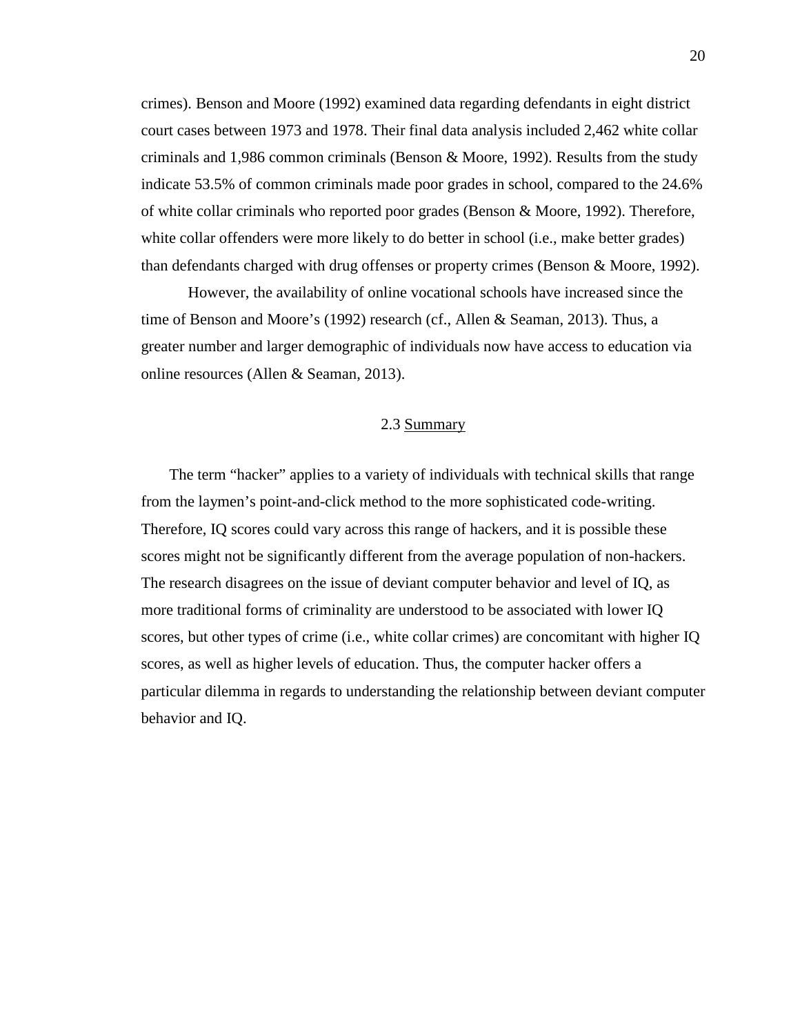crimes). Benson and Moore (1992) examined data regarding defendants in eight district court cases between 1973 and 1978. Their final data analysis included 2,462 white collar criminals and 1,986 common criminals (Benson & Moore, 1992). Results from the study indicate 53.5% of common criminals made poor grades in school, compared to the 24.6% of white collar criminals who reported poor grades (Benson & Moore, 1992). Therefore, white collar offenders were more likely to do better in school (i.e., make better grades) than defendants charged with drug offenses or property crimes (Benson & Moore, 1992).

However, the availability of online vocational schools have increased since the time of Benson and Moore's (1992) research (cf., Allen & Seaman, 2013). Thus, a greater number and larger demographic of individuals now have access to education via online resources (Allen & Seaman, 2013).

## 2.3 Summary

The term "hacker" applies to a variety of individuals with technical skills that range from the laymen's point-and-click method to the more sophisticated code-writing. Therefore, IQ scores could vary across this range of hackers, and it is possible these scores might not be significantly different from the average population of non-hackers. The research disagrees on the issue of deviant computer behavior and level of IQ, as more traditional forms of criminality are understood to be associated with lower IQ scores, but other types of crime (i.e., white collar crimes) are concomitant with higher IQ scores, as well as higher levels of education. Thus, the computer hacker offers a particular dilemma in regards to understanding the relationship between deviant computer behavior and IQ.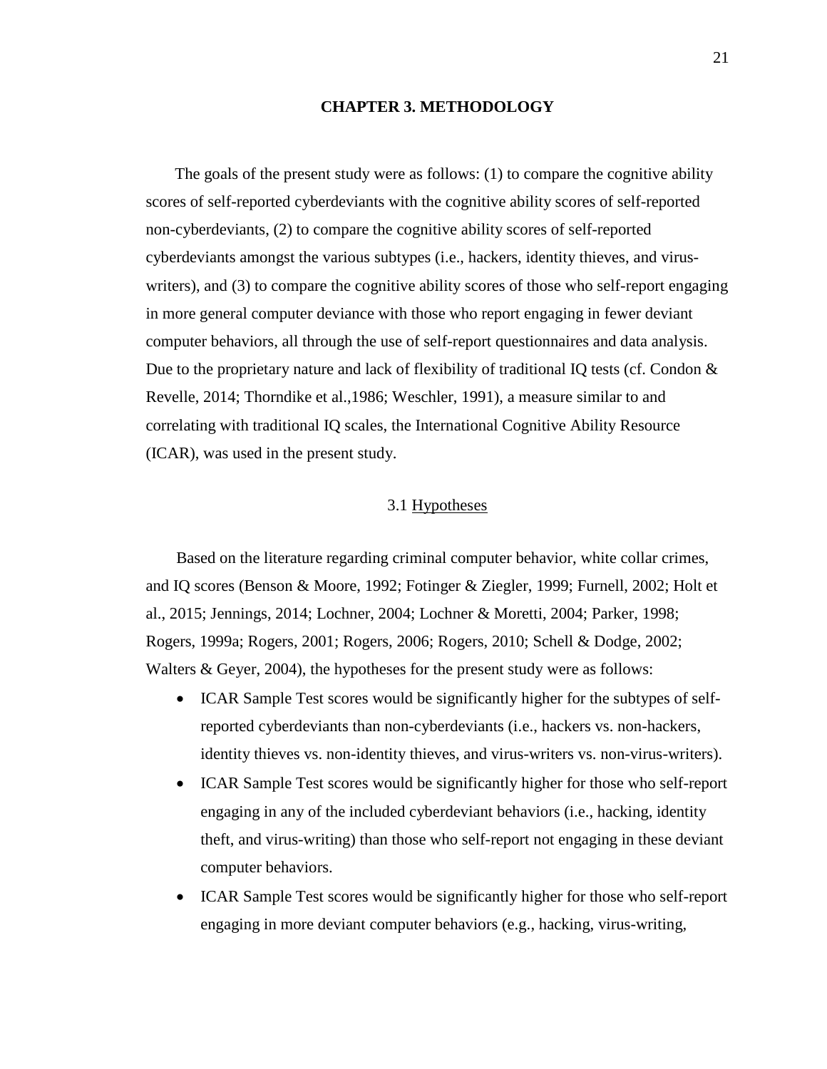# CHAPTER 3. METHODOLOGY

The goals of the present study were as follows: (1) to compare the cognitive ability scores of self-reported cyberdeviants with the cognitive ability scores of self-reported non-cyberdeviants, (2) to compare the cognitive ability scores of self-reported cyberdeviants amongst the various subtypes (i.e., hackers, identity thieves, and virus-writers), and (3) to compare the cognitive ability scores of those who self-report engaging in more general computer deviance with those who report engaging in fewer deviant computer behaviors, all through the use of self-report questionnaires and data analysis. Due to the proprietary nature and lack of flexibility of traditional IQ tests (cf. Condon & Revelle, 2014; Thorndike et al.,1986; Weschler, 1991), a measure similar to and correlating with traditional IQ scales, the International Cognitive Ability Resource (ICAR), was used in the present study.

## 3.1 Hypotheses

Based on the literature regarding criminal computer behavior, white collar crimes, and IQ scores (Benson & Moore, 1992; Fotinger & Ziegler, 1999; Furnell, 2002; Holt et al., 2015; Jennings, 2014; Lochner, 2004; Lochner & Moretti, 2004; Parker, 1998; Rogers, 1999a; Rogers, 2001; Rogers, 2006; Rogers, 2010; Schell & Dodge, 2002; Walters & Geyer, 2004), the hypotheses for the present study were as follows:

- ICAR Sample Test scores would be significantly higher for the subtypes of self-reported cyberdeviants than non-cyberdeviants (i.e., hackers vs. non-hackers, identity thieves vs. non-identity thieves, and virus-writers vs. non-virus-writers).
- ICAR Sample Test scores would be significantly higher for those who self-report engaging in any of the included cyberdeviant behaviors (i.e., hacking, identity theft, and virus-writing) than those who self-report not engaging in these deviant computer behaviors.
- ICAR Sample Test scores would be significantly higher for those who self-report engaging in more deviant computer behaviors (e.g., hacking, virus-writing,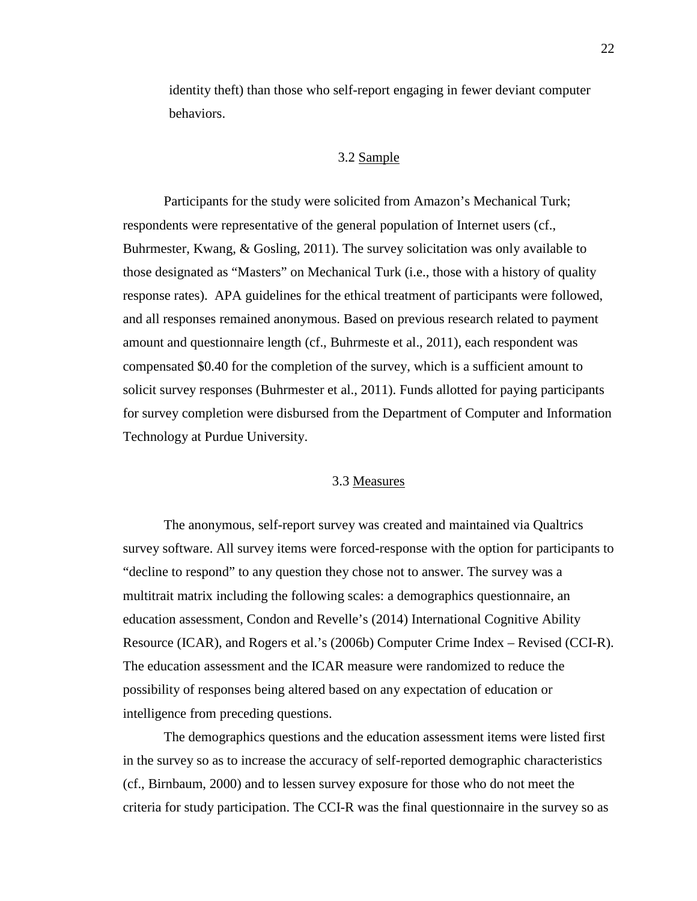identity theft) than those who self-report engaging in fewer deviant computer behaviors.

## 3.2 Sample

Participants for the study were solicited from Amazon's Mechanical Turk; respondents were representative of the general population of Internet users (cf., Buhrmester, Kwang, & Gosling, 2011). The survey solicitation was only available to those designated as "Masters" on Mechanical Turk (i.e., those with a history of quality response rates). APA guidelines for the ethical treatment of participants were followed, and all responses remained anonymous. Based on previous research related to payment amount and questionnaire length (cf., Buhrmeste et al., 2011), each respondent was compensated $0.40 for the completion of the survey, which is a sufficient amount to solicit survey responses (Buhrmester et al., 2011). Funds allotted for paying participants for survey completion were disbursed from the Department of Computer and Information Technology at Purdue University.

## 3.3 Measures

The anonymous, self-report survey was created and maintained via Qualtrics survey software. All survey items were forced-response with the option for participants to "decline to respond" to any question they chose not to answer. The survey was a multitrait matrix including the following scales: a demographics questionnaire, an education assessment, Condon and Revelle's (2014) International Cognitive Ability Resource (ICAR), and Rogers et al.'s (2006b) Computer Crime Index – Revised (CCI-R). The education assessment and the ICAR measure were randomized to reduce the possibility of responses being altered based on any expectation of education or intelligence from preceding questions.

The demographics questions and the education assessment items were listed first in the survey so as to increase the accuracy of self-reported demographic characteristics (cf., Birnbaum, 2000) and to lessen survey exposure for those who do not meet the criteria for study participation. The CCI-R was the final questionnaire in the survey so as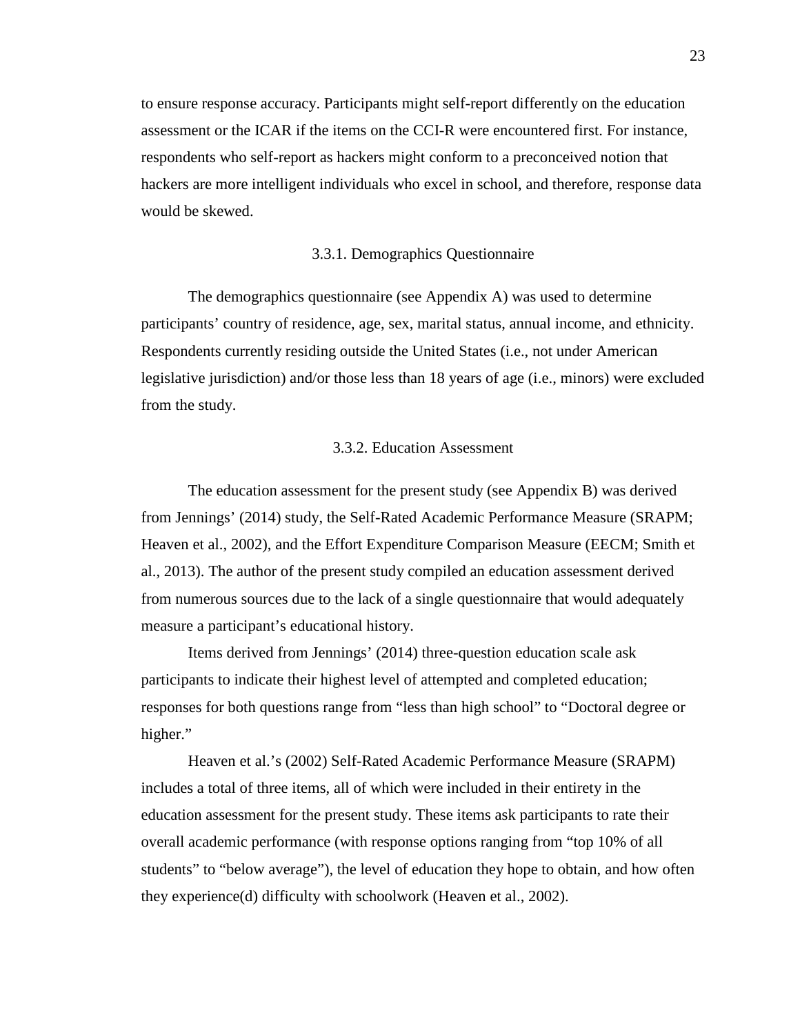to ensure response accuracy. Participants might self-report differently on the education assessment or the ICAR if the items on the CCI-R were encountered first. For instance, respondents who self-report as hackers might conform to a preconceived notion that hackers are more intelligent individuals who excel in school, and therefore, response data would be skewed.

### 3.3.1. Demographics Questionnaire

The demographics questionnaire (see Appendix A) was used to determine participants' country of residence, age, sex, marital status, annual income, and ethnicity. Respondents currently residing outside the United States (i.e., not under American legislative jurisdiction) and/or those less than 18 years of age (i.e., minors) were excluded from the study.

### 3.3.2. Education Assessment

The education assessment for the present study (see Appendix B) was derived from Jennings' (2014) study, the Self-Rated Academic Performance Measure (SRAPM; Heaven et al., 2002), and the Effort Expenditure Comparison Measure (EECM; Smith et al., 2013). The author of the present study compiled an education assessment derived from numerous sources due to the lack of a single questionnaire that would adequately measure a participant's educational history.

Items derived from Jennings' (2014) three-question education scale ask participants to indicate their highest level of attempted and completed education; responses for both questions range from "less than high school" to "Doctoral degree or higher."

Heaven et al.'s (2002) Self-Rated Academic Performance Measure (SRAPM) includes a total of three items, all of which were included in their entirety in the education assessment for the present study. These items ask participants to rate their overall academic performance (with response options ranging from "top 10% of all students" to "below average"), the level of education they hope to obtain, and how often they experience(d) difficulty with schoolwork (Heaven et al., 2002).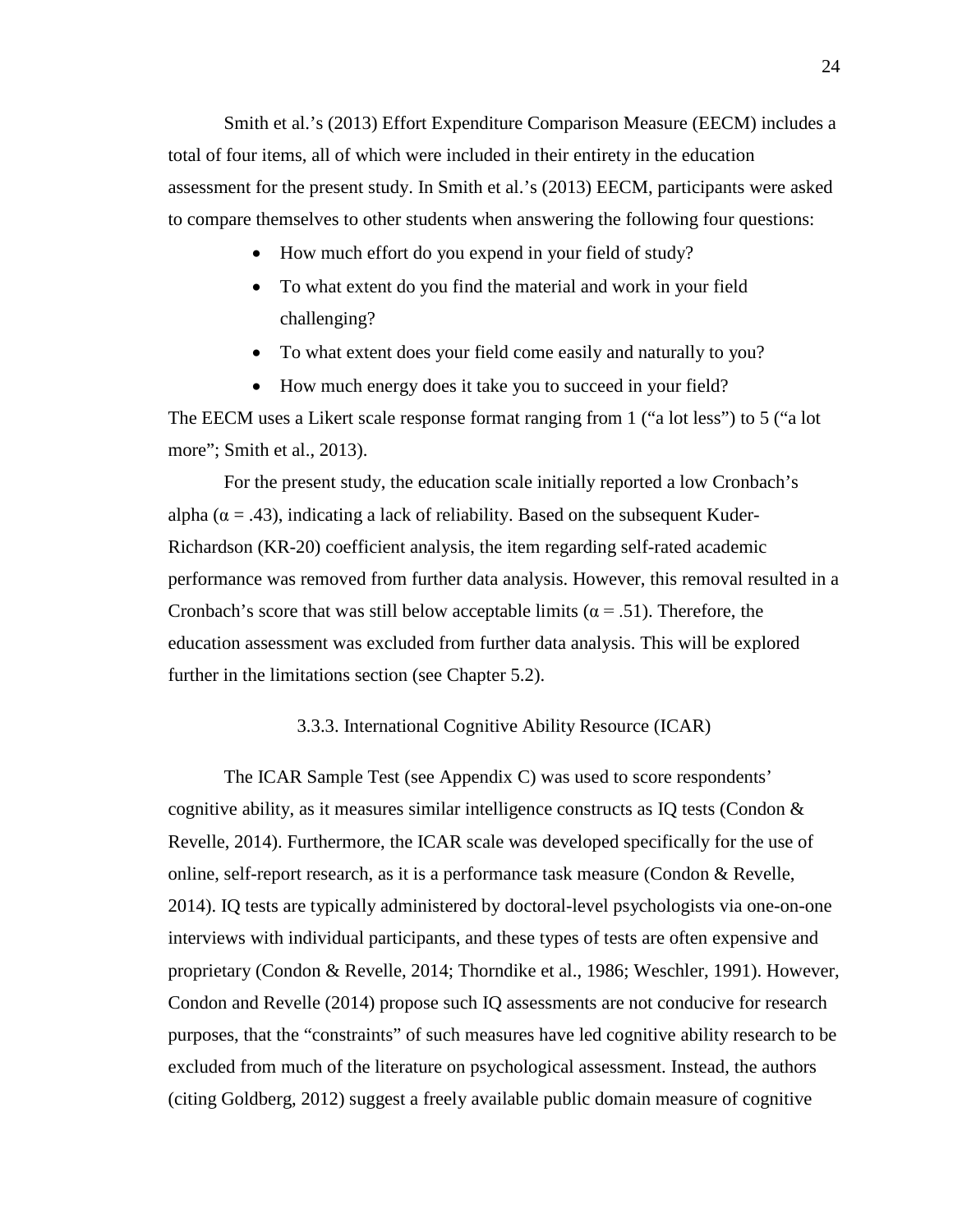Smith et al.'s (2013) Effort Expenditure Comparison Measure (EECM) includes a total of four items, all of which were included in their entirety in the education assessment for the present study. In Smith et al.'s (2013) EECM, participants were asked to compare themselves to other students when answering the following four questions:

- How much effort do you expend in your field of study?
- To what extent do you find the material and work in your field challenging?
- To what extent does your field come easily and naturally to you?
- How much energy does it take you to succeed in your field?

The EECM uses a Likert scale response format ranging from 1 ("a lot less") to 5 ("a lot more"; Smith et al., 2013).

For the present study, the education scale initially reported a low Cronbach's alpha ($\alpha = .43$), indicating a lack of reliability. Based on the subsequent Kuder-Richardson (KR-20) coefficient analysis, the item regarding self-rated academic performance was removed from further data analysis. However, this removal resulted in a Cronbach's score that was still below acceptable limits ($\alpha = .51$). Therefore, the education assessment was excluded from further data analysis. This will be explored further in the limitations section (see Chapter 5.2).

### 3.3.3. International Cognitive Ability Resource (ICAR)

The ICAR Sample Test (see Appendix C) was used to score respondents' cognitive ability, as it measures similar intelligence constructs as IQ tests (Condon & Revelle, 2014). Furthermore, the ICAR scale was developed specifically for the use of online, self-report research, as it is a performance task measure (Condon & Revelle, 2014). IQ tests are typically administered by doctoral-level psychologists via one-on-one interviews with individual participants, and these types of tests are often expensive and proprietary (Condon & Revelle, 2014; Thorndike et al., 1986; Weschler, 1991). However, Condon and Revelle (2014) propose such IQ assessments are not conducive for research purposes, that the "constraints" of such measures have led cognitive ability research to be excluded from much of the literature on psychological assessment. Instead, the authors (citing Goldberg, 2012) suggest a freely available public domain measure of cognitive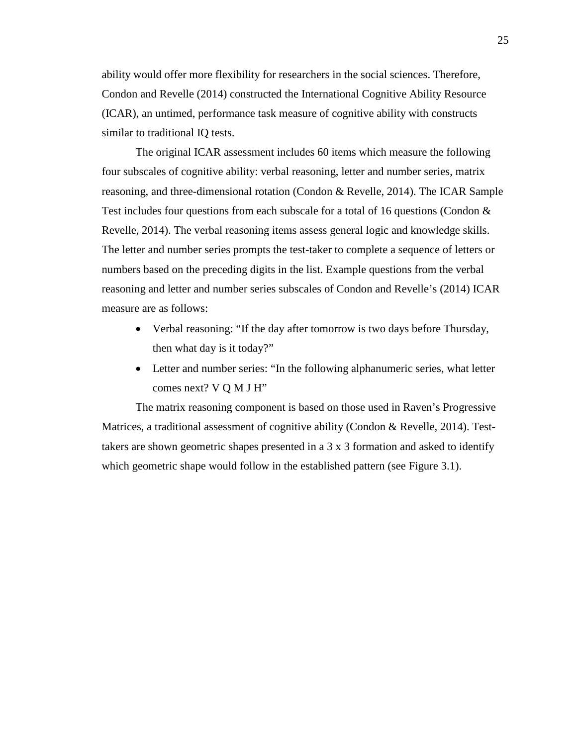ability would offer more flexibility for researchers in the social sciences. Therefore, Condon and Revelle (2014) constructed the International Cognitive Ability Resource (ICAR), an untimed, performance task measure of cognitive ability with constructs similar to traditional IQ tests.

The original ICAR assessment includes 60 items which measure the following four subscales of cognitive ability: verbal reasoning, letter and number series, matrix reasoning, and three-dimensional rotation (Condon & Revelle, 2014). The ICAR Sample Test includes four questions from each subscale for a total of 16 questions (Condon & Revelle, 2014). The verbal reasoning items assess general logic and knowledge skills. The letter and number series prompts the test-taker to complete a sequence of letters or numbers based on the preceding digits in the list. Example questions from the verbal reasoning and letter and number series subscales of Condon and Revelle's (2014) ICAR measure are as follows:

- Verbal reasoning: "If the day after tomorrow is two days before Thursday, then what day is it today?"
- Letter and number series: "In the following alphanumeric series, what letter comes next? V Q M J H"

The matrix reasoning component is based on those used in Raven's Progressive Matrices, a traditional assessment of cognitive ability (Condon & Revelle, 2014). Test-takers are shown geometric shapes presented in a 3 x 3 formation and asked to identify which geometric shape would follow in the established pattern (see Figure 3.1).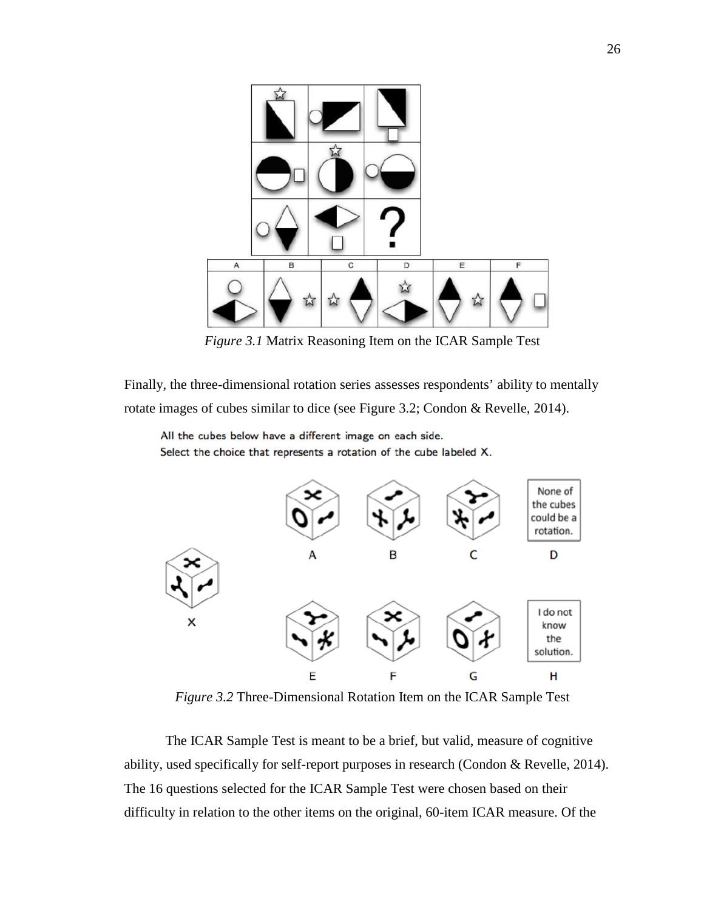*Figure 3.1* Matrix Reasoning Item on the ICAR Sample Test

Finally, the three-dimensional rotation series assesses respondents' ability to mentally rotate images of cubes similar to dice (see Figure 3.2; Condon & Revelle, 2014).

*Figure 3.2* Three-Dimensional Rotation Item on the ICAR Sample Test

The ICAR Sample Test is meant to be a brief, but valid, measure of cognitive ability, used specifically for self-report purposes in research (Condon & Revelle, 2014). The 16 questions selected for the ICAR Sample Test were chosen based on their difficulty in relation to the other items on the original, 60-item ICAR measure. Of the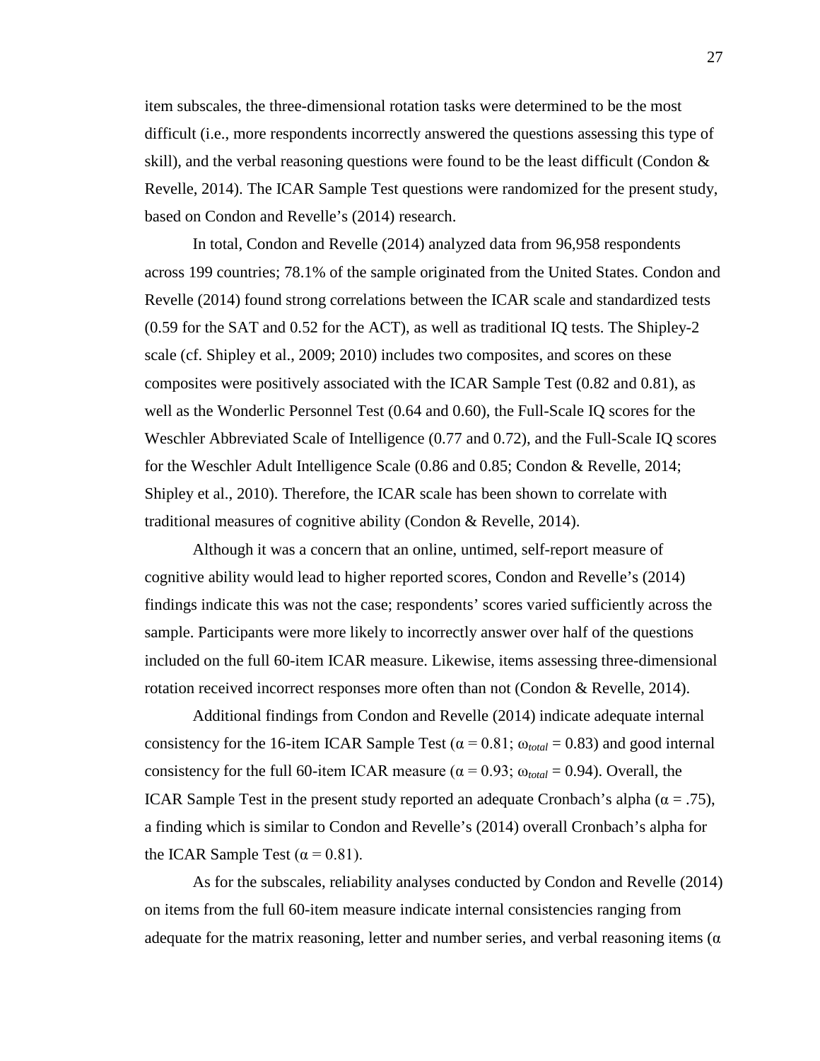item subscales, the three-dimensional rotation tasks were determined to be the most difficult (i.e., more respondents incorrectly answered the questions assessing this type of skill), and the verbal reasoning questions were found to be the least difficult (Condon & Revelle, 2014). The ICAR Sample Test questions were randomized for the present study, based on Condon and Revelle's (2014) research.

In total, Condon and Revelle (2014) analyzed data from 96,958 respondents across 199 countries; 78.1% of the sample originated from the United States. Condon and Revelle (2014) found strong correlations between the ICAR scale and standardized tests (0.59 for the SAT and 0.52 for the ACT), as well as traditional IQ tests. The Shipley-2 scale (cf. Shipley et al., 2009; 2010) includes two composites, and scores on these composites were positively associated with the ICAR Sample Test (0.82 and 0.81), as well as the Wonderlic Personnel Test (0.64 and 0.60), the Full-Scale IQ scores for the Weschler Abbreviated Scale of Intelligence (0.77 and 0.72), and the Full-Scale IQ scores for the Weschler Adult Intelligence Scale (0.86 and 0.85; Condon & Revelle, 2014; Shipley et al., 2010). Therefore, the ICAR scale has been shown to correlate with traditional measures of cognitive ability (Condon & Revelle, 2014).

Although it was a concern that an online, untimed, self-report measure of cognitive ability would lead to higher reported scores, Condon and Revelle's (2014) findings indicate this was not the case; respondents' scores varied sufficiently across the sample. Participants were more likely to incorrectly answer over half of the questions included on the full 60-item ICAR measure. Likewise, items assessing three-dimensional rotation received incorrect responses more often than not (Condon & Revelle, 2014).

Additional findings from Condon and Revelle (2014) indicate adequate internal consistency for the 16-item ICAR Sample Test ($\alpha = 0.81$; $\omega_{total} = 0.83$) and good internal consistency for the full 60-item ICAR measure ($\alpha = 0.93$; $\omega_{total} = 0.94$). Overall, the ICAR Sample Test in the present study reported an adequate Cronbach's alpha ($\alpha = .75$), a finding which is similar to Condon and Revelle's (2014) overall Cronbach's alpha for the ICAR Sample Test ($\alpha = 0.81$).

As for the subscales, reliability analyses conducted by Condon and Revelle (2014) on items from the full 60-item measure indicate internal consistencies ranging from adequate for the matrix reasoning, letter and number series, and verbal reasoning items ($\alpha$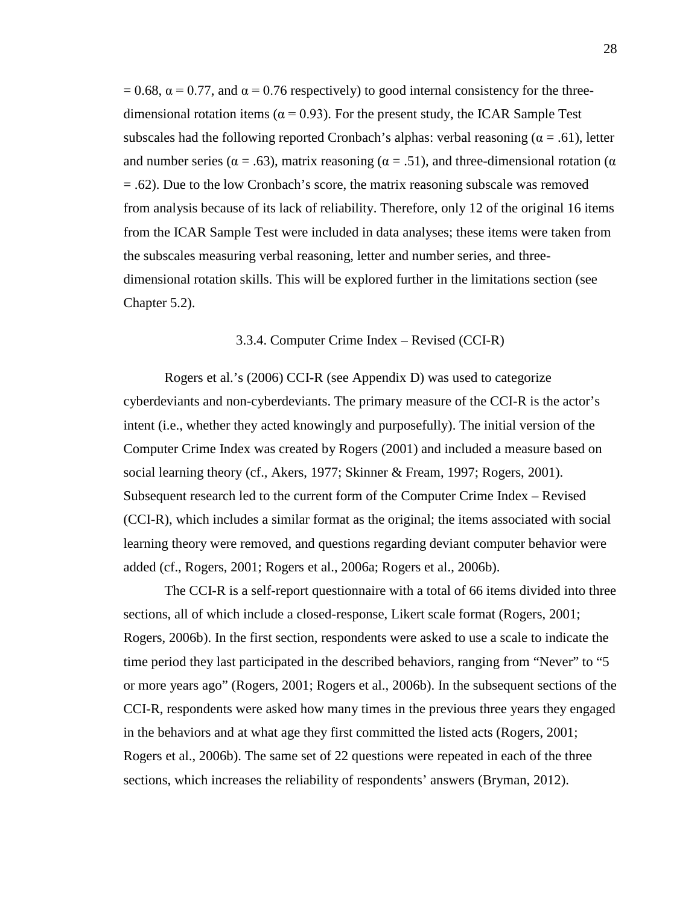= 0.68, $\alpha = 0.77$, and $\alpha = 0.76$ respectively) to good internal consistency for the three-dimensional rotation items ($\alpha = 0.93$). For the present study, the ICAR Sample Test subscales had the following reported Cronbach's alphas: verbal reasoning ($\alpha = .61$), letter and number series ($\alpha = .63$), matrix reasoning ($\alpha = .51$), and three-dimensional rotation ($\alpha = .62$). Due to the low Cronbach's score, the matrix reasoning subscale was removed from analysis because of its lack of reliability. Therefore, only 12 of the original 16 items from the ICAR Sample Test were included in data analyses; these items were taken from the subscales measuring verbal reasoning, letter and number series, and three-dimensional rotation skills. This will be explored further in the limitations section (see Chapter 5.2).

### 3.3.4. Computer Crime Index – Revised (CCI-R)

Rogers et al.'s (2006) CCI-R (see Appendix D) was used to categorize cyberdeviants and non-cyberdeviants. The primary measure of the CCI-R is the actor's intent (i.e., whether they acted knowingly and purposefully). The initial version of the Computer Crime Index was created by Rogers (2001) and included a measure based on social learning theory (cf., Akers, 1977; Skinner & Fream, 1997; Rogers, 2001). Subsequent research led to the current form of the Computer Crime Index – Revised (CCI-R), which includes a similar format as the original; the items associated with social learning theory were removed, and questions regarding deviant computer behavior were added (cf., Rogers, 2001; Rogers et al., 2006a; Rogers et al., 2006b).

The CCI-R is a self-report questionnaire with a total of 66 items divided into three sections, all of which include a closed-response, Likert scale format (Rogers, 2001; Rogers, 2006b). In the first section, respondents were asked to use a scale to indicate the time period they last participated in the described behaviors, ranging from "Never" to "5 or more years ago" (Rogers, 2001; Rogers et al., 2006b). In the subsequent sections of the CCI-R, respondents were asked how many times in the previous three years they engaged in the behaviors and at what age they first committed the listed acts (Rogers, 2001; Rogers et al., 2006b). The same set of 22 questions were repeated in each of the three sections, which increases the reliability of respondents' answers (Bryman, 2012).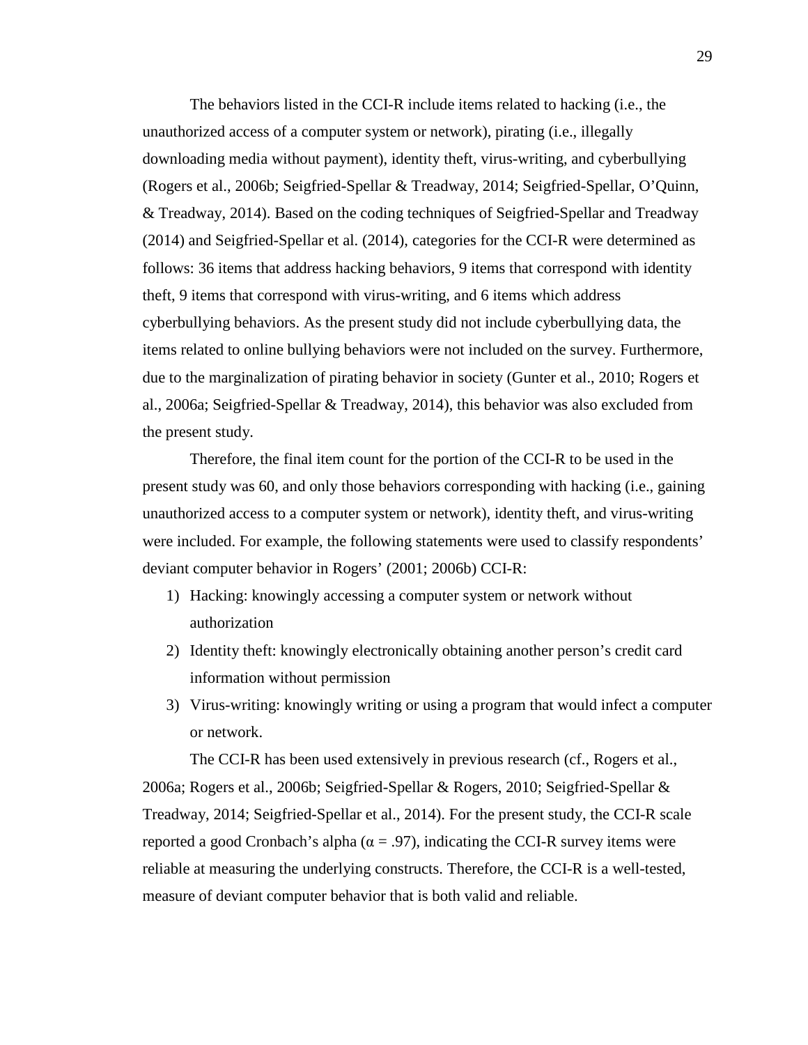The behaviors listed in the CCI-R include items related to hacking (i.e., the unauthorized access of a computer system or network), pirating (i.e., illegally downloading media without payment), identity theft, virus-writing, and cyberbullying (Rogers et al., 2006b; Seigfried-Spellar & Treadway, 2014; Seigfried-Spellar, O'Quinn, & Treadway, 2014). Based on the coding techniques of Seigfried-Spellar and Treadway (2014) and Seigfried-Spellar et al. (2014), categories for the CCI-R were determined as follows: 36 items that address hacking behaviors, 9 items that correspond with identity theft, 9 items that correspond with virus-writing, and 6 items which address cyberbullying behaviors. As the present study did not include cyberbullying data, the items related to online bullying behaviors were not included on the survey. Furthermore, due to the marginalization of pirating behavior in society (Gunter et al., 2010; Rogers et al., 2006a; Seigfried-Spellar & Treadway, 2014), this behavior was also excluded from the present study.

Therefore, the final item count for the portion of the CCI-R to be used in the present study was 60, and only those behaviors corresponding with hacking (i.e., gaining unauthorized access to a computer system or network), identity theft, and virus-writing were included. For example, the following statements were used to classify respondents' deviant computer behavior in Rogers' (2001; 2006b) CCI-R:

1) Hacking: knowingly accessing a computer system or network without authorization
2) Identity theft: knowingly electronically obtaining another person's credit card information without permission
3) Virus-writing: knowingly writing or using a program that would infect a computer or network.

The CCI-R has been used extensively in previous research (cf., Rogers et al., 2006a; Rogers et al., 2006b; Seigfried-Spellar & Rogers, 2010; Seigfried-Spellar & Treadway, 2014; Seigfried-Spellar et al., 2014). For the present study, the CCI-R scale reported a good Cronbach's alpha ($\alpha = .97$), indicating the CCI-R survey items were reliable at measuring the underlying constructs. Therefore, the CCI-R is a well-tested, measure of deviant computer behavior that is both valid and reliable.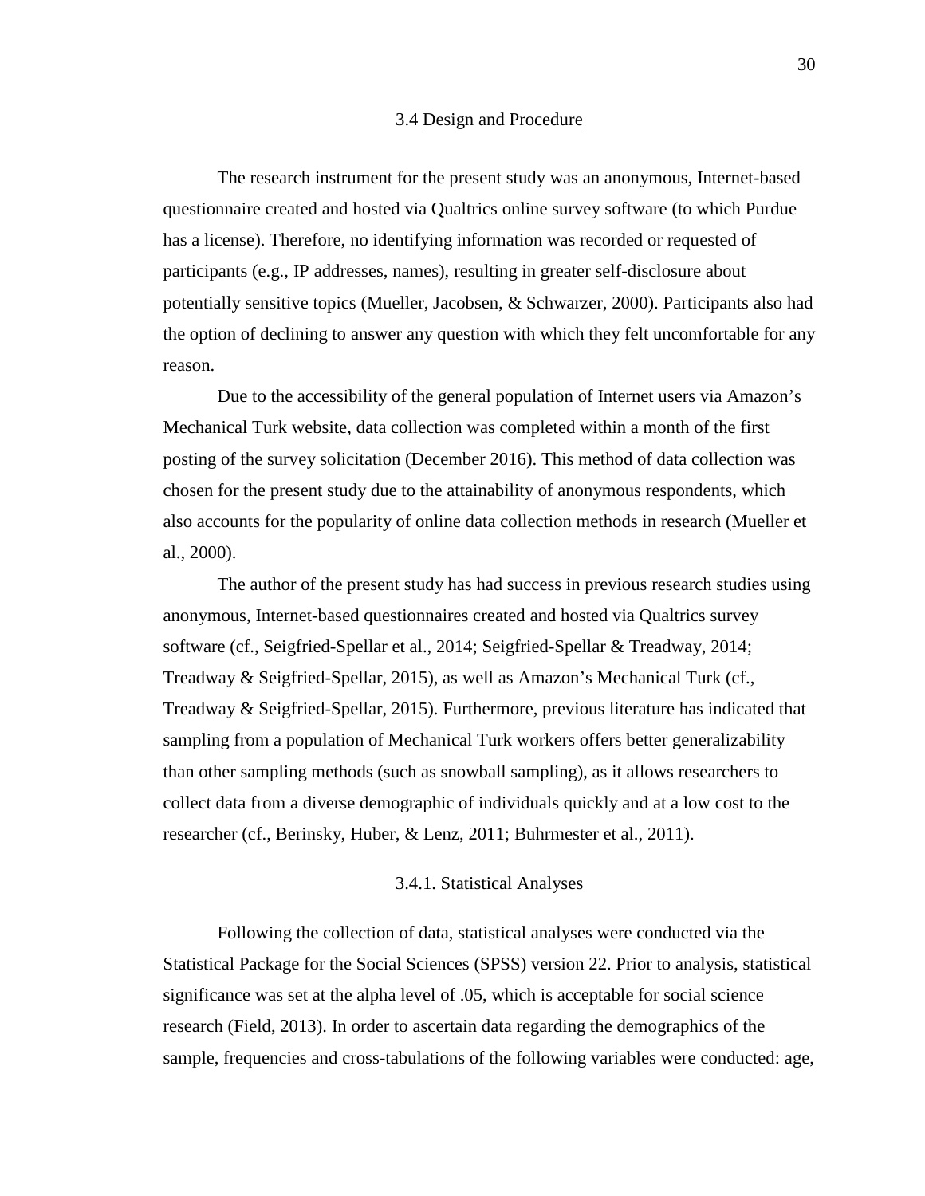## 3.4 Design and Procedure

The research instrument for the present study was an anonymous, Internet-based questionnaire created and hosted via Qualtrics online survey software (to which Purdue has a license). Therefore, no identifying information was recorded or requested of participants (e.g., IP addresses, names), resulting in greater self-disclosure about potentially sensitive topics (Mueller, Jacobsen, & Schwarzer, 2000). Participants also had the option of declining to answer any question with which they felt uncomfortable for any reason.

Due to the accessibility of the general population of Internet users via Amazon's Mechanical Turk website, data collection was completed within a month of the first posting of the survey solicitation (December 2016). This method of data collection was chosen for the present study due to the attainability of anonymous respondents, which also accounts for the popularity of online data collection methods in research (Mueller et al., 2000).

The author of the present study has had success in previous research studies using anonymous, Internet-based questionnaires created and hosted via Qualtrics survey software (cf., Seigfried-Spellar et al., 2014; Seigfried-Spellar & Treadway, 2014; Treadway & Seigfried-Spellar, 2015), as well as Amazon's Mechanical Turk (cf., Treadway & Seigfried-Spellar, 2015). Furthermore, previous literature has indicated that sampling from a population of Mechanical Turk workers offers better generalizability than other sampling methods (such as snowball sampling), as it allows researchers to collect data from a diverse demographic of individuals quickly and at a low cost to the researcher (cf., Berinsky, Huber, & Lenz, 2011; Buhrmester et al., 2011).

### 3.4.1. Statistical Analyses

Following the collection of data, statistical analyses were conducted via the Statistical Package for the Social Sciences (SPSS) version 22. Prior to analysis, statistical significance was set at the alpha level of .05, which is acceptable for social science research (Field, 2013). In order to ascertain data regarding the demographics of the sample, frequencies and cross-tabulations of the following variables were conducted: age,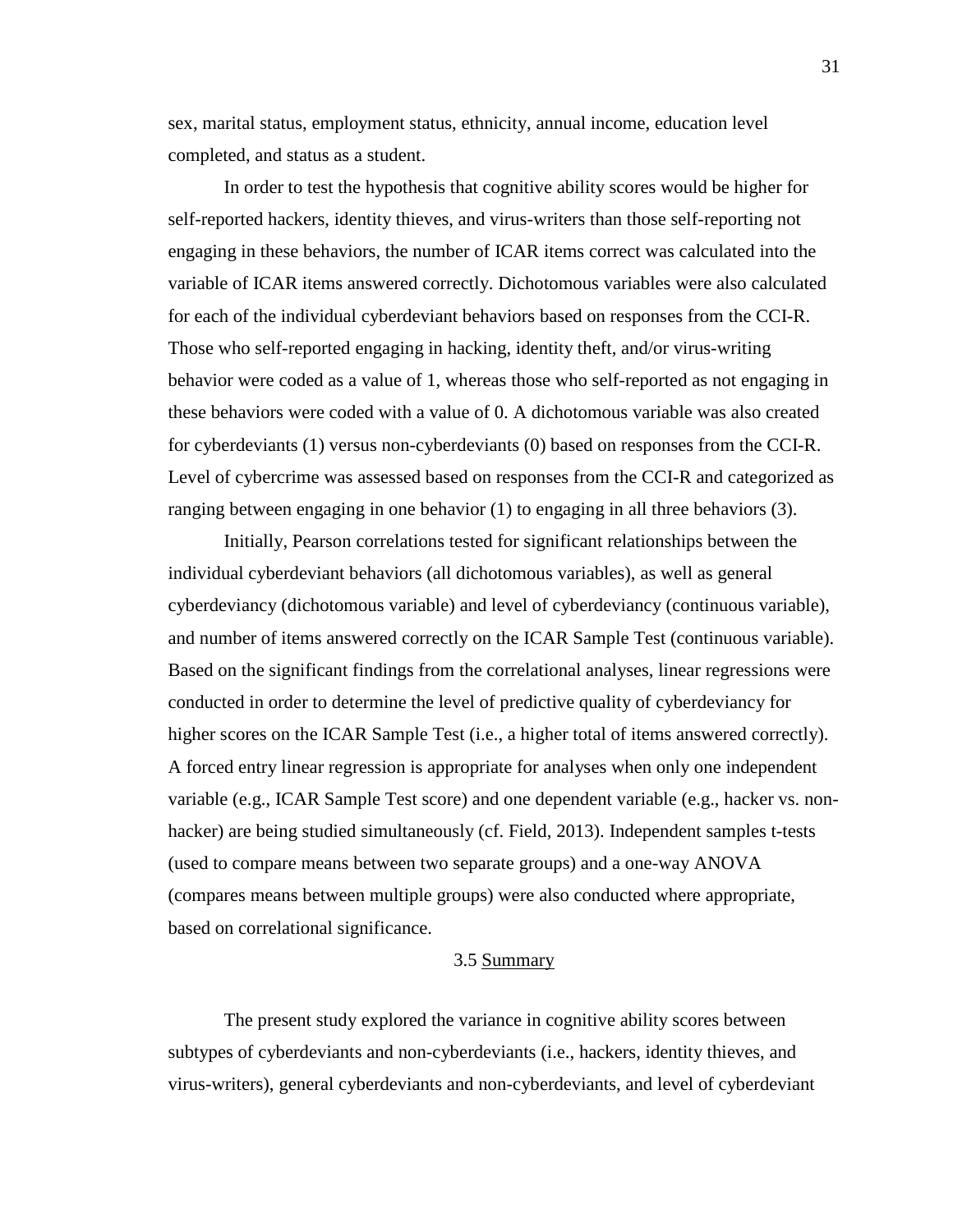sex, marital status, employment status, ethnicity, annual income, education level completed, and status as a student.

In order to test the hypothesis that cognitive ability scores would be higher for self-reported hackers, identity thieves, and virus-writers than those self-reporting not engaging in these behaviors, the number of ICAR items correct was calculated into the variable of ICAR items answered correctly. Dichotomous variables were also calculated for each of the individual cyberdeviant behaviors based on responses from the CCI-R. Those who self-reported engaging in hacking, identity theft, and/or virus-writing behavior were coded as a value of 1, whereas those who self-reported as not engaging in these behaviors were coded with a value of 0. A dichotomous variable was also created for cyberdeviants (1) versus non-cyberdeviants (0) based on responses from the CCI-R. Level of cybercrime was assessed based on responses from the CCI-R and categorized as ranging between engaging in one behavior (1) to engaging in all three behaviors (3).

Initially, Pearson correlations tested for significant relationships between the individual cyberdeviant behaviors (all dichotomous variables), as well as general cyberdeviancy (dichotomous variable) and level of cyberdeviancy (continuous variable), and number of items answered correctly on the ICAR Sample Test (continuous variable). Based on the significant findings from the correlational analyses, linear regressions were conducted in order to determine the level of predictive quality of cyberdeviancy for higher scores on the ICAR Sample Test (i.e., a higher total of items answered correctly). A forced entry linear regression is appropriate for analyses when only one independent variable (e.g., ICAR Sample Test score) and one dependent variable (e.g., hacker vs. non-hacker) are being studied simultaneously (cf. Field, 2013). Independent samples t-tests (used to compare means between two separate groups) and a one-way ANOVA (compares means between multiple groups) were also conducted where appropriate, based on correlational significance.

## 3.5 Summary

The present study explored the variance in cognitive ability scores between subtypes of cyberdeviants and non-cyberdeviants (i.e., hackers, identity thieves, and virus-writers), general cyberdeviants and non-cyberdeviants, and level of cyberdeviant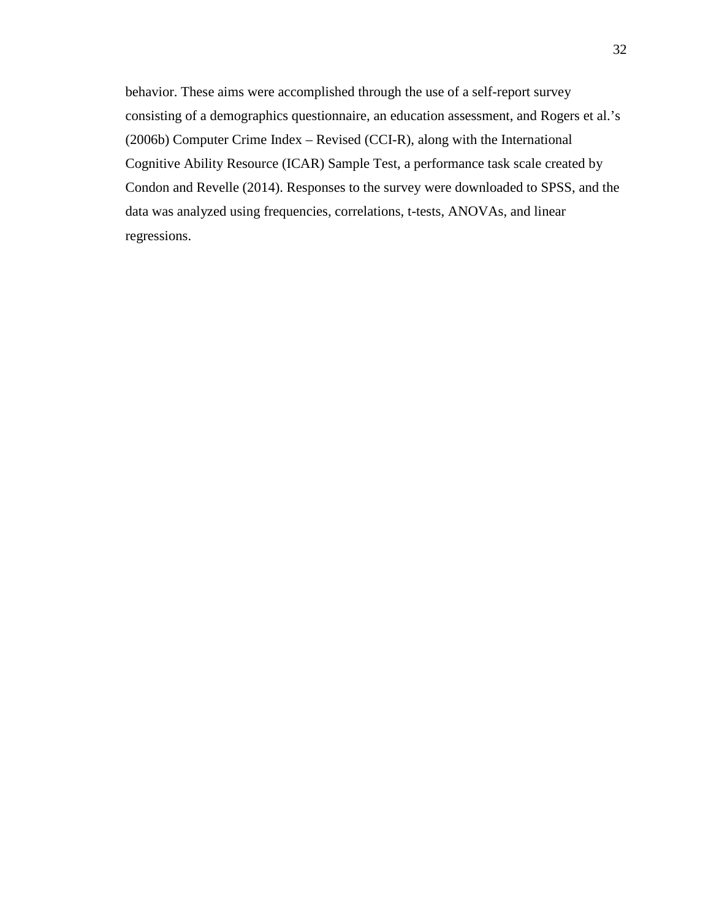behavior. These aims were accomplished through the use of a self-report survey consisting of a demographics questionnaire, an education assessment, and Rogers et al.'s (2006b) Computer Crime Index – Revised (CCI-R), along with the International Cognitive Ability Resource (ICAR) Sample Test, a performance task scale created by Condon and Revelle (2014). Responses to the survey were downloaded to SPSS, and the data was analyzed using frequencies, correlations, t-tests, ANOVAs, and linear regressions.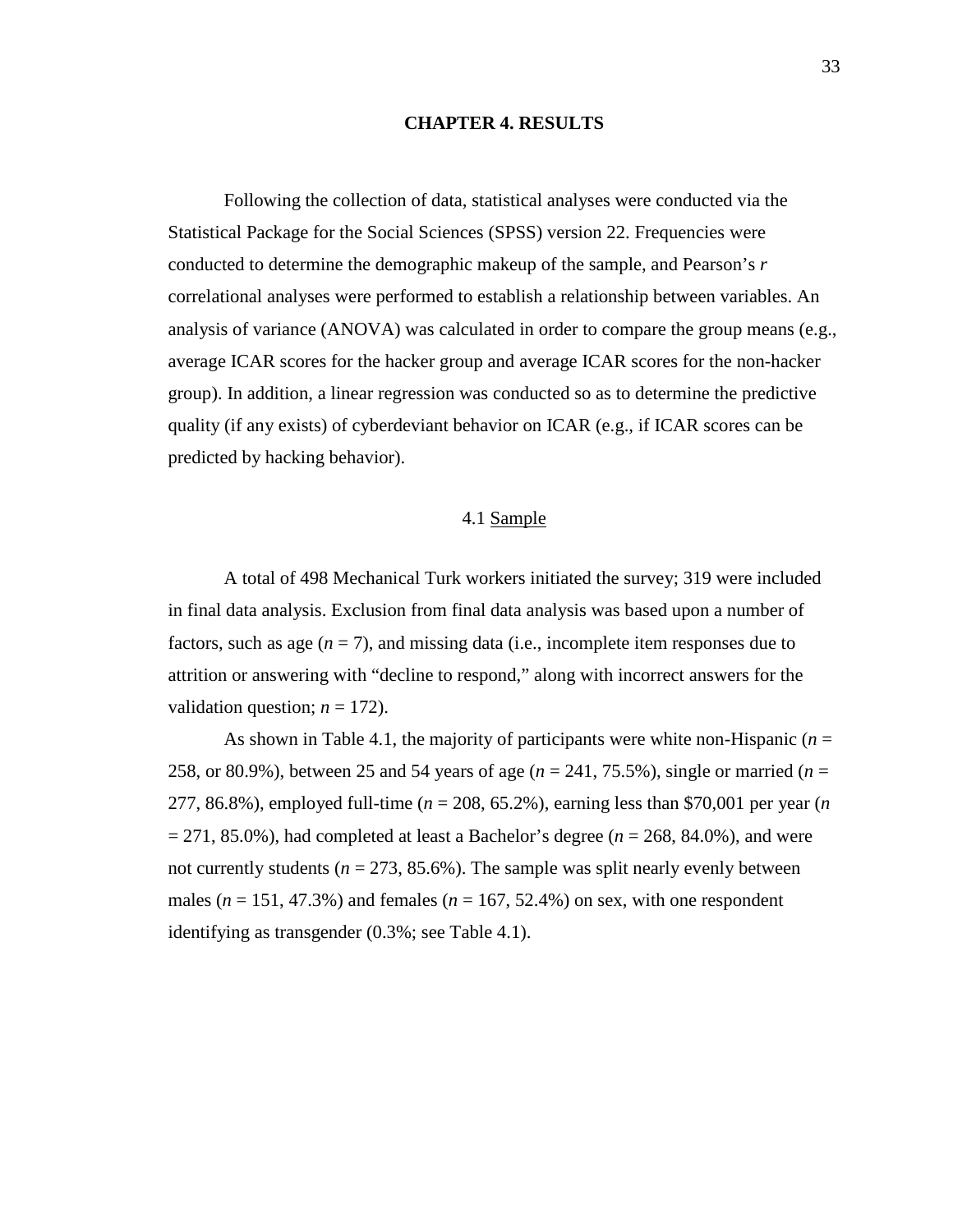# CHAPTER 4. RESULTS

Following the collection of data, statistical analyses were conducted via the Statistical Package for the Social Sciences (SPSS) version 22. Frequencies were conducted to determine the demographic makeup of the sample, and Pearson's *r* correlational analyses were performed to establish a relationship between variables. An analysis of variance (ANOVA) was calculated in order to compare the group means (e.g., average ICAR scores for the hacker group and average ICAR scores for the non-hacker group). In addition, a linear regression was conducted so as to determine the predictive quality (if any exists) of cyberdeviant behavior on ICAR (e.g., if ICAR scores can be predicted by hacking behavior).

## 4.1 Sample

A total of 498 Mechanical Turk workers initiated the survey; 319 were included in final data analysis. Exclusion from final data analysis was based upon a number of factors, such as age ($n = 7$), and missing data (i.e., incomplete item responses due to attrition or answering with "decline to respond," along with incorrect answers for the validation question; $n = 172$).

As shown in Table 4.1, the majority of participants were white non-Hispanic ($n = 258$, or 80.9%), between 25 and 54 years of age ($n = 241$, 75.5%), single or married ($n = 277$, 86.8%), employed full-time ($n = 208$, 65.2%), earning less than $70,001 per year ($n = 271$, 85.0%), had completed at least a Bachelor's degree ($n = 268$, 84.0%), and were not currently students ($n = 273$, 85.6%). The sample was split nearly evenly between males ($n = 151$, 47.3%) and females ($n = 167$, 52.4%) on sex, with one respondent identifying as transgender (0.3%; see Table 4.1).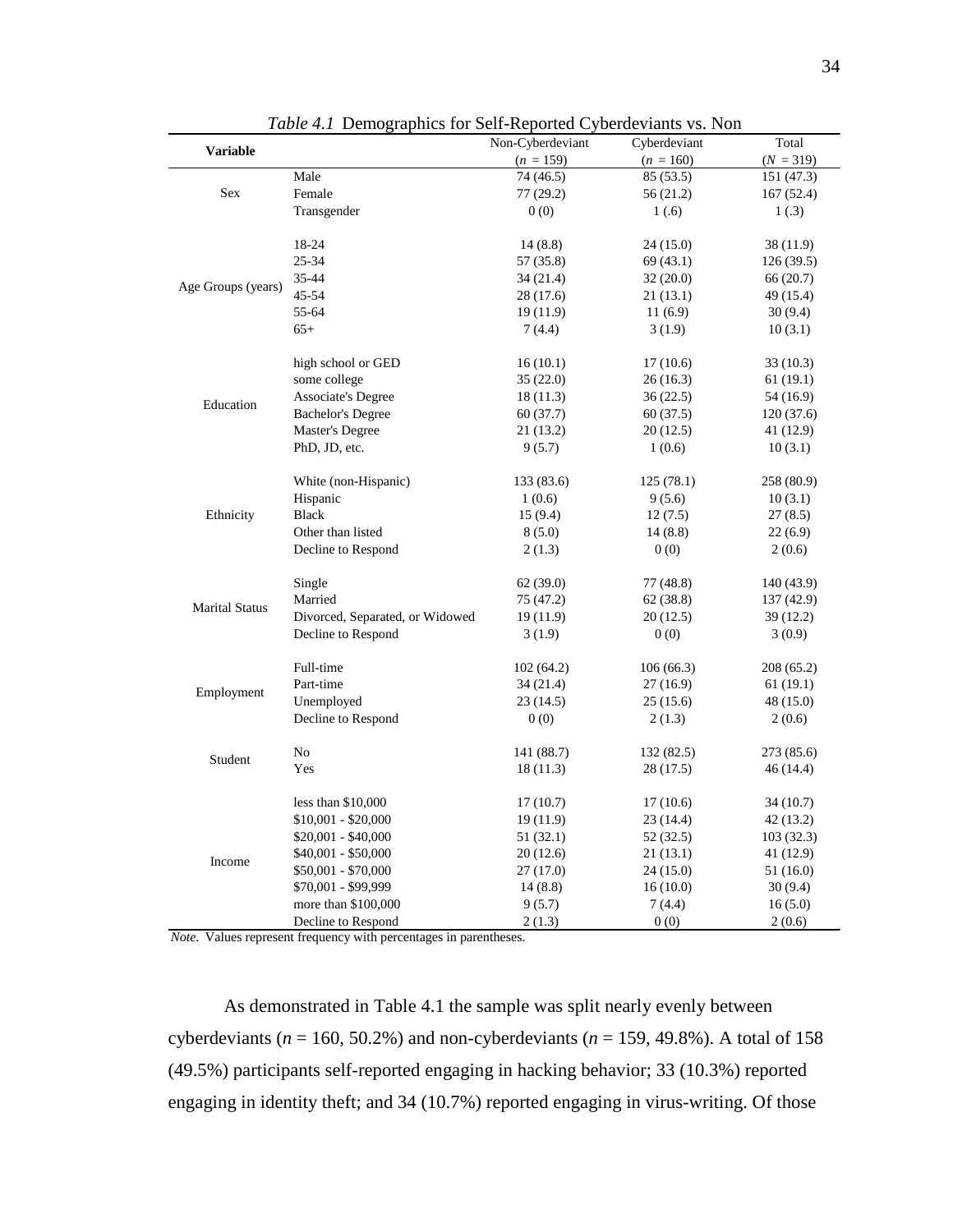*Table 4.1* Demographics for Self-Reported Cyberdeviants vs. Non

| Variable | | Non-Cyberdeviant ($n$ = 159) | Cyberdeviant ($n$ = 160) | Total ($N$ = 319) |
|---|---|---|---|---|
| Sex | Male | 74 (46.5) | 85 (53.5) | 151 (47.3) |
| | Female | 77 (29.2) | 56 (21.2) | 167 (52.4) |
| | Transgender | 0 (0) | 1 (.6) | 1 (.3) |
| Age Groups (years) | 18-24 | 14 (8.8) | 24 (15.0) | 38 (11.9) |
| | 25-34 | 57 (35.8) | 69 (43.1) | 126 (39.5) |
| | 35-44 | 34 (21.4) | 32 (20.0) | 66 (20.7) |
| | 45-54 | 28 (17.6) | 21 (13.1) | 49 (15.4) |
| | 55-64 | 19 (11.9) | 11 (6.9) | 30 (9.4) |
| | 65+ | 7 (4.4) | 3 (1.9) | 10 (3.1) |
| Education | high school or GED | 16 (10.1) | 17 (10.6) | 33 (10.3) |
| | some college | 35 (22.0) | 26 (16.3) | 61 (19.1) |
| | Associate's Degree | 18 (11.3) | 36 (22.5) | 54 (16.9) |
| | Bachelor's Degree | 60 (37.7) | 60 (37.5) | 120 (37.6) |
| | Master's Degree | 21 (13.2) | 20 (12.5) | 41 (12.9) |
| | PhD, JD, etc. | 9 (5.7) | 1 (0.6) | 10 (3.1) |
| Ethnicity | White (non-Hispanic) | 133 (83.6) | 125 (78.1) | 258 (80.9) |
| | Hispanic | 1 (0.6) | 9 (5.6) | 10 (3.1) |
| | Black | 15 (9.4) | 12 (7.5) | 27 (8.5) |
| | Other than listed | 8 (5.0) | 14 (8.8) | 22 (6.9) |
| | Decline to Respond | 2 (1.3) | 0 (0) | 2 (0.6) |
| Marital Status | Single | 62 (39.0) | 77 (48.8) | 140 (43.9) |
| | Married | 75 (47.2) | 62 (38.8) | 137 (42.9) |
| | Divorced, Separated, or Widowed | 19 (11.9) | 20 (12.5) | 39 (12.2) |
| | Decline to Respond | 3 (1.9) | 0 (0) | 3 (0.9) |
| Employment | Full-time | 102 (64.2) | 106 (66.3) | 208 (65.2) |
| | Part-time | 34 (21.4) | 27 (16.9) | 61 (19.1) |
| | Unemployed | 23 (14.5) | 25 (15.6) | 48 (15.0) |
| | Decline to Respond | 0 (0) | 2 (1.3) | 2 (0.6) |
| Student | No | 141 (88.7) | 132 (82.5) | 273 (85.6) |
| | Yes | 18 (11.3) | 28 (17.5) | 46 (14.4) |
| Income | less than $10,000 | 17 (10.7) | 17 (10.6) | 34 (10.7) |
| | $10,001 - $20,000 | 19 (11.9) | 23 (14.4) | 42 (13.2) |
| | $20,001 - $40,000 | 51 (32.1) | 52 (32.5) | 103 (32.3) |
| | $40,001 - $50,000 | 20 (12.6) | 21 (13.1) | 41 (12.9) |
| | $50,001 - $70,000 | 27 (17.0) | 24 (15.0) | 51 (16.0) |
| | $70,001 - $99,999 | 14 (8.8) | 16 (10.0) | 30 (9.4) |
| | more than $100,000 | 9 (5.7) | 7 (4.4) | 16 (5.0) |
| | Decline to Respond | 2 (1.3) | 0 (0) | 2 (0.6) |

*Note.* Values represent frequency with percentages in parentheses.

As demonstrated in Table 4.1 the sample was split nearly evenly between cyberdeviants ($n$ = 160, 50.2%) and non-cyberdeviants ($n$ = 159, 49.8%). A total of 158 (49.5%) participants self-reported engaging in hacking behavior; 33 (10.3%) reported engaging in identity theft; and 34 (10.7%) reported engaging in virus-writing. Of those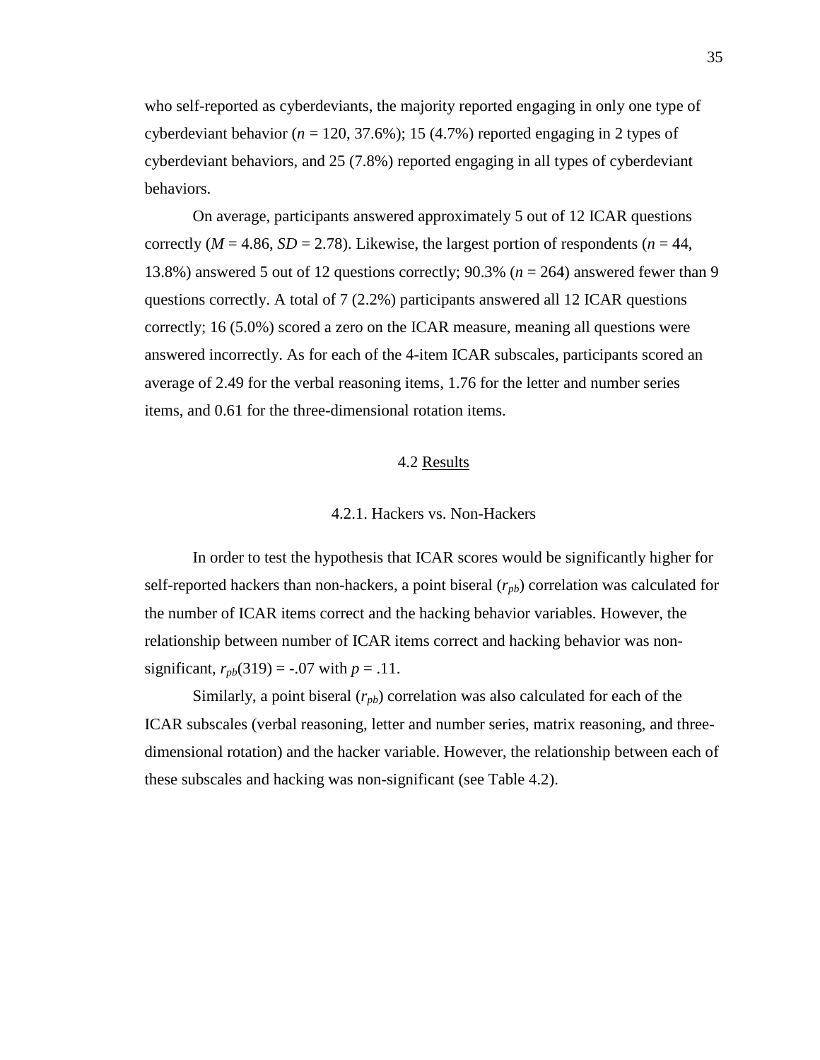who self-reported as cyberdeviants, the majority reported engaging in only one type of cyberdeviant behavior ($n$ = 120, 37.6%); 15 (4.7%) reported engaging in 2 types of cyberdeviant behaviors, and 25 (7.8%) reported engaging in all types of cyberdeviant behaviors.

On average, participants answered approximately 5 out of 12 ICAR questions correctly ($M$ = 4.86, $SD$ = 2.78). Likewise, the largest portion of respondents ($n$ = 44, 13.8%) answered 5 out of 12 questions correctly; 90.3% ($n$ = 264) answered fewer than 9 questions correctly. A total of 7 (2.2%) participants answered all 12 ICAR questions correctly; 16 (5.0%) scored a zero on the ICAR measure, meaning all questions were answered incorrectly. As for each of the 4-item ICAR subscales, participants scored an average of 2.49 for the verbal reasoning items, 1.76 for the letter and number series items, and 0.61 for the three-dimensional rotation items.

## 4.2 Results

### 4.2.1. Hackers vs. Non-Hackers

In order to test the hypothesis that ICAR scores would be significantly higher for self-reported hackers than non-hackers, a point biseral ($r_{pb}$) correlation was calculated for the number of ICAR items correct and the hacking behavior variables. However, the relationship between number of ICAR items correct and hacking behavior was non-significant, $r_{pb}(319) = -.07$ with $p = .11$.

Similarly, a point biseral ($r_{pb}$) correlation was also calculated for each of the ICAR subscales (verbal reasoning, letter and number series, matrix reasoning, and three-dimensional rotation) and the hacker variable. However, the relationship between each of these subscales and hacking was non-significant (see Table 4.2).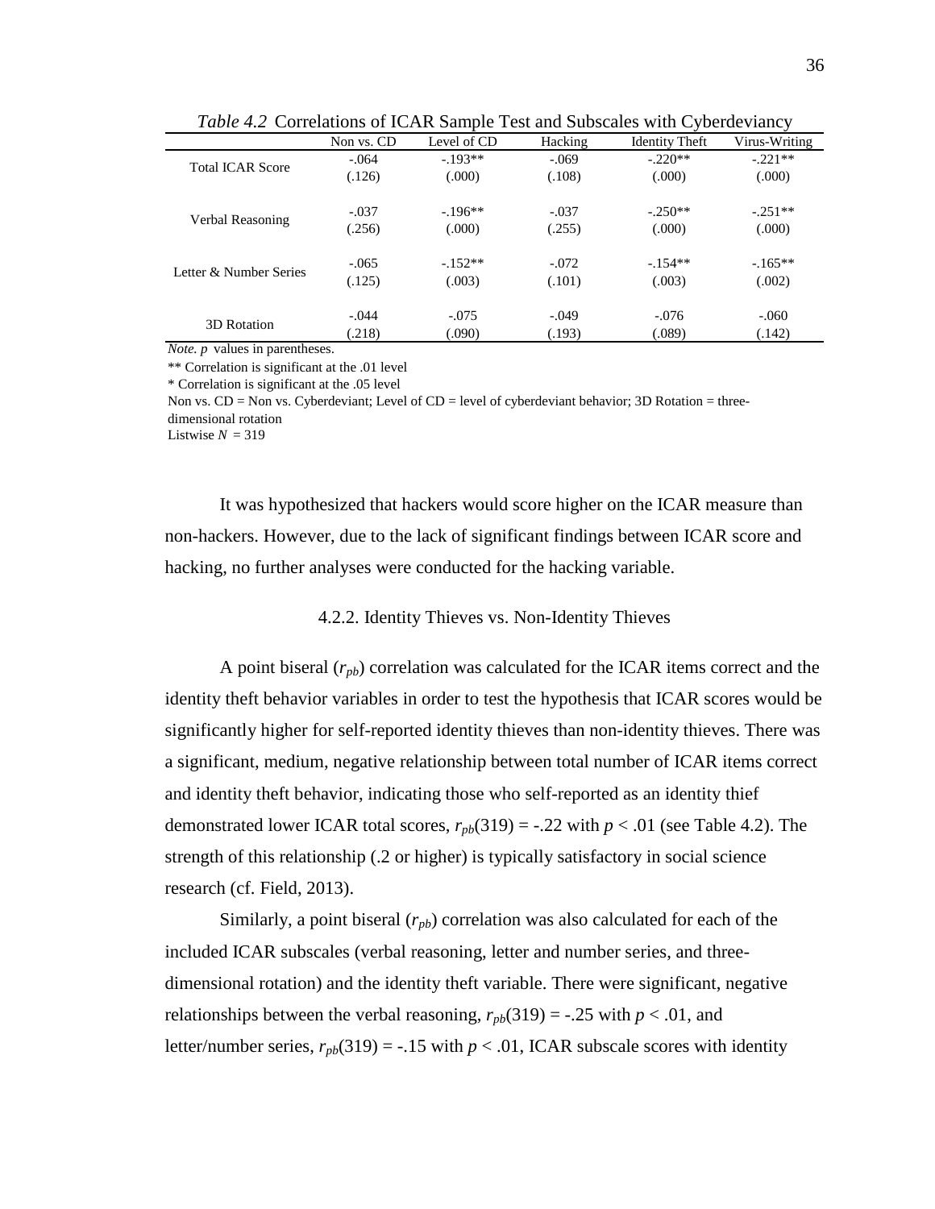*Table 4.2* Correlations of ICAR Sample Test and Subscales with Cyberdeviancy

| | Non vs. CD | Level of CD | Hacking | Identity Theft | Virus-Writing |
|---|---|---|---|---|---|
| Total ICAR Score | -.064<br>(.126) | -.193**<br>(.000) | -.069<br>(.108) | -.220**<br>(.000) | -.221**<br>(.000) |
| Verbal Reasoning | -.037<br>(.256) | -.196**<br>(.000) | -.037<br>(.255) | -.250**<br>(.000) | -.251**<br>(.000) |
| Letter & Number Series | -.065<br>(.125) | -.152**<br>(.003) | -.072<br>(.101) | -.154**<br>(.003) | -.165**<br>(.002) |
| 3D Rotation | -.044<br>(.218) | -.075<br>(.090) | -.049<br>(.193) | -.076<br>(.089) | -.060<br>(.142) |

*Note. p* values in parentheses.

** Correlation is significant at the .01 level

* Correlation is significant at the .05 level

Non vs. CD = Non vs. Cyberdeviant; Level of CD = level of cyberdeviant behavior; 3D Rotation = three-dimensional rotation

Listwise $N = 319$

It was hypothesized that hackers would score higher on the ICAR measure than non-hackers. However, due to the lack of significant findings between ICAR score and hacking, no further analyses were conducted for the hacking variable.

### 4.2.2. Identity Thieves vs. Non-Identity Thieves

A point biseral ($r_{pb}$) correlation was calculated for the ICAR items correct and the identity theft behavior variables in order to test the hypothesis that ICAR scores would be significantly higher for self-reported identity thieves than non-identity thieves. There was a significant, medium, negative relationship between total number of ICAR items correct and identity theft behavior, indicating those who self-reported as an identity thief demonstrated lower ICAR total scores, $r_{pb}(319) = -.22$ with $p < .01$ (see Table 4.2). The strength of this relationship (.2 or higher) is typically satisfactory in social science research (cf. Field, 2013).

Similarly, a point biseral ($r_{pb}$) correlation was also calculated for each of the included ICAR subscales (verbal reasoning, letter and number series, and three-dimensional rotation) and the identity theft variable. There were significant, negative relationships between the verbal reasoning, $r_{pb}(319) = -.25$ with $p < .01$, and letter/number series, $r_{pb}(319) = -.15$ with $p < .01$, ICAR subscale scores with identity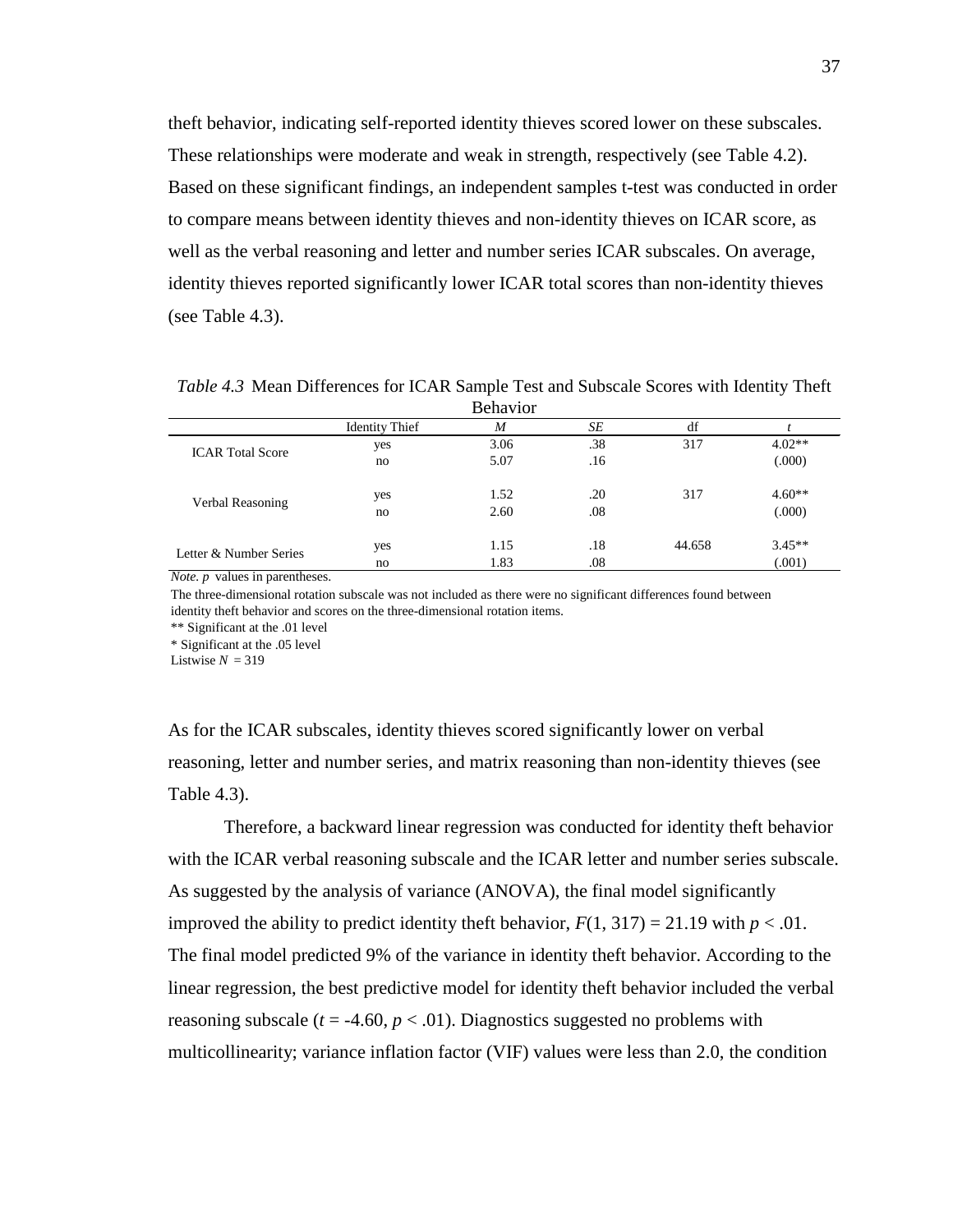theft behavior, indicating self-reported identity thieves scored lower on these subscales. These relationships were moderate and weak in strength, respectively (see Table 4.2). Based on these significant findings, an independent samples t-test was conducted in order to compare means between identity thieves and non-identity thieves on ICAR score, as well as the verbal reasoning and letter and number series ICAR subscales. On average, identity thieves reported significantly lower ICAR total scores than non-identity thieves (see Table 4.3).

*Table 4.3* Mean Differences for ICAR Sample Test and Subscale Scores with Identity Theft Behavior

| | Identity Thief | *M* | *SE* | df | *t* |
|---|---|---|---|---|---|
| ICAR Total Score | yes | 3.06 | .38 | 317 | 4.02** |
| | no | 5.07 | .16 | | (.000) |
| Verbal Reasoning | yes | 1.52 | .20 | 317 | 4.60** |
| | no | 2.60 | .08 | | (.000) |
| Letter & Number Series | yes | 1.15 | .18 | 44.658 | 3.45** |
| | no | 1.83 | .08 | | (.001) |

*Note. p* values in parentheses.

The three-dimensional rotation subscale was not included as there were no significant differences found between identity theft behavior and scores on the three-dimensional rotation items.

** Significant at the .01 level

* Significant at the .05 level

Listwise $N = 319$

As for the ICAR subscales, identity thieves scored significantly lower on verbal reasoning, letter and number series, and matrix reasoning than non-identity thieves (see Table 4.3).

Therefore, a backward linear regression was conducted for identity theft behavior with the ICAR verbal reasoning subscale and the ICAR letter and number series subscale. As suggested by the analysis of variance (ANOVA), the final model significantly improved the ability to predict identity theft behavior, $F(1, 317) = 21.19$ with $p < .01$. The final model predicted 9% of the variance in identity theft behavior. According to the linear regression, the best predictive model for identity theft behavior included the verbal reasoning subscale ($t = -4.60$, $p < .01$). Diagnostics suggested no problems with multicollinearity; variance inflation factor (VIF) values were less than 2.0, the condition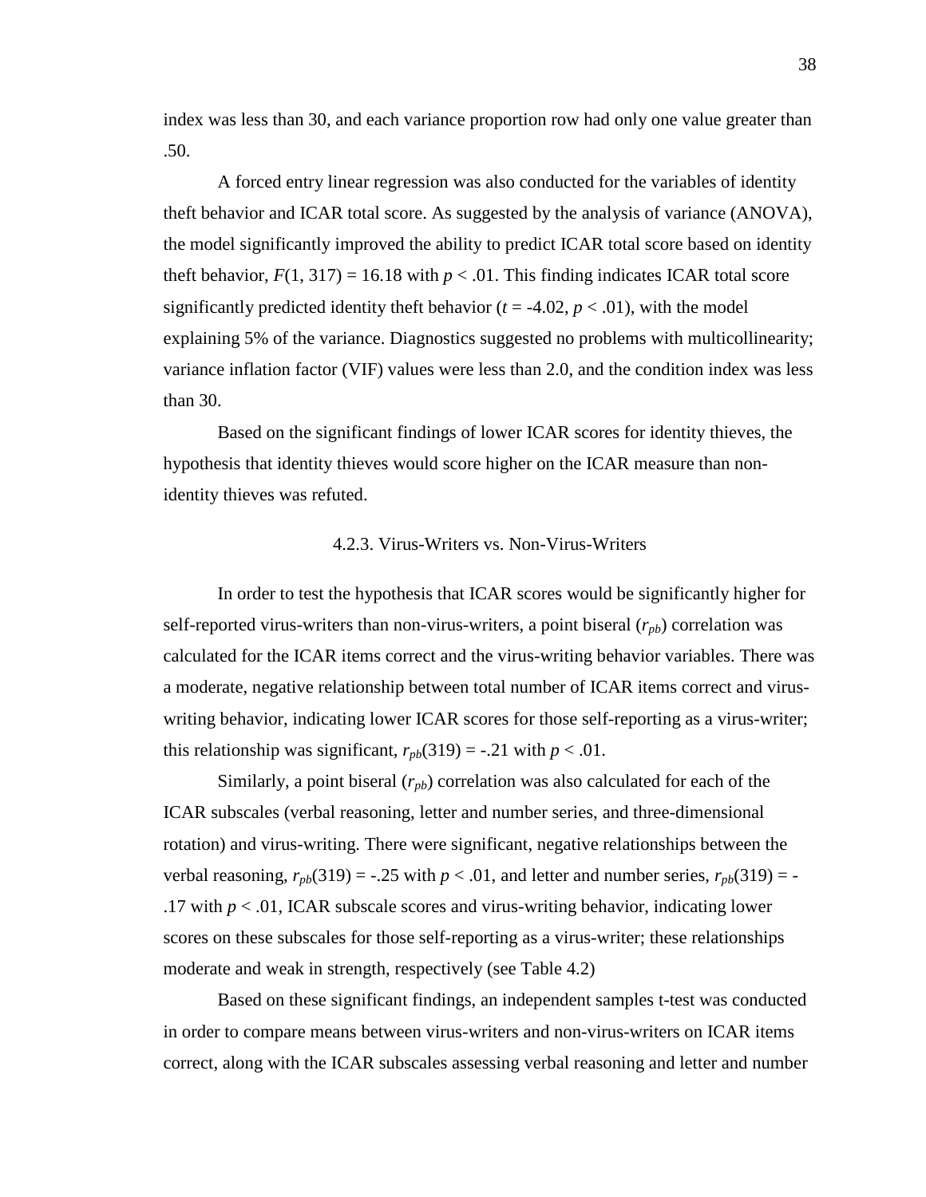index was less than 30, and each variance proportion row had only one value greater than .50.

A forced entry linear regression was also conducted for the variables of identity theft behavior and ICAR total score. As suggested by the analysis of variance (ANOVA), the model significantly improved the ability to predict ICAR total score based on identity theft behavior, $F(1, 317) = 16.18$ with $p < .01$. This finding indicates ICAR total score significantly predicted identity theft behavior ($t = -4.02$, $p < .01$), with the model explaining 5% of the variance. Diagnostics suggested no problems with multicollinearity; variance inflation factor (VIF) values were less than 2.0, and the condition index was less than 30.

Based on the significant findings of lower ICAR scores for identity thieves, the hypothesis that identity thieves would score higher on the ICAR measure than non-identity thieves was refuted.

### 4.2.3. Virus-Writers vs. Non-Virus-Writers

In order to test the hypothesis that ICAR scores would be significantly higher for self-reported virus-writers than non-virus-writers, a point biseral ($r_{pb}$) correlation was calculated for the ICAR items correct and the virus-writing behavior variables. There was a moderate, negative relationship between total number of ICAR items correct and virus-writing behavior, indicating lower ICAR scores for those self-reporting as a virus-writer; this relationship was significant, $r_{pb}(319) = -.21$ with $p < .01$.

Similarly, a point biseral ($r_{pb}$) correlation was also calculated for each of the ICAR subscales (verbal reasoning, letter and number series, and three-dimensional rotation) and virus-writing. There were significant, negative relationships between the verbal reasoning, $r_{pb}(319) = -.25$ with $p < .01$, and letter and number series, $r_{pb}(319) = -.17$ with $p < .01$, ICAR subscale scores and virus-writing behavior, indicating lower scores on these subscales for those self-reporting as a virus-writer; these relationships moderate and weak in strength, respectively (see Table 4.2)

Based on these significant findings, an independent samples t-test was conducted in order to compare means between virus-writers and non-virus-writers on ICAR items correct, along with the ICAR subscales assessing verbal reasoning and letter and number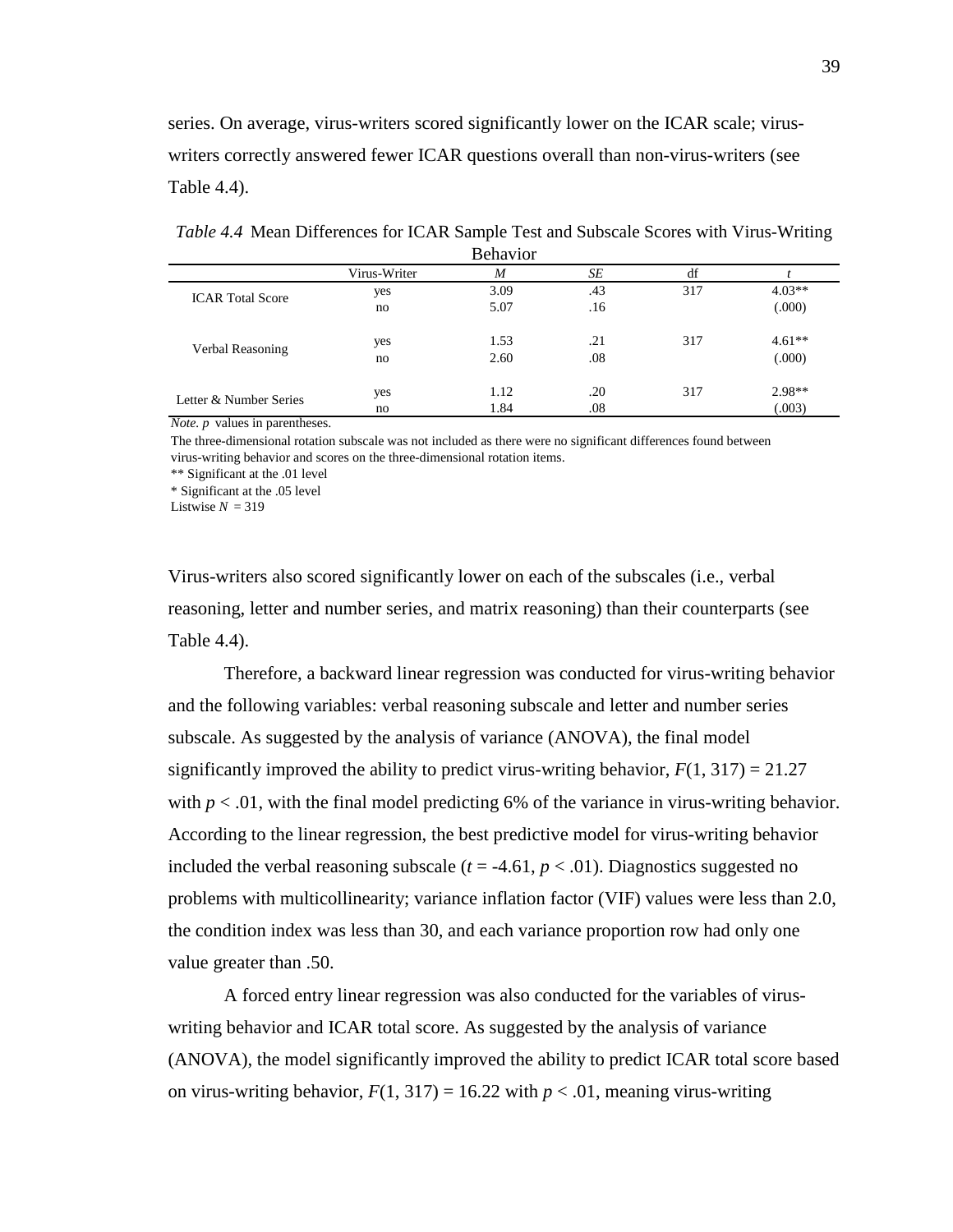series. On average, virus-writers scored significantly lower on the ICAR scale; virus-writers correctly answered fewer ICAR questions overall than non-virus-writers (see Table 4.4).

*Table 4.4* Mean Differences for ICAR Sample Test and Subscale Scores with Virus-Writing Behavior

| | Virus-Writer | *M* | *SE* | df | *t* |
|---|---|---|---|---|---|
| ICAR Total Score | yes | 3.09 | .43 | 317 | 4.03** |
| | no | 5.07 | .16 | | (.000) |
| Verbal Reasoning | yes | 1.53 | .21 | 317 | 4.61** |
| | no | 2.60 | .08 | | (.000) |
| Letter & Number Series | yes | 1.12 | .20 | 317 | 2.98** |
| | no | 1.84 | .08 | | (.003) |

*Note. p* values in parentheses.

The three-dimensional rotation subscale was not included as there were no significant differences found between virus-writing behavior and scores on the three-dimensional rotation items.

** Significant at the .01 level

* Significant at the .05 level

Listwise $N = 319$

Virus-writers also scored significantly lower on each of the subscales (i.e., verbal reasoning, letter and number series, and matrix reasoning) than their counterparts (see Table 4.4).

Therefore, a backward linear regression was conducted for virus-writing behavior and the following variables: verbal reasoning subscale and letter and number series subscale. As suggested by the analysis of variance (ANOVA), the final model significantly improved the ability to predict virus-writing behavior, $F(1, 317) = 21.27$ with $p < .01$, with the final model predicting 6% of the variance in virus-writing behavior. According to the linear regression, the best predictive model for virus-writing behavior included the verbal reasoning subscale ($t = -4.61$, $p < .01$). Diagnostics suggested no problems with multicollinearity; variance inflation factor (VIF) values were less than 2.0, the condition index was less than 30, and each variance proportion row had only one value greater than .50.

A forced entry linear regression was also conducted for the variables of virus-writing behavior and ICAR total score. As suggested by the analysis of variance (ANOVA), the model significantly improved the ability to predict ICAR total score based on virus-writing behavior, $F(1, 317) = 16.22$ with $p < .01$, meaning virus-writing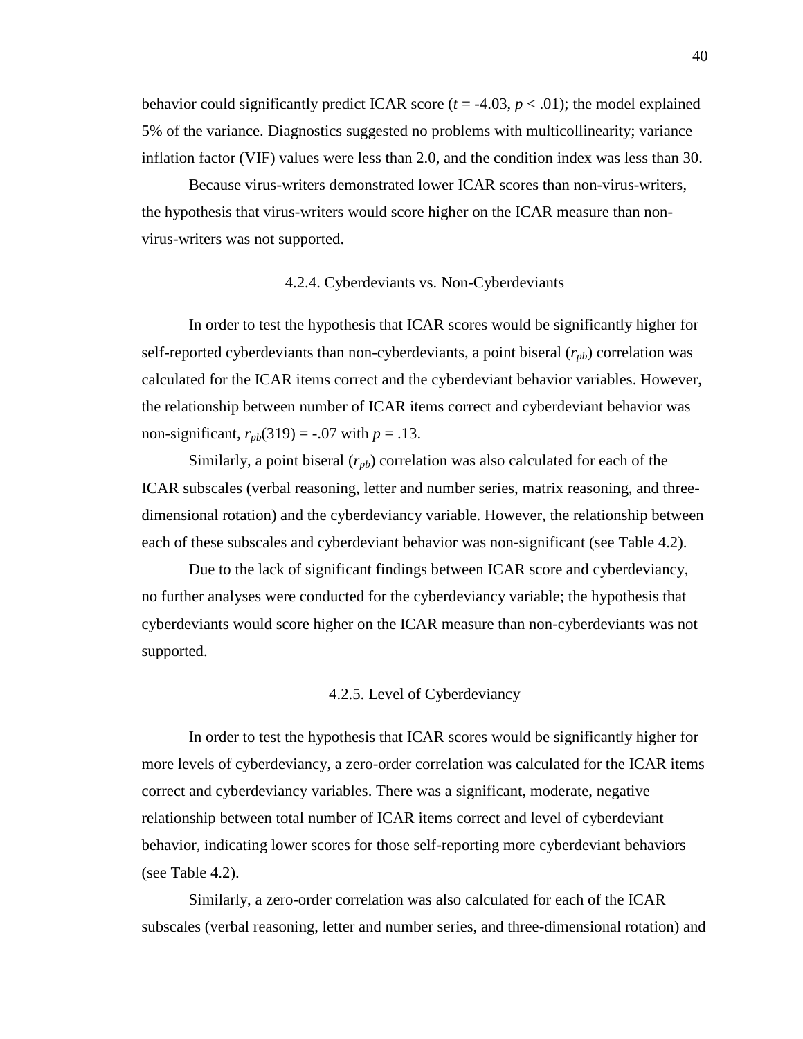behavior could significantly predict ICAR score ($t$ = -4.03, $p$ < .01); the model explained 5% of the variance. Diagnostics suggested no problems with multicollinearity; variance inflation factor (VIF) values were less than 2.0, and the condition index was less than 30.

Because virus-writers demonstrated lower ICAR scores than non-virus-writers, the hypothesis that virus-writers would score higher on the ICAR measure than non-virus-writers was not supported.

### 4.2.4. Cyberdeviants vs. Non-Cyberdeviants

In order to test the hypothesis that ICAR scores would be significantly higher for self-reported cyberdeviants than non-cyberdeviants, a point biseral ($r_{pb}$) correlation was calculated for the ICAR items correct and the cyberdeviant behavior variables. However, the relationship between number of ICAR items correct and cyberdeviant behavior was non-significant, $r_{pb}(319) = -.07$ with $p = .13$.

Similarly, a point biseral ($r_{pb}$) correlation was also calculated for each of the ICAR subscales (verbal reasoning, letter and number series, matrix reasoning, and three-dimensional rotation) and the cyberdeviancy variable. However, the relationship between each of these subscales and cyberdeviant behavior was non-significant (see Table 4.2).

Due to the lack of significant findings between ICAR score and cyberdeviancy, no further analyses were conducted for the cyberdeviancy variable; the hypothesis that cyberdeviants would score higher on the ICAR measure than non-cyberdeviants was not supported.

### 4.2.5. Level of Cyberdeviancy

In order to test the hypothesis that ICAR scores would be significantly higher for more levels of cyberdeviancy, a zero-order correlation was calculated for the ICAR items correct and cyberdeviancy variables. There was a significant, moderate, negative relationship between total number of ICAR items correct and level of cyberdeviant behavior, indicating lower scores for those self-reporting more cyberdeviant behaviors (see Table 4.2).

Similarly, a zero-order correlation was also calculated for each of the ICAR subscales (verbal reasoning, letter and number series, and three-dimensional rotation) and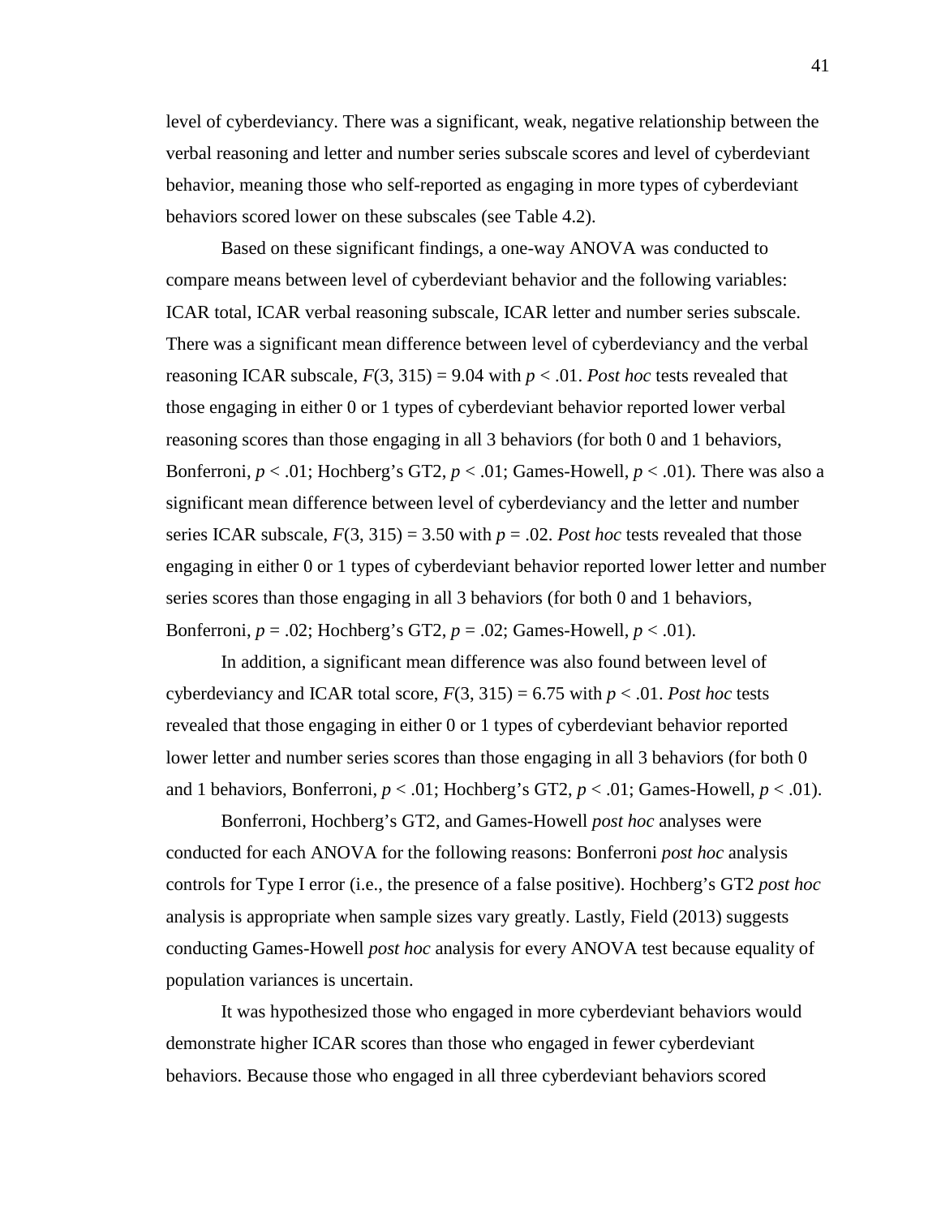level of cyberdeviancy. There was a significant, weak, negative relationship between the verbal reasoning and letter and number series subscale scores and level of cyberdeviant behavior, meaning those who self-reported as engaging in more types of cyberdeviant behaviors scored lower on these subscales (see Table 4.2).

Based on these significant findings, a one-way ANOVA was conducted to compare means between level of cyberdeviant behavior and the following variables: ICAR total, ICAR verbal reasoning subscale, ICAR letter and number series subscale. There was a significant mean difference between level of cyberdeviancy and the verbal reasoning ICAR subscale, $F(3, 315) = 9.04$ with $p < .01$. *Post hoc* tests revealed that those engaging in either 0 or 1 types of cyberdeviant behavior reported lower verbal reasoning scores than those engaging in all 3 behaviors (for both 0 and 1 behaviors, Bonferroni, $p < .01$; Hochberg's GT2, $p < .01$; Games-Howell, $p < .01$). There was also a significant mean difference between level of cyberdeviancy and the letter and number series ICAR subscale, $F(3, 315) = 3.50$ with $p = .02$. *Post hoc* tests revealed that those engaging in either 0 or 1 types of cyberdeviant behavior reported lower letter and number series scores than those engaging in all 3 behaviors (for both 0 and 1 behaviors, Bonferroni, $p = .02$; Hochberg's GT2, $p = .02$; Games-Howell, $p < .01$).

In addition, a significant mean difference was also found between level of cyberdeviancy and ICAR total score, $F(3, 315) = 6.75$ with $p < .01$. *Post hoc* tests revealed that those engaging in either 0 or 1 types of cyberdeviant behavior reported lower letter and number series scores than those engaging in all 3 behaviors (for both 0 and 1 behaviors, Bonferroni, $p < .01$; Hochberg's GT2, $p < .01$; Games-Howell, $p < .01$).

Bonferroni, Hochberg's GT2, and Games-Howell *post hoc* analyses were conducted for each ANOVA for the following reasons: Bonferroni *post hoc* analysis controls for Type I error (i.e., the presence of a false positive). Hochberg's GT2 *post hoc* analysis is appropriate when sample sizes vary greatly. Lastly, Field (2013) suggests conducting Games-Howell *post hoc* analysis for every ANOVA test because equality of population variances is uncertain.

It was hypothesized those who engaged in more cyberdeviant behaviors would demonstrate higher ICAR scores than those who engaged in fewer cyberdeviant behaviors. Because those who engaged in all three cyberdeviant behaviors scored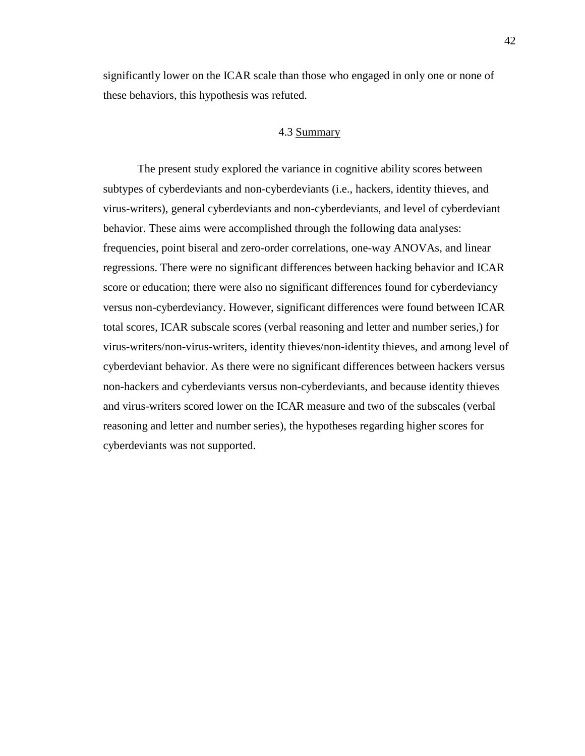significantly lower on the ICAR scale than those who engaged in only one or none of these behaviors, this hypothesis was refuted.

## 4.3 Summary

The present study explored the variance in cognitive ability scores between subtypes of cyberdeviants and non-cyberdeviants (i.e., hackers, identity thieves, and virus-writers), general cyberdeviants and non-cyberdeviants, and level of cyberdeviant behavior. These aims were accomplished through the following data analyses: frequencies, point biseral and zero-order correlations, one-way ANOVAs, and linear regressions. There were no significant differences between hacking behavior and ICAR score or education; there were also no significant differences found for cyberdeviancy versus non-cyberdeviancy. However, significant differences were found between ICAR total scores, ICAR subscale scores (verbal reasoning and letter and number series,) for virus-writers/non-virus-writers, identity thieves/non-identity thieves, and among level of cyberdeviant behavior. As there were no significant differences between hackers versus non-hackers and cyberdeviants versus non-cyberdeviants, and because identity thieves and virus-writers scored lower on the ICAR measure and two of the subscales (verbal reasoning and letter and number series), the hypotheses regarding higher scores for cyberdeviants was not supported.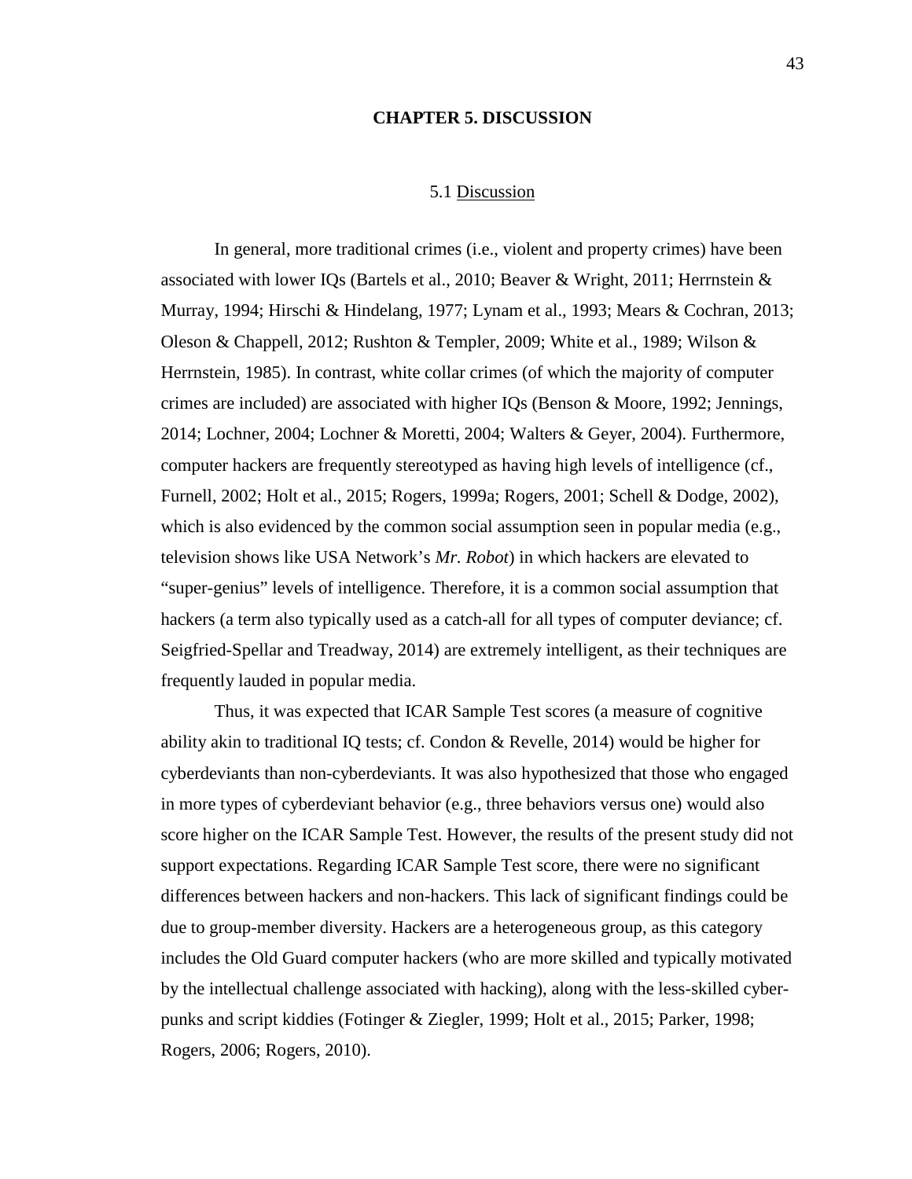# CHAPTER 5. DISCUSSION

## 5.1 Discussion

In general, more traditional crimes (i.e., violent and property crimes) have been associated with lower IQs (Bartels et al., 2010; Beaver & Wright, 2011; Herrnstein & Murray, 1994; Hirschi & Hindelang, 1977; Lynam et al., 1993; Mears & Cochran, 2013; Oleson & Chappell, 2012; Rushton & Templer, 2009; White et al., 1989; Wilson & Herrnstein, 1985). In contrast, white collar crimes (of which the majority of computer crimes are included) are associated with higher IQs (Benson & Moore, 1992; Jennings, 2014; Lochner, 2004; Lochner & Moretti, 2004; Walters & Geyer, 2004). Furthermore, computer hackers are frequently stereotyped as having high levels of intelligence (cf., Furnell, 2002; Holt et al., 2015; Rogers, 1999a; Rogers, 2001; Schell & Dodge, 2002), which is also evidenced by the common social assumption seen in popular media (e.g., television shows like USA Network's *Mr. Robot*) in which hackers are elevated to "super-genius" levels of intelligence. Therefore, it is a common social assumption that hackers (a term also typically used as a catch-all for all types of computer deviance; cf. Seigfried-Spellar and Treadway, 2014) are extremely intelligent, as their techniques are frequently lauded in popular media.

Thus, it was expected that ICAR Sample Test scores (a measure of cognitive ability akin to traditional IQ tests; cf. Condon & Revelle, 2014) would be higher for cyberdeviants than non-cyberdeviants. It was also hypothesized that those who engaged in more types of cyberdeviant behavior (e.g., three behaviors versus one) would also score higher on the ICAR Sample Test. However, the results of the present study did not support expectations. Regarding ICAR Sample Test score, there were no significant differences between hackers and non-hackers. This lack of significant findings could be due to group-member diversity. Hackers are a heterogeneous group, as this category includes the Old Guard computer hackers (who are more skilled and typically motivated by the intellectual challenge associated with hacking), along with the less-skilled cyber-punks and script kiddies (Fotinger & Ziegler, 1999; Holt et al., 2015; Parker, 1998; Rogers, 2006; Rogers, 2010).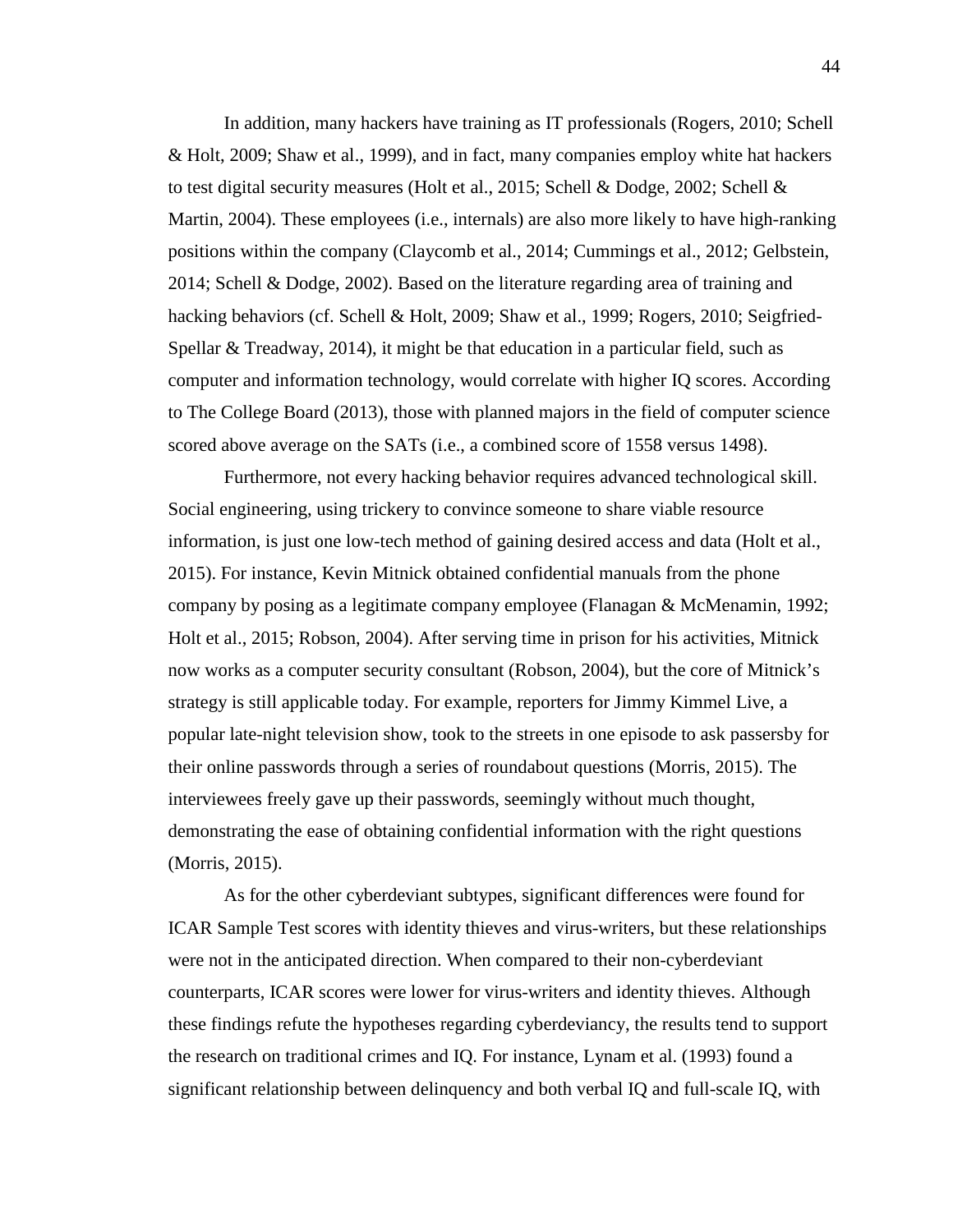In addition, many hackers have training as IT professionals (Rogers, 2010; Schell & Holt, 2009; Shaw et al., 1999), and in fact, many companies employ white hat hackers to test digital security measures (Holt et al., 2015; Schell & Dodge, 2002; Schell & Martin, 2004). These employees (i.e., internals) are also more likely to have high-ranking positions within the company (Claycomb et al., 2014; Cummings et al., 2012; Gelbstein, 2014; Schell & Dodge, 2002). Based on the literature regarding area of training and hacking behaviors (cf. Schell & Holt, 2009; Shaw et al., 1999; Rogers, 2010; Seigfried-Spellar & Treadway, 2014), it might be that education in a particular field, such as computer and information technology, would correlate with higher IQ scores. According to The College Board (2013), those with planned majors in the field of computer science scored above average on the SATs (i.e., a combined score of 1558 versus 1498).

Furthermore, not every hacking behavior requires advanced technological skill. Social engineering, using trickery to convince someone to share viable resource information, is just one low-tech method of gaining desired access and data (Holt et al., 2015). For instance, Kevin Mitnick obtained confidential manuals from the phone company by posing as a legitimate company employee (Flanagan & McMenamin, 1992; Holt et al., 2015; Robson, 2004). After serving time in prison for his activities, Mitnick now works as a computer security consultant (Robson, 2004), but the core of Mitnick's strategy is still applicable today. For example, reporters for Jimmy Kimmel Live, a popular late-night television show, took to the streets in one episode to ask passersby for their online passwords through a series of roundabout questions (Morris, 2015). The interviewees freely gave up their passwords, seemingly without much thought, demonstrating the ease of obtaining confidential information with the right questions (Morris, 2015).

As for the other cyberdeviant subtypes, significant differences were found for ICAR Sample Test scores with identity thieves and virus-writers, but these relationships were not in the anticipated direction. When compared to their non-cyberdeviant counterparts, ICAR scores were lower for virus-writers and identity thieves. Although these findings refute the hypotheses regarding cyberdeviancy, the results tend to support the research on traditional crimes and IQ. For instance, Lynam et al. (1993) found a significant relationship between delinquency and both verbal IQ and full-scale IQ, with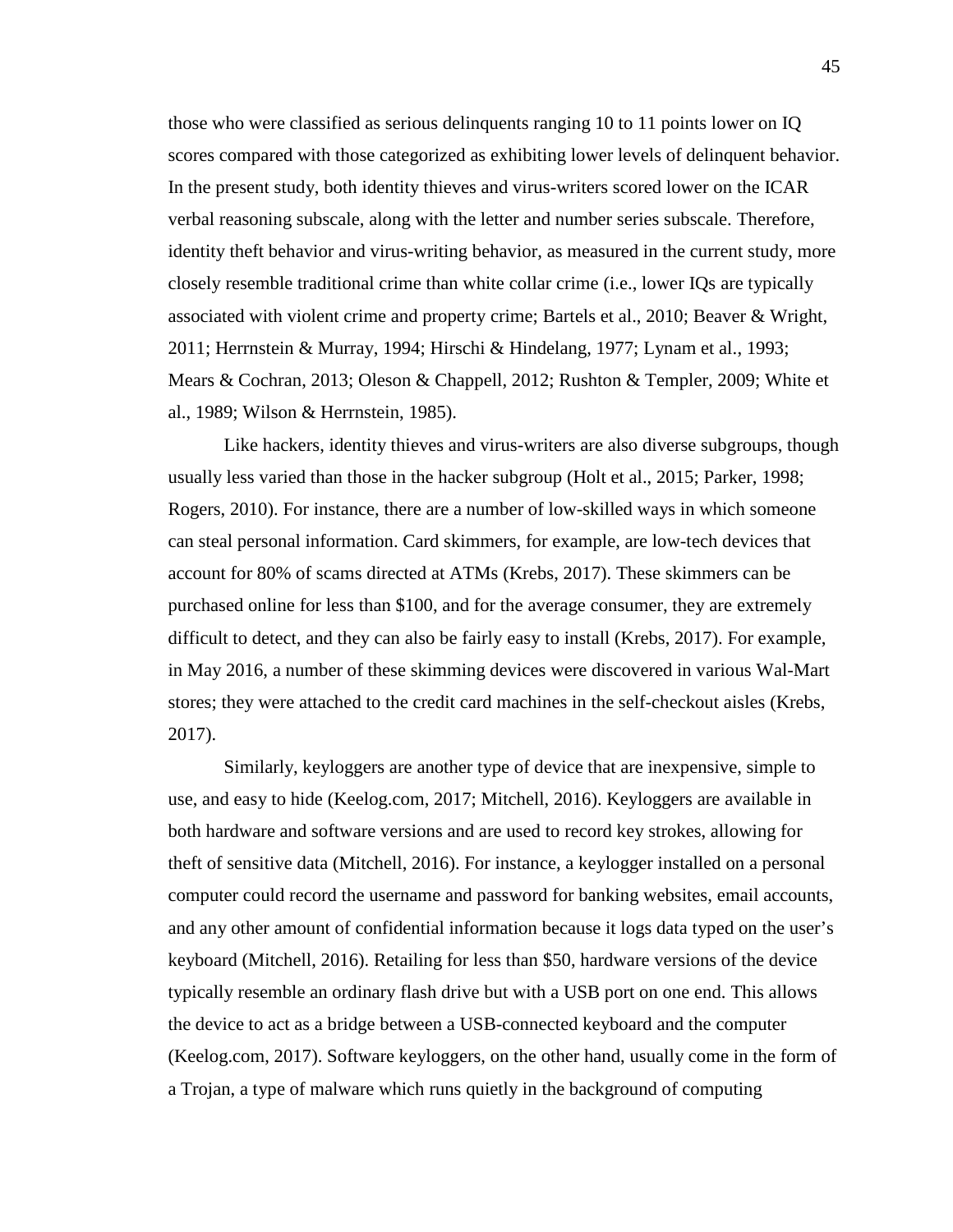those who were classified as serious delinquents ranging 10 to 11 points lower on IQ scores compared with those categorized as exhibiting lower levels of delinquent behavior. In the present study, both identity thieves and virus-writers scored lower on the ICAR verbal reasoning subscale, along with the letter and number series subscale. Therefore, identity theft behavior and virus-writing behavior, as measured in the current study, more closely resemble traditional crime than white collar crime (i.e., lower IQs are typically associated with violent crime and property crime; Bartels et al., 2010; Beaver & Wright, 2011; Herrnstein & Murray, 1994; Hirschi & Hindelang, 1977; Lynam et al., 1993; Mears & Cochran, 2013; Oleson & Chappell, 2012; Rushton & Templer, 2009; White et al., 1989; Wilson & Herrnstein, 1985).

Like hackers, identity thieves and virus-writers are also diverse subgroups, though usually less varied than those in the hacker subgroup (Holt et al., 2015; Parker, 1998; Rogers, 2010). For instance, there are a number of low-skilled ways in which someone can steal personal information. Card skimmers, for example, are low-tech devices that account for 80% of scams directed at ATMs (Krebs, 2017). These skimmers can be purchased online for less than $100, and for the average consumer, they are extremely difficult to detect, and they can also be fairly easy to install (Krebs, 2017). For example, in May 2016, a number of these skimming devices were discovered in various Wal-Mart stores; they were attached to the credit card machines in the self-checkout aisles (Krebs, 2017).

Similarly, keyloggers are another type of device that are inexpensive, simple to use, and easy to hide (Keelog.com, 2017; Mitchell, 2016). Keyloggers are available in both hardware and software versions and are used to record key strokes, allowing for theft of sensitive data (Mitchell, 2016). For instance, a keylogger installed on a personal computer could record the username and password for banking websites, email accounts, and any other amount of confidential information because it logs data typed on the user's keyboard (Mitchell, 2016). Retailing for less than $50, hardware versions of the device typically resemble an ordinary flash drive but with a USB port on one end. This allows the device to act as a bridge between a USB-connected keyboard and the computer (Keelog.com, 2017). Software keyloggers, on the other hand, usually come in the form of a Trojan, a type of malware which runs quietly in the background of computing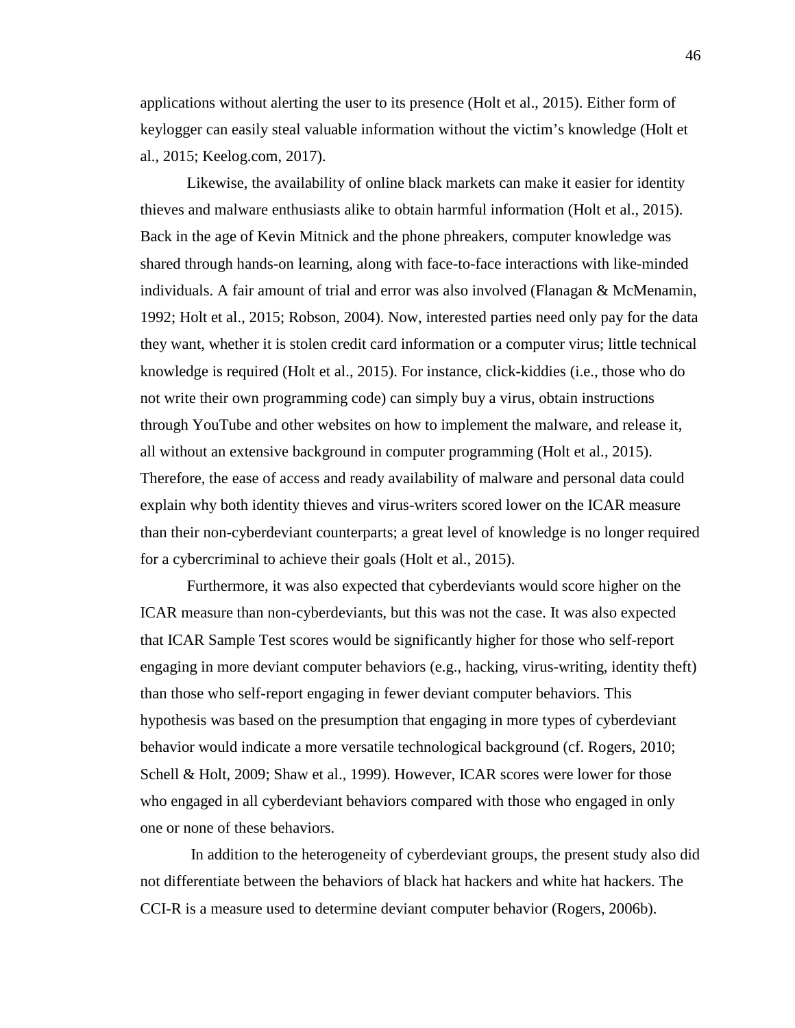applications without alerting the user to its presence (Holt et al., 2015). Either form of keylogger can easily steal valuable information without the victim's knowledge (Holt et al., 2015; Keelog.com, 2017).

Likewise, the availability of online black markets can make it easier for identity thieves and malware enthusiasts alike to obtain harmful information (Holt et al., 2015). Back in the age of Kevin Mitnick and the phone phreakers, computer knowledge was shared through hands-on learning, along with face-to-face interactions with like-minded individuals. A fair amount of trial and error was also involved (Flanagan & McMenamin, 1992; Holt et al., 2015; Robson, 2004). Now, interested parties need only pay for the data they want, whether it is stolen credit card information or a computer virus; little technical knowledge is required (Holt et al., 2015). For instance, click-kiddies (i.e., those who do not write their own programming code) can simply buy a virus, obtain instructions through YouTube and other websites on how to implement the malware, and release it, all without an extensive background in computer programming (Holt et al., 2015). Therefore, the ease of access and ready availability of malware and personal data could explain why both identity thieves and virus-writers scored lower on the ICAR measure than their non-cyberdeviant counterparts; a great level of knowledge is no longer required for a cybercriminal to achieve their goals (Holt et al., 2015).

Furthermore, it was also expected that cyberdeviants would score higher on the ICAR measure than non-cyberdeviants, but this was not the case. It was also expected that ICAR Sample Test scores would be significantly higher for those who self-report engaging in more deviant computer behaviors (e.g., hacking, virus-writing, identity theft) than those who self-report engaging in fewer deviant computer behaviors. This hypothesis was based on the presumption that engaging in more types of cyberdeviant behavior would indicate a more versatile technological background (cf. Rogers, 2010; Schell & Holt, 2009; Shaw et al., 1999). However, ICAR scores were lower for those who engaged in all cyberdeviant behaviors compared with those who engaged in only one or none of these behaviors.

In addition to the heterogeneity of cyberdeviant groups, the present study also did not differentiate between the behaviors of black hat hackers and white hat hackers. The CCI-R is a measure used to determine deviant computer behavior (Rogers, 2006b).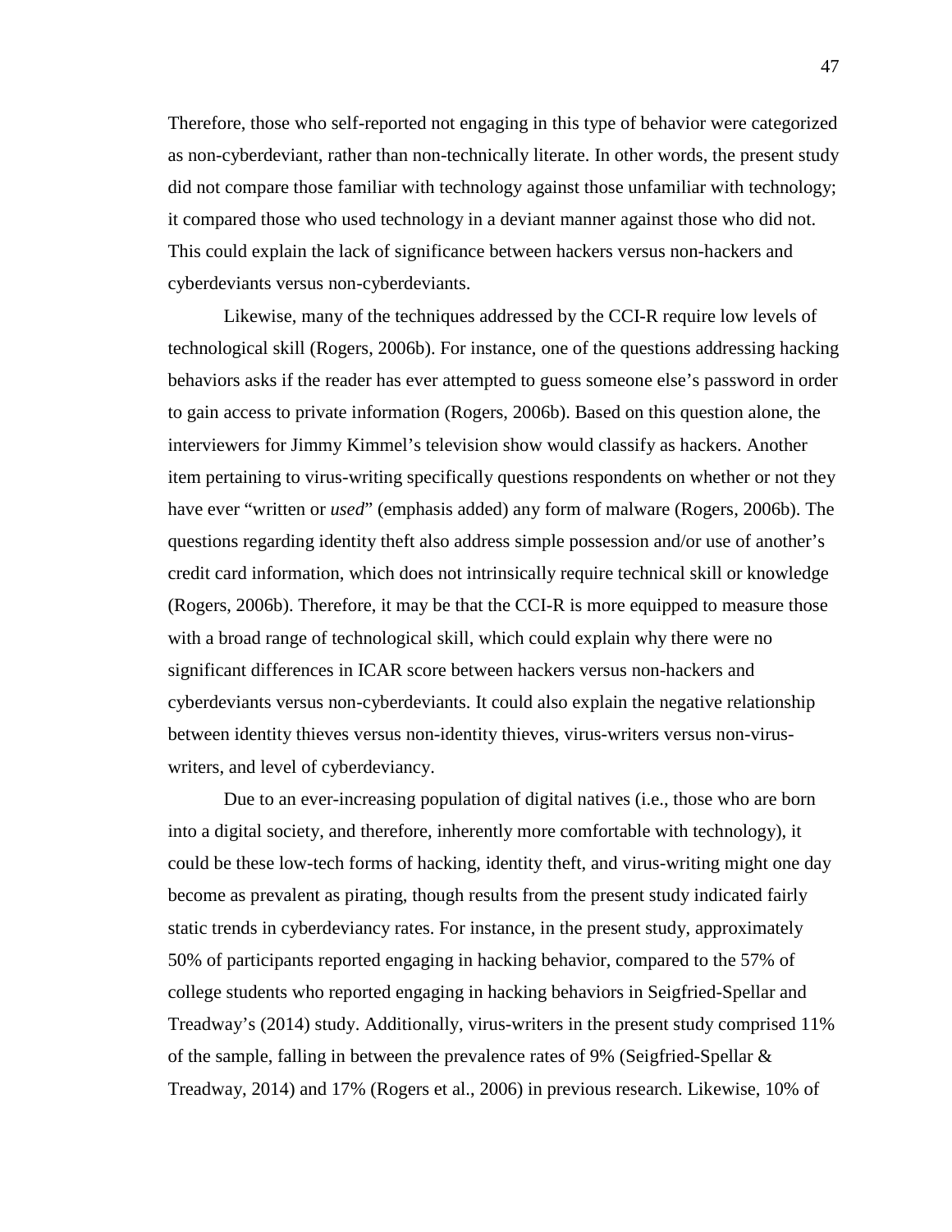Therefore, those who self-reported not engaging in this type of behavior were categorized as non-cyberdeviant, rather than non-technically literate. In other words, the present study did not compare those familiar with technology against those unfamiliar with technology; it compared those who used technology in a deviant manner against those who did not. This could explain the lack of significance between hackers versus non-hackers and cyberdeviants versus non-cyberdeviants.

Likewise, many of the techniques addressed by the CCI-R require low levels of technological skill (Rogers, 2006b). For instance, one of the questions addressing hacking behaviors asks if the reader has ever attempted to guess someone else's password in order to gain access to private information (Rogers, 2006b). Based on this question alone, the interviewers for Jimmy Kimmel's television show would classify as hackers. Another item pertaining to virus-writing specifically questions respondents on whether or not they have ever "written or *used*" (emphasis added) any form of malware (Rogers, 2006b). The questions regarding identity theft also address simple possession and/or use of another's credit card information, which does not intrinsically require technical skill or knowledge (Rogers, 2006b). Therefore, it may be that the CCI-R is more equipped to measure those with a broad range of technological skill, which could explain why there were no significant differences in ICAR score between hackers versus non-hackers and cyberdeviants versus non-cyberdeviants. It could also explain the negative relationship between identity thieves versus non-identity thieves, virus-writers versus non-virus-writers, and level of cyberdeviancy.

Due to an ever-increasing population of digital natives (i.e., those who are born into a digital society, and therefore, inherently more comfortable with technology), it could be these low-tech forms of hacking, identity theft, and virus-writing might one day become as prevalent as pirating, though results from the present study indicated fairly static trends in cyberdeviancy rates. For instance, in the present study, approximately 50% of participants reported engaging in hacking behavior, compared to the 57% of college students who reported engaging in hacking behaviors in Seigfried-Spellar and Treadway's (2014) study. Additionally, virus-writers in the present study comprised 11% of the sample, falling in between the prevalence rates of 9% (Seigfried-Spellar & Treadway, 2014) and 17% (Rogers et al., 2006) in previous research. Likewise, 10% of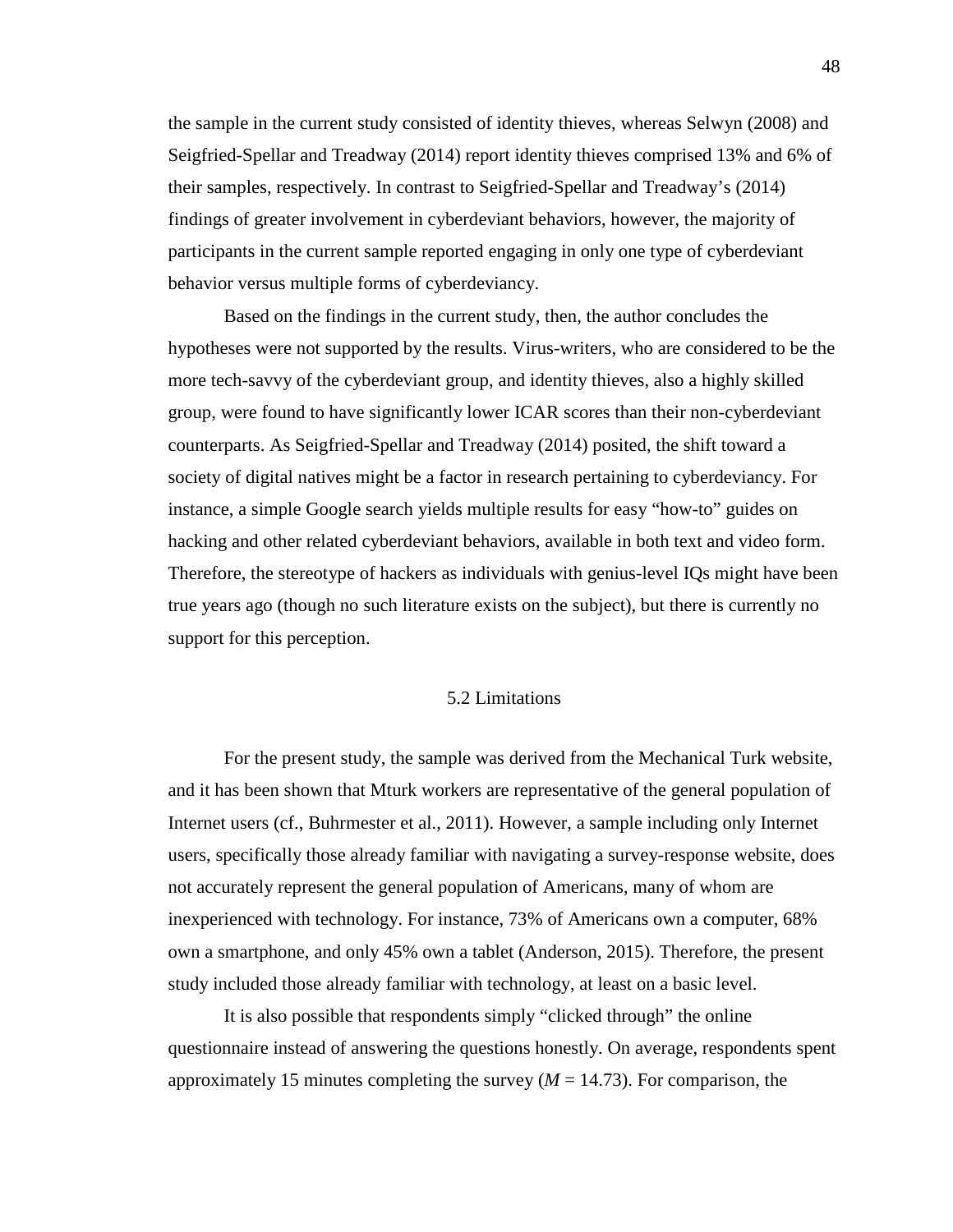the sample in the current study consisted of identity thieves, whereas Selwyn (2008) and Seigfried-Spellar and Treadway (2014) report identity thieves comprised 13% and 6% of their samples, respectively. In contrast to Seigfried-Spellar and Treadway's (2014) findings of greater involvement in cyberdeviant behaviors, however, the majority of participants in the current sample reported engaging in only one type of cyberdeviant behavior versus multiple forms of cyberdeviancy.

Based on the findings in the current study, then, the author concludes the hypotheses were not supported by the results. Virus-writers, who are considered to be the more tech-savvy of the cyberdeviant group, and identity thieves, also a highly skilled group, were found to have significantly lower ICAR scores than their non-cyberdeviant counterparts. As Seigfried-Spellar and Treadway (2014) posited, the shift toward a society of digital natives might be a factor in research pertaining to cyberdeviancy. For instance, a simple Google search yields multiple results for easy "how-to" guides on hacking and other related cyberdeviant behaviors, available in both text and video form. Therefore, the stereotype of hackers as individuals with genius-level IQs might have been true years ago (though no such literature exists on the subject), but there is currently no support for this perception.

## 5.2 Limitations

For the present study, the sample was derived from the Mechanical Turk website, and it has been shown that Mturk workers are representative of the general population of Internet users (cf., Buhrmester et al., 2011). However, a sample including only Internet users, specifically those already familiar with navigating a survey-response website, does not accurately represent the general population of Americans, many of whom are inexperienced with technology. For instance, 73% of Americans own a computer, 68% own a smartphone, and only 45% own a tablet (Anderson, 2015). Therefore, the present study included those already familiar with technology, at least on a basic level.

It is also possible that respondents simply "clicked through" the online questionnaire instead of answering the questions honestly. On average, respondents spent approximately 15 minutes completing the survey ($M = 14.73$). For comparison, the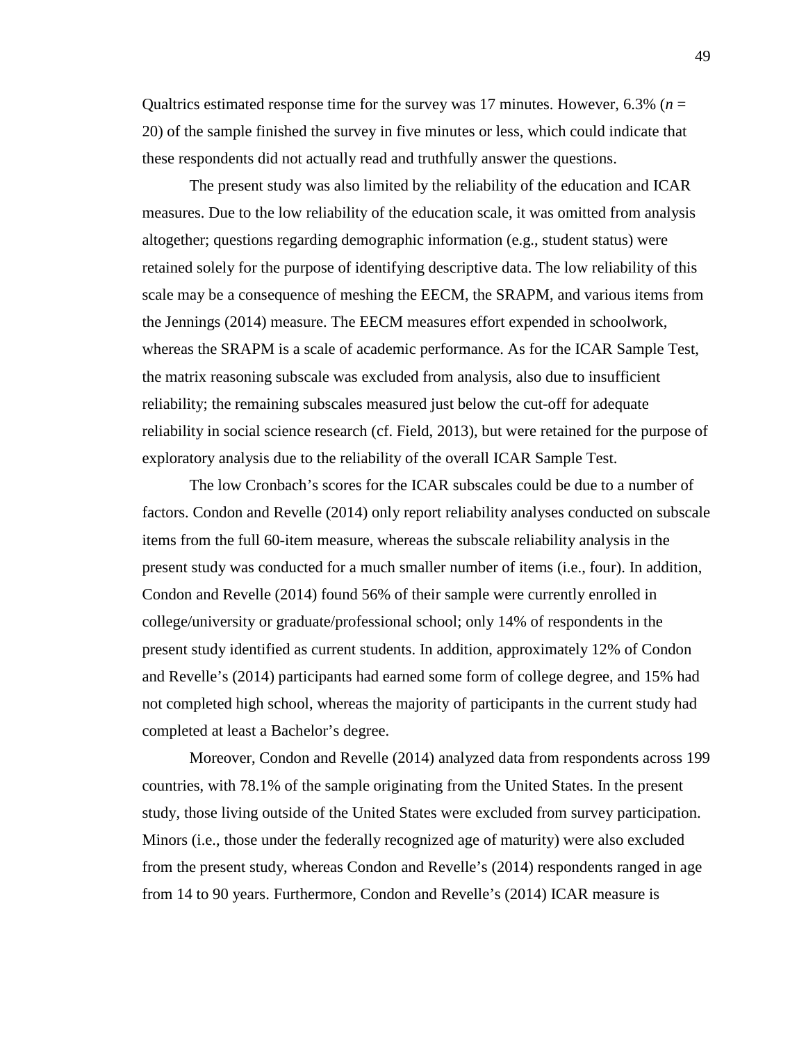Qualtrics estimated response time for the survey was 17 minutes. However, 6.3% (*n* = 20) of the sample finished the survey in five minutes or less, which could indicate that these respondents did not actually read and truthfully answer the questions.

The present study was also limited by the reliability of the education and ICAR measures. Due to the low reliability of the education scale, it was omitted from analysis altogether; questions regarding demographic information (e.g., student status) were retained solely for the purpose of identifying descriptive data. The low reliability of this scale may be a consequence of meshing the EECM, the SRAPM, and various items from the Jennings (2014) measure. The EECM measures effort expended in schoolwork, whereas the SRAPM is a scale of academic performance. As for the ICAR Sample Test, the matrix reasoning subscale was excluded from analysis, also due to insufficient reliability; the remaining subscales measured just below the cut-off for adequate reliability in social science research (cf. Field, 2013), but were retained for the purpose of exploratory analysis due to the reliability of the overall ICAR Sample Test.

The low Cronbach's scores for the ICAR subscales could be due to a number of factors. Condon and Revelle (2014) only report reliability analyses conducted on subscale items from the full 60-item measure, whereas the subscale reliability analysis in the present study was conducted for a much smaller number of items (i.e., four). In addition, Condon and Revelle (2014) found 56% of their sample were currently enrolled in college/university or graduate/professional school; only 14% of respondents in the present study identified as current students. In addition, approximately 12% of Condon and Revelle's (2014) participants had earned some form of college degree, and 15% had not completed high school, whereas the majority of participants in the current study had completed at least a Bachelor's degree.

Moreover, Condon and Revelle (2014) analyzed data from respondents across 199 countries, with 78.1% of the sample originating from the United States. In the present study, those living outside of the United States were excluded from survey participation. Minors (i.e., those under the federally recognized age of maturity) were also excluded from the present study, whereas Condon and Revelle's (2014) respondents ranged in age from 14 to 90 years. Furthermore, Condon and Revelle's (2014) ICAR measure is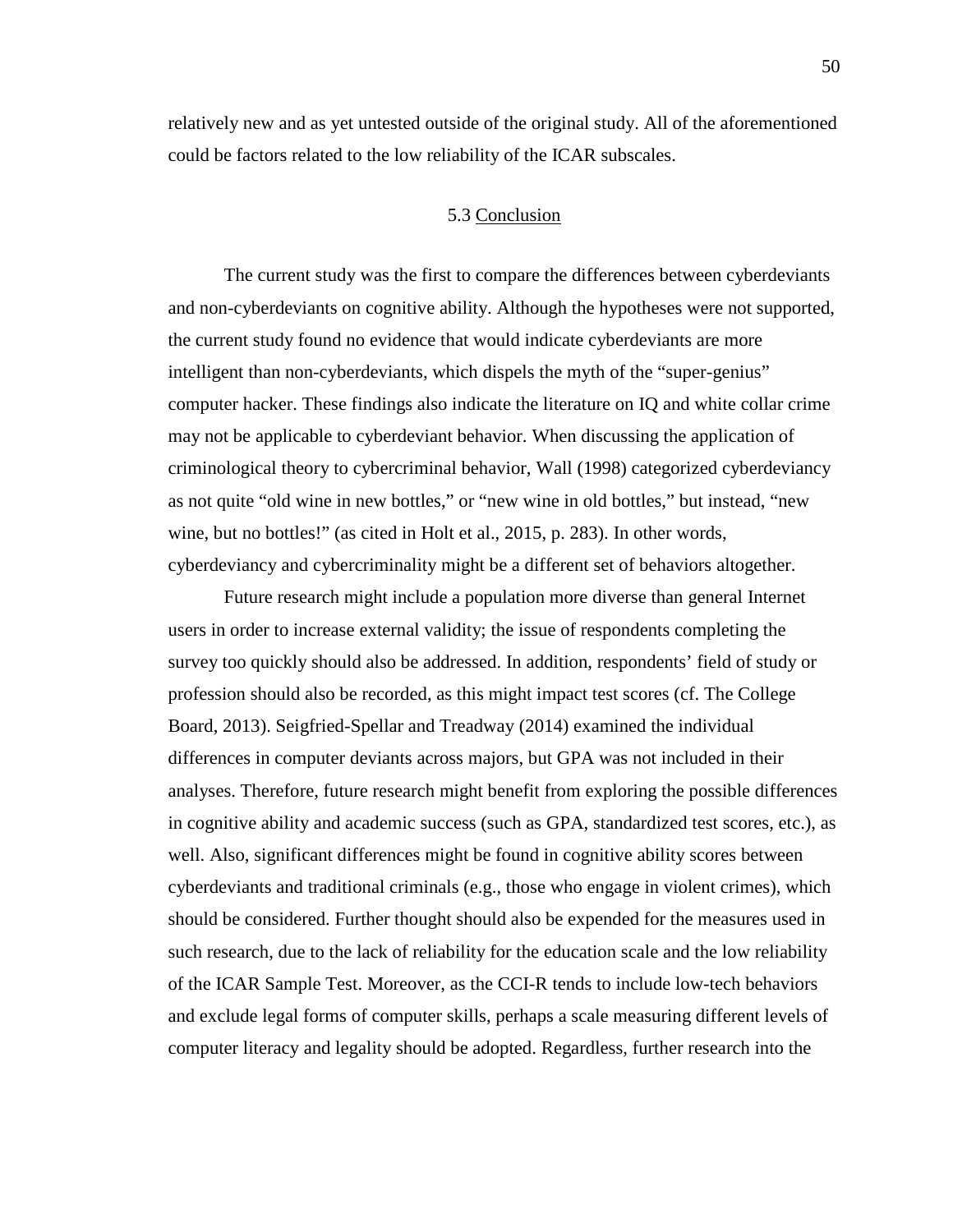relatively new and as yet untested outside of the original study. All of the aforementioned could be factors related to the low reliability of the ICAR subscales.

## 5.3 Conclusion

The current study was the first to compare the differences between cyberdeviants and non-cyberdeviants on cognitive ability. Although the hypotheses were not supported, the current study found no evidence that would indicate cyberdeviants are more intelligent than non-cyberdeviants, which dispels the myth of the "super-genius" computer hacker. These findings also indicate the literature on IQ and white collar crime may not be applicable to cyberdeviant behavior. When discussing the application of criminological theory to cybercriminal behavior, Wall (1998) categorized cyberdeviancy as not quite "old wine in new bottles," or "new wine in old bottles," but instead, "new wine, but no bottles!" (as cited in Holt et al., 2015, p. 283). In other words, cyberdeviancy and cybercriminality might be a different set of behaviors altogether.

Future research might include a population more diverse than general Internet users in order to increase external validity; the issue of respondents completing the survey too quickly should also be addressed. In addition, respondents' field of study or profession should also be recorded, as this might impact test scores (cf. The College Board, 2013). Seigfried-Spellar and Treadway (2014) examined the individual differences in computer deviants across majors, but GPA was not included in their analyses. Therefore, future research might benefit from exploring the possible differences in cognitive ability and academic success (such as GPA, standardized test scores, etc.), as well. Also, significant differences might be found in cognitive ability scores between cyberdeviants and traditional criminals (e.g., those who engage in violent crimes), which should be considered. Further thought should also be expended for the measures used in such research, due to the lack of reliability for the education scale and the low reliability of the ICAR Sample Test. Moreover, as the CCI-R tends to include low-tech behaviors and exclude legal forms of computer skills, perhaps a scale measuring different levels of computer literacy and legality should be adopted. Regardless, further research into the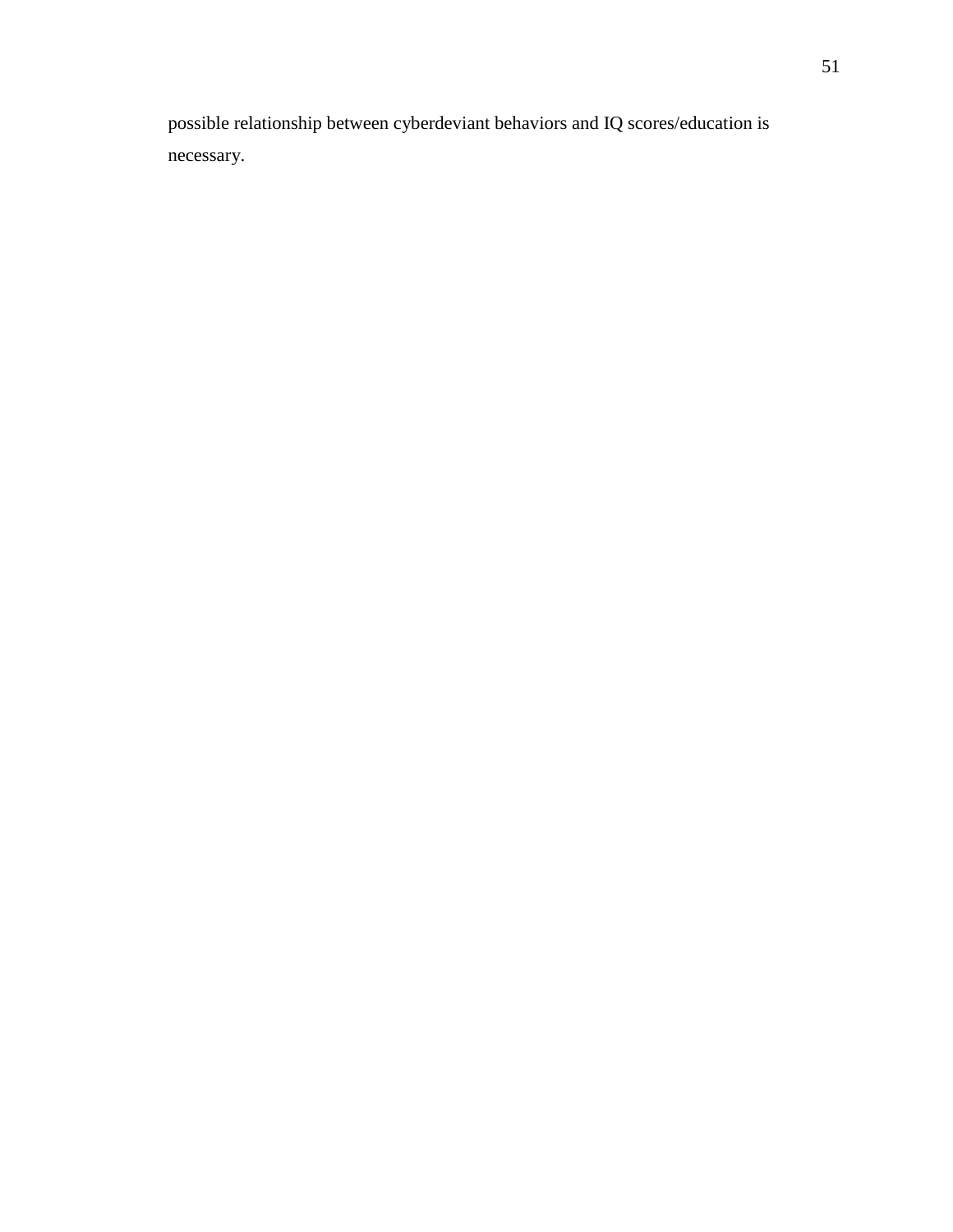possible relationship between cyberdeviant behaviors and IQ scores/education is necessary.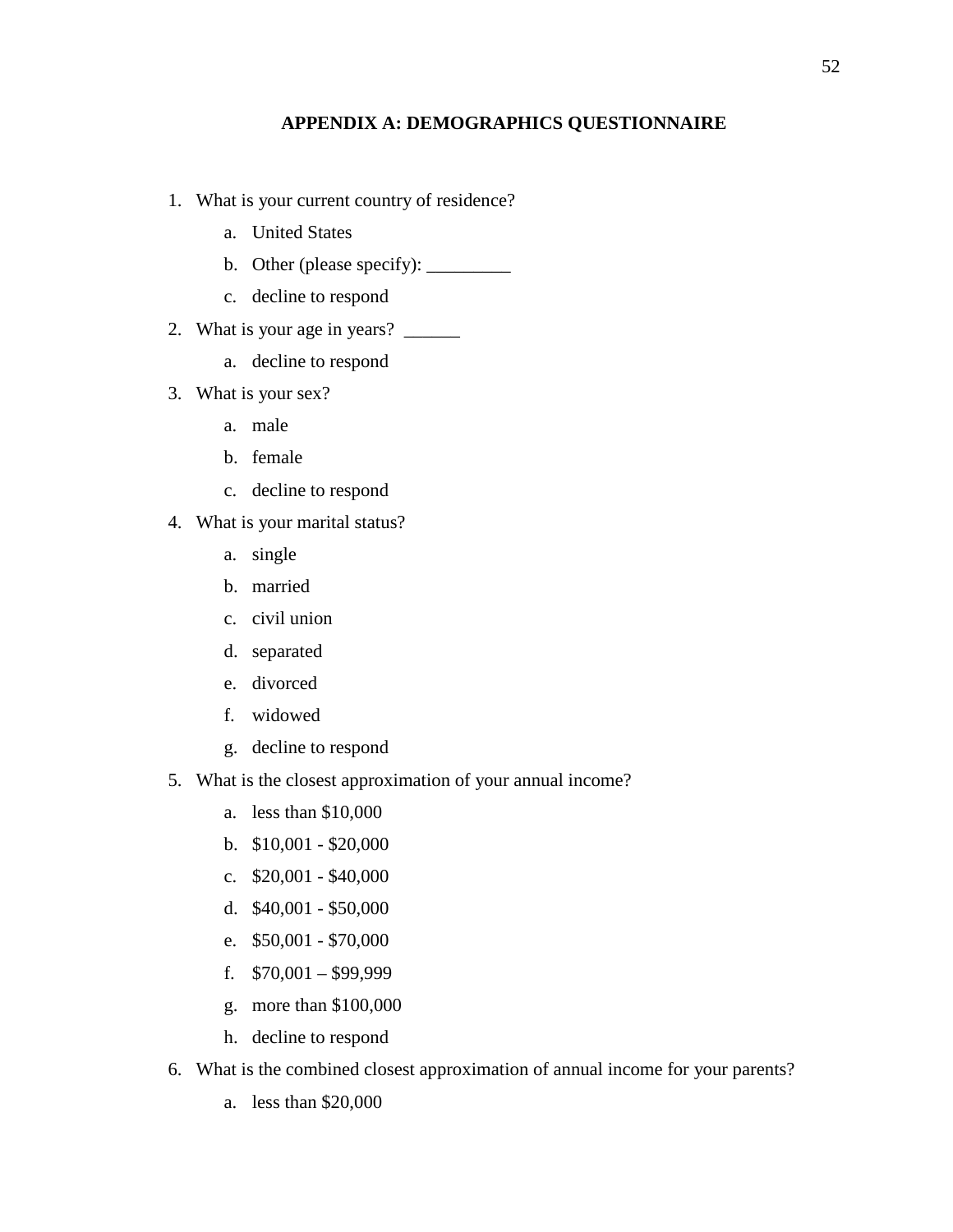## APPENDIX A: DEMOGRAPHICS QUESTIONNAIRE

1. What is your current country of residence?
   a. United States
   b. Other (please specify): _________
   c. decline to respond
2. What is your age in years? ______
   a. decline to respond
3. What is your sex?
   a. male
   b. female
   c. decline to respond
4. What is your marital status?
   a. single
   b. married
   c. civil union
   d. separated
   e. divorced
   f. widowed
   g. decline to respond
5. What is the closest approximation of your annual income?
   a. less than $10,000
   b. $10,001 - $20,000
   c. $20,001 - $40,000
   d. $40,001 - $50,000
   e. $50,001 - $70,000
   f. $70,001 – $99,999
   g. more than $100,000
   h. decline to respond
6. What is the combined closest approximation of annual income for your parents?
   a. less than $20,000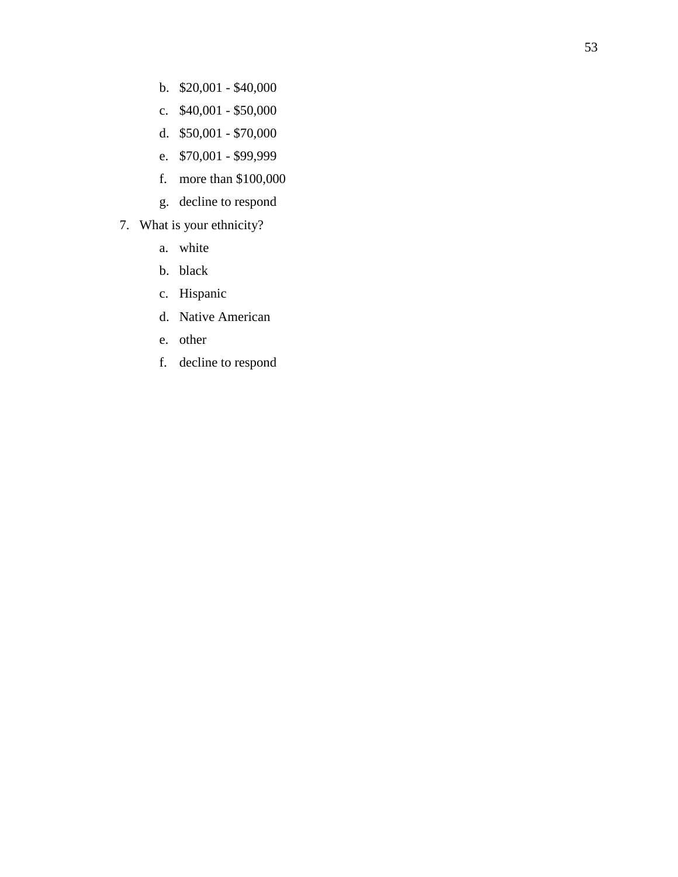b. $20,001 - $40,000
c. $40,001 - $50,000
d. $50,001 - $70,000
e. $70,001 - $99,999
f. more than $100,000
g. decline to respond

7. What is your ethnicity?
   a. white
   b. black
   c. Hispanic
   d. Native American
   e. other
   f. decline to respond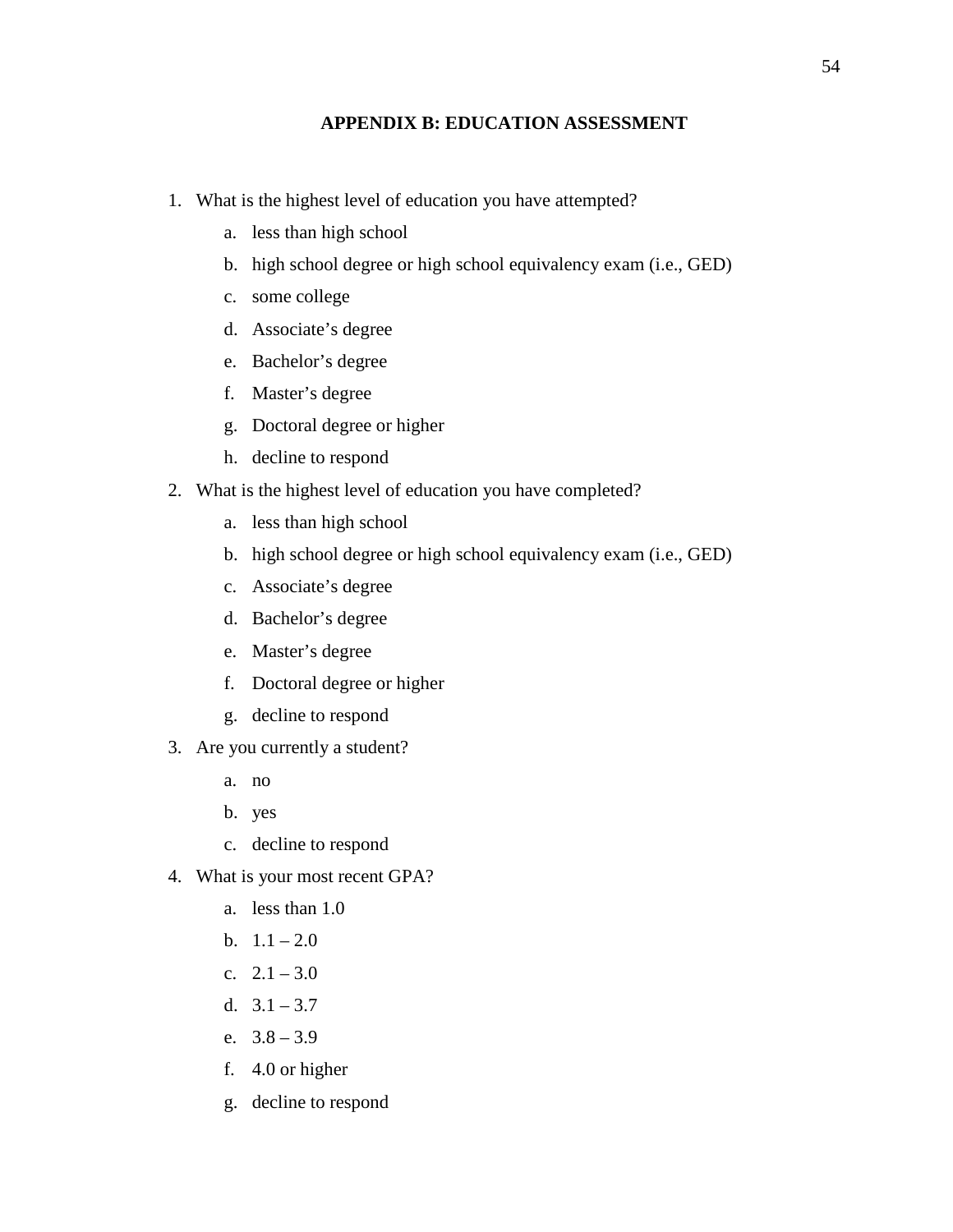## APPENDIX B: EDUCATION ASSESSMENT

1. What is the highest level of education you have attempted?
    a. less than high school
    b. high school degree or high school equivalency exam (i.e., GED)
    c. some college
    d. Associate's degree
    e. Bachelor's degree
    f. Master's degree
    g. Doctoral degree or higher
    h. decline to respond
2. What is the highest level of education you have completed?
    a. less than high school
    b. high school degree or high school equivalency exam (i.e., GED)
    c. Associate's degree
    d. Bachelor's degree
    e. Master's degree
    f. Doctoral degree or higher
    g. decline to respond
3. Are you currently a student?
    a. no
    b. yes
    c. decline to respond
4. What is your most recent GPA?
    a. less than 1.0
    b. 1.1 – 2.0
    c. 2.1 – 3.0
    d. 3.1 – 3.7
    e. 3.8 – 3.9
    f. 4.0 or higher
    g. decline to respond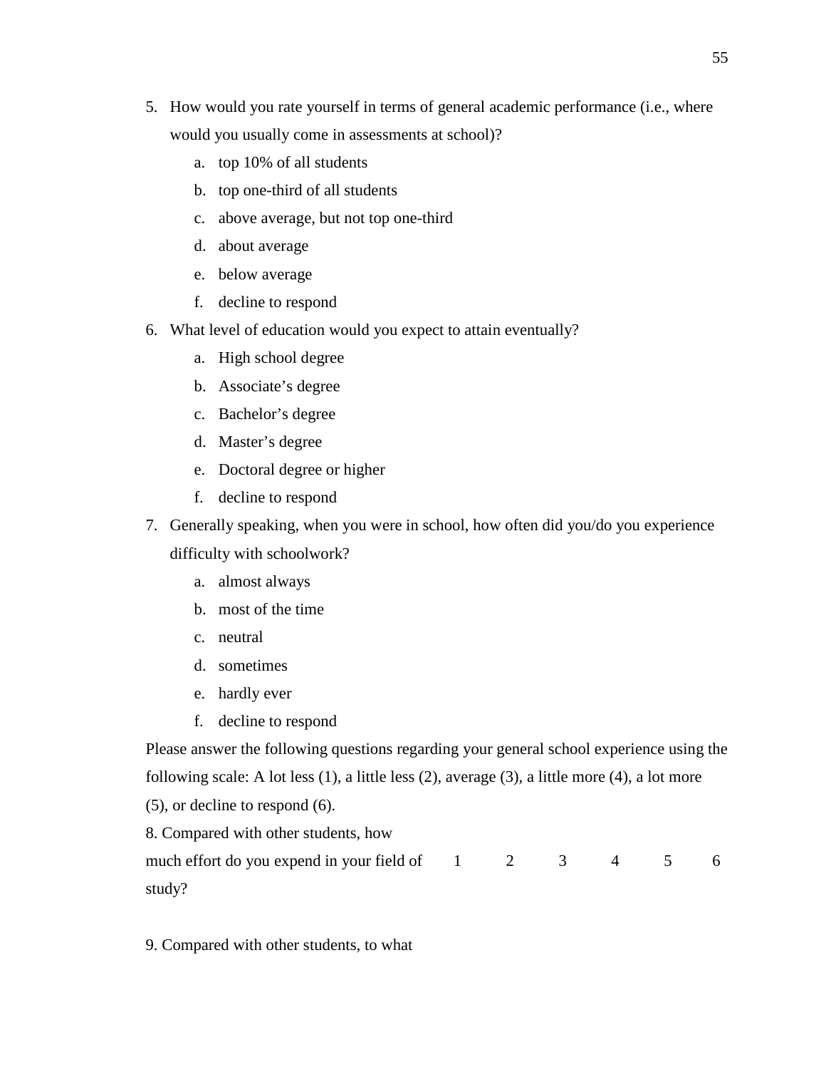5. How would you rate yourself in terms of general academic performance (i.e., where would you usually come in assessments at school)?
   a. top 10% of all students
   b. top one-third of all students
   c. above average, but not top one-third
   d. about average
   e. below average
   f. decline to respond
6. What level of education would you expect to attain eventually?
   a. High school degree
   b. Associate's degree
   c. Bachelor's degree
   d. Master's degree
   e. Doctoral degree or higher
   f. decline to respond
7. Generally speaking, when you were in school, how often did you/do you experience difficulty with schoolwork?
   a. almost always
   b. most of the time
   c. neutral
   d. sometimes
   e. hardly ever
   f. decline to respond

Please answer the following questions regarding your general school experience using the following scale: A lot less (1), a little less (2), average (3), a little more (4), a lot more (5), or decline to respond (6).

| | | | | | | |
|---|---|---|---|---|---|---|
| 8. Compared with other students, how much effort do you expend in your field of study? | 1 | 2 | 3 | 4 | 5 | 6 |

9. Compared with other students, to what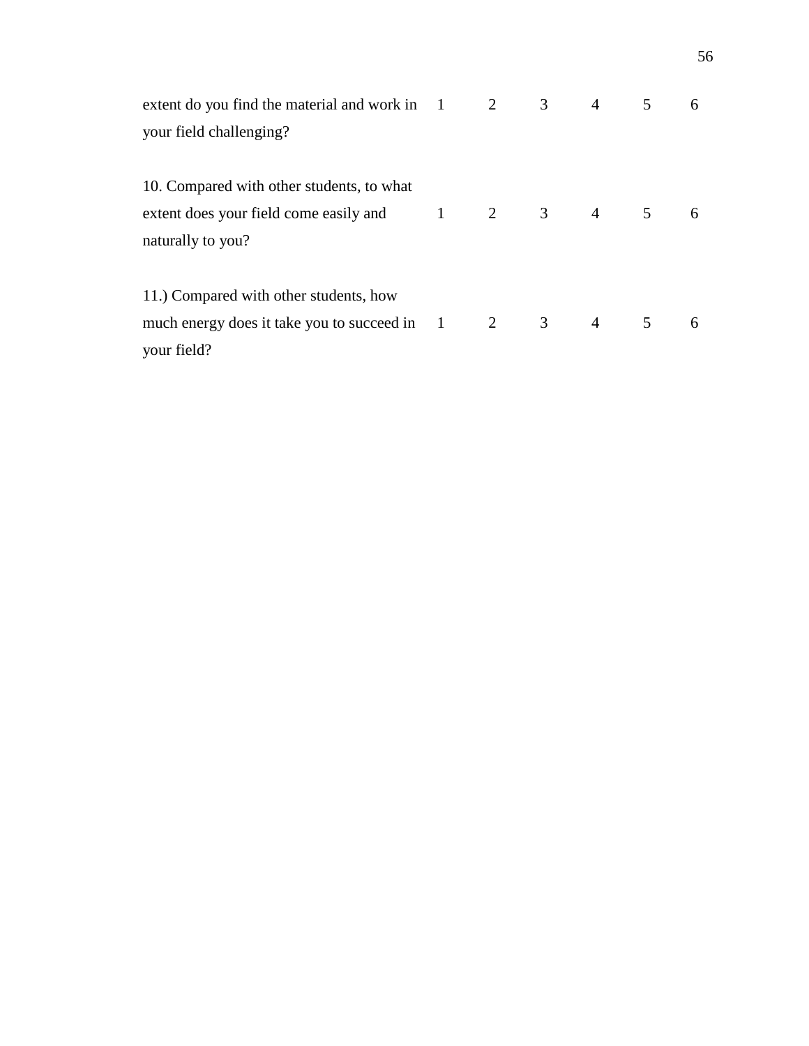| | | | | | | |
|---|---|---|---|---|---|---|
| extent do you find the material and work in your field challenging? | 1 | 2 | 3 | 4 | 5 | 6 |
| 10. Compared with other students, to what extent does your field come easily and naturally to you? | 1 | 2 | 3 | 4 | 5 | 6 |
| 11.) Compared with other students, how much energy does it take you to succeed in your field? | 1 | 2 | 3 | 4 | 5 | 6 |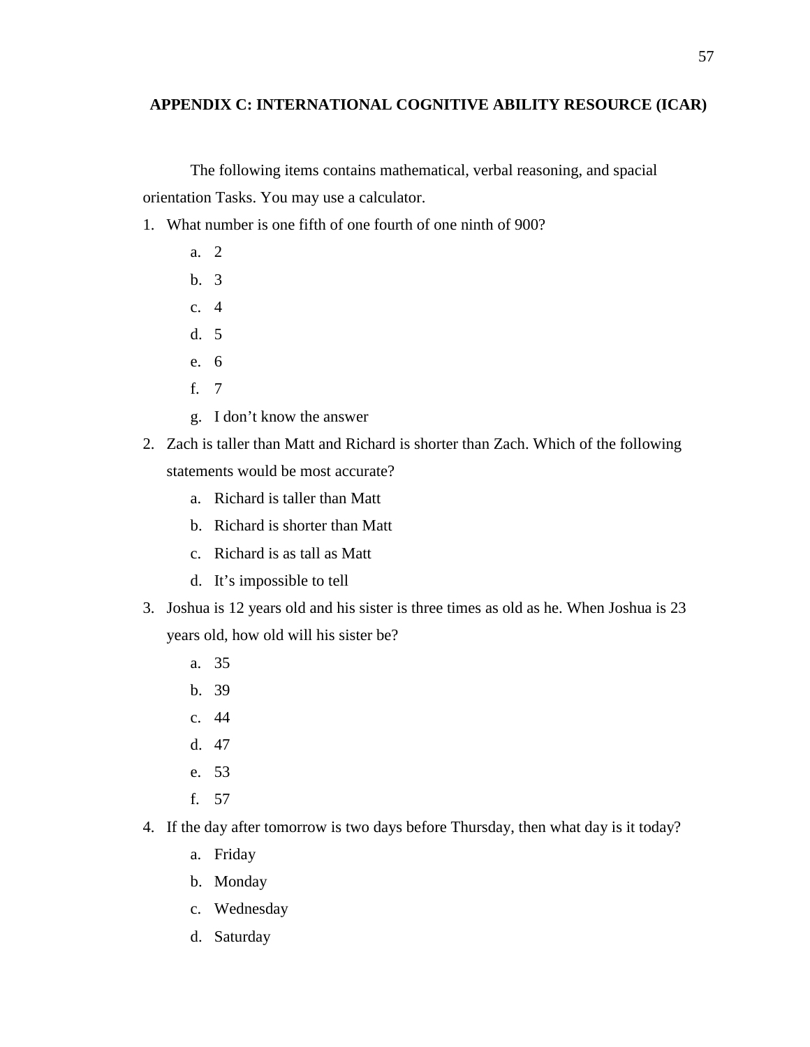## APPENDIX C: INTERNATIONAL COGNITIVE ABILITY RESOURCE (ICAR)

The following items contains mathematical, verbal reasoning, and spacial orientation Tasks. You may use a calculator.

1. What number is one fifth of one fourth of one ninth of 900?
    a. 2
    b. 3
    c. 4
    d. 5
    e. 6
    f. 7
    g. I don't know the answer
2. Zach is taller than Matt and Richard is shorter than Zach. Which of the following statements would be most accurate?
    a. Richard is taller than Matt
    b. Richard is shorter than Matt
    c. Richard is as tall as Matt
    d. It's impossible to tell
3. Joshua is 12 years old and his sister is three times as old as he. When Joshua is 23 years old, how old will his sister be?
    a. 35
    b. 39
    c. 44
    d. 47
    e. 53
    f. 57
4. If the day after tomorrow is two days before Thursday, then what day is it today?
    a. Friday
    b. Monday
    c. Wednesday
    d. Saturday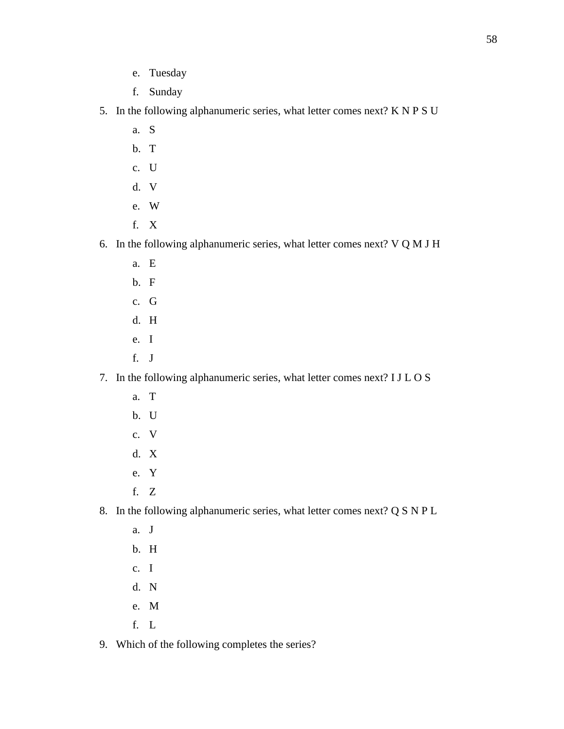e. Tuesday
   f. Sunday

5. In the following alphanumeric series, what letter comes next? K N P S U
   a. S
   b. T
   c. U
   d. V
   e. W
   f. X

6. In the following alphanumeric series, what letter comes next? V Q M J H
   a. E
   b. F
   c. G
   d. H
   e. I
   f. J

7. In the following alphanumeric series, what letter comes next? I J L O S
   a. T
   b. U
   c. V
   d. X
   e. Y
   f. Z

8. In the following alphanumeric series, what letter comes next? Q S N P L
   a. J
   b. H
   c. I
   d. N
   e. M
   f. L

9. Which of the following completes the series?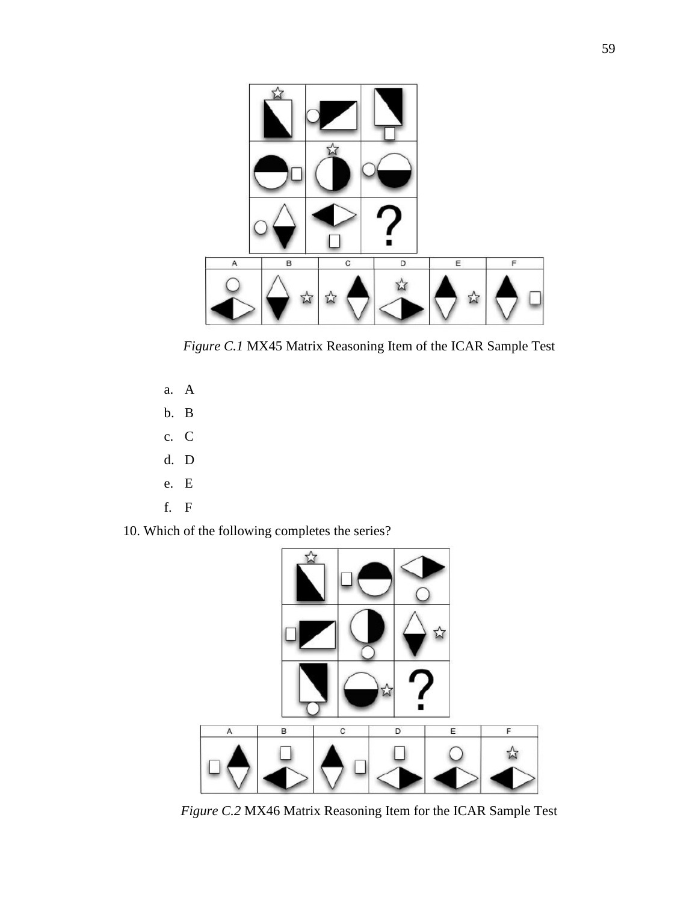*Figure C.1* MX45 Matrix Reasoning Item of the ICAR Sample Test

a. A
b. B
c. C
d. D
e. E
f. F

10. Which of the following completes the series?

*Figure C.2* MX46 Matrix Reasoning Item for the ICAR Sample Test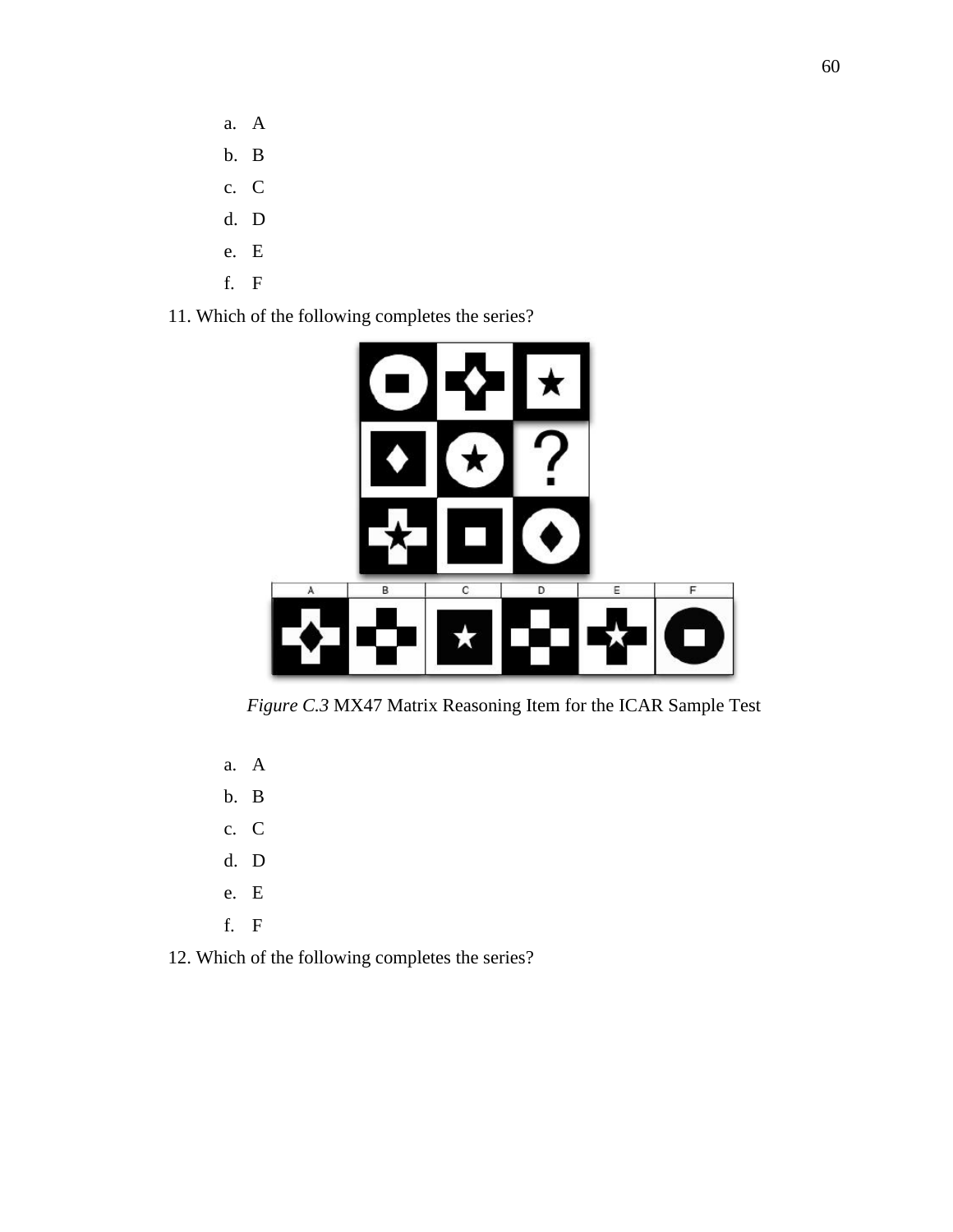a. A
b. B
c. C
d. D
e. E
f. F

11. Which of the following completes the series?

*Figure C.3* MX47 Matrix Reasoning Item for the ICAR Sample Test

a. A
b. B
c. C
d. D
e. E
f. F

12. Which of the following completes the series?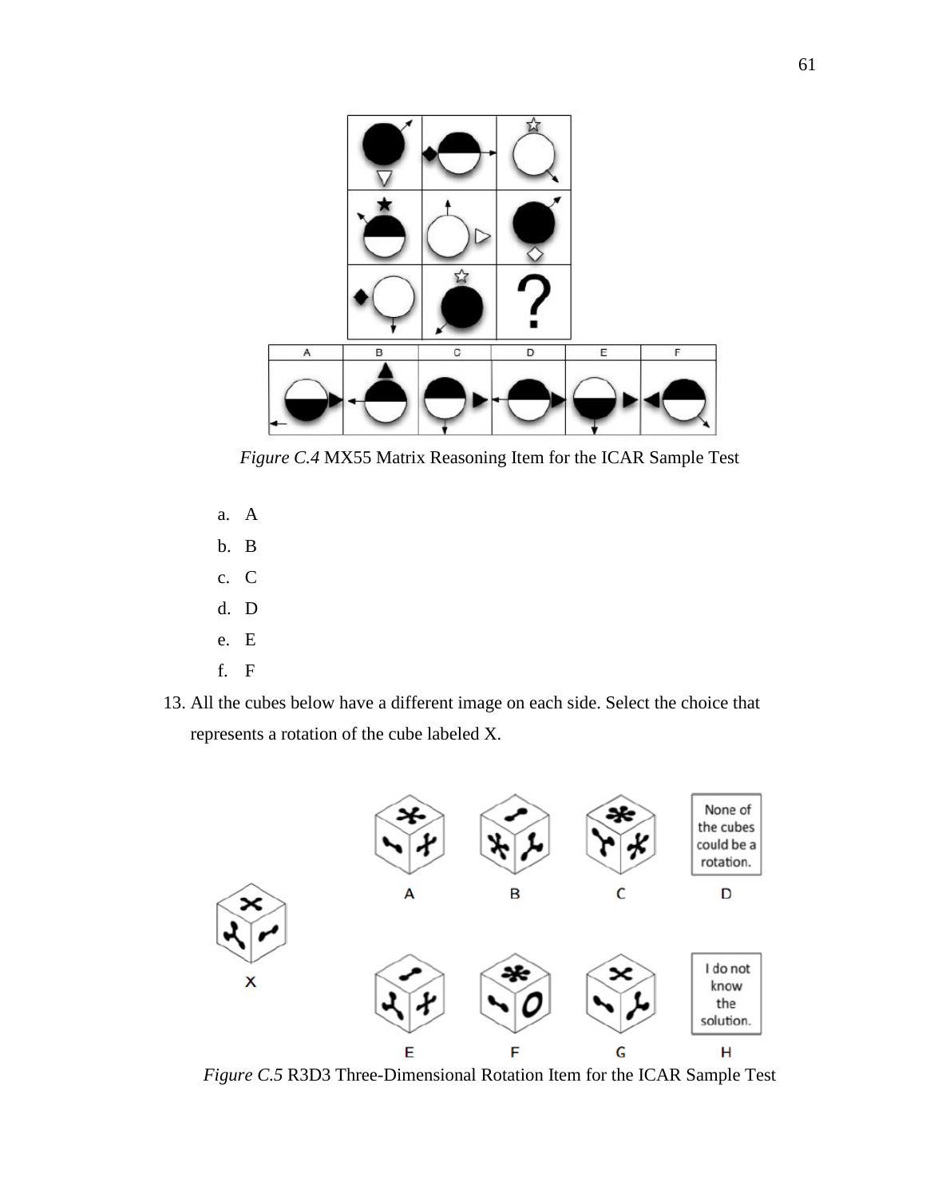*Figure C.4* MX55 Matrix Reasoning Item for the ICAR Sample Test

a. A
b. B
c. C
d. D
e. E
f. F

13. All the cubes below have a different image on each side. Select the choice that represents a rotation of the cube labeled X.

*Figure C.5* R3D3 Three-Dimensional Rotation Item for the ICAR Sample Test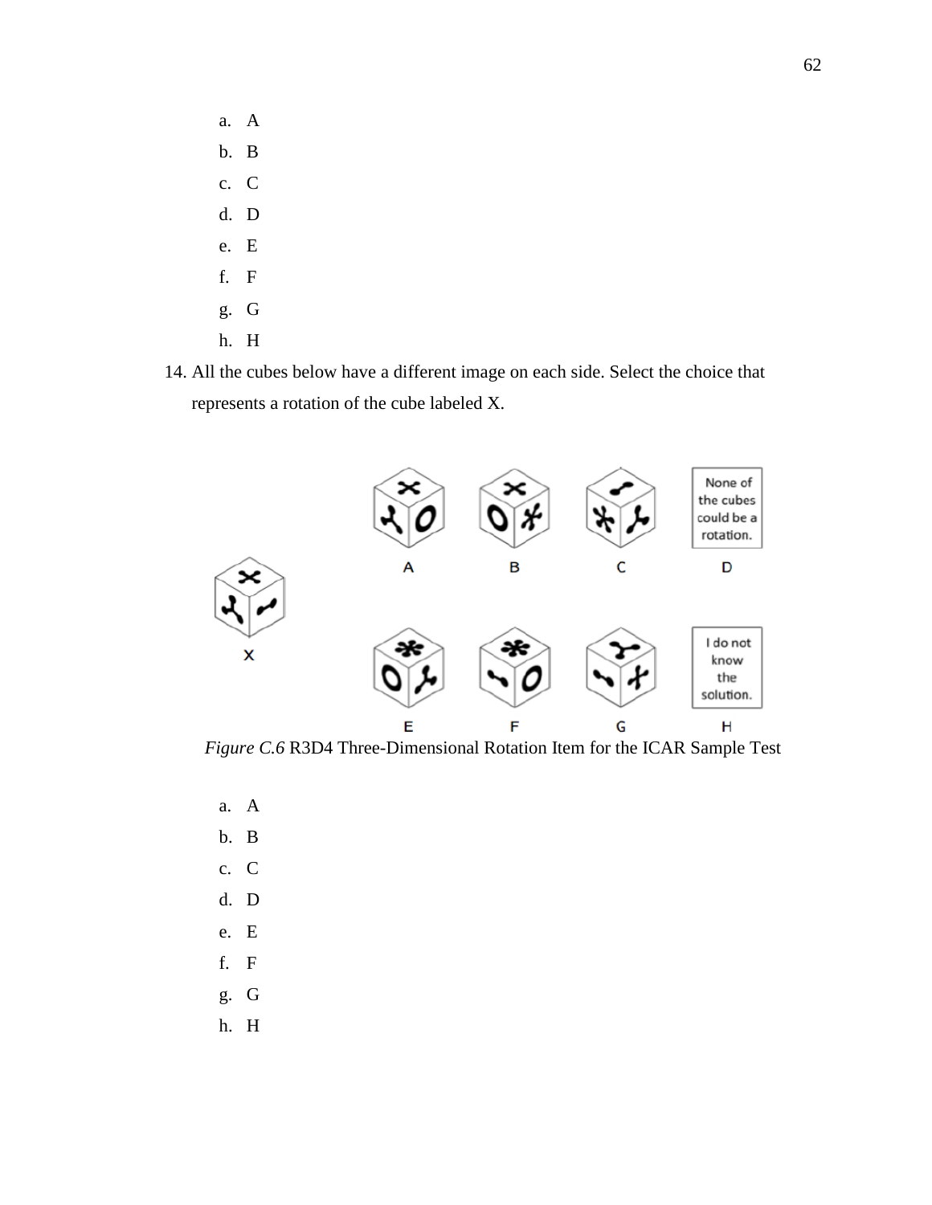a. A
b. B
c. C
d. D
e. E
f. F
g. G
h. H

14. All the cubes below have a different image on each side. Select the choice that represents a rotation of the cube labeled X.

*Figure C.6* R3D4 Three-Dimensional Rotation Item for the ICAR Sample Test

a. A
b. B
c. C
d. D
e. E
f. F
g. G
h. H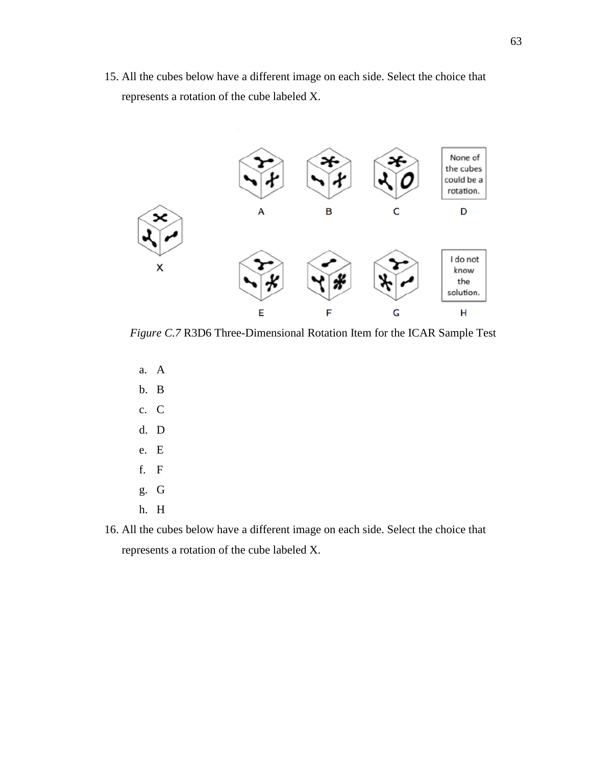15. All the cubes below have a different image on each side. Select the choice that represents a rotation of the cube labeled X.

*Figure C.7* R3D6 Three-Dimensional Rotation Item for the ICAR Sample Test

   a. A
   b. B
   c. C
   d. D
   e. E
   f. F
   g. G
   h. H

16. All the cubes below have a different image on each side. Select the choice that represents a rotation of the cube labeled X.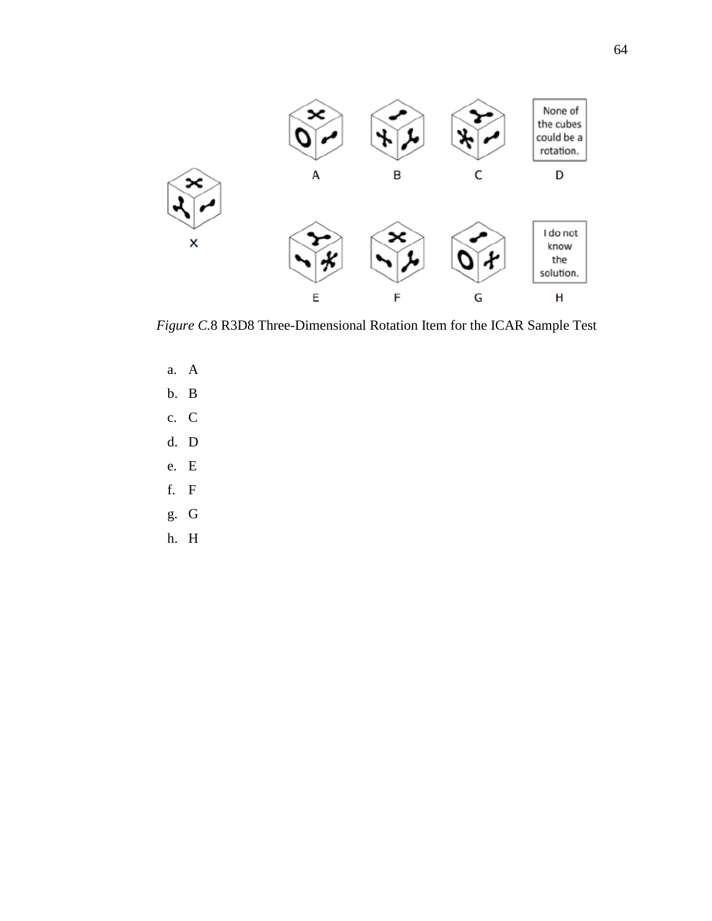*Figure C.*8 R3D8 Three-Dimensional Rotation Item for the ICAR Sample Test

a. A
b. B
c. C
d. D
e. E
f. F
g. G
h. H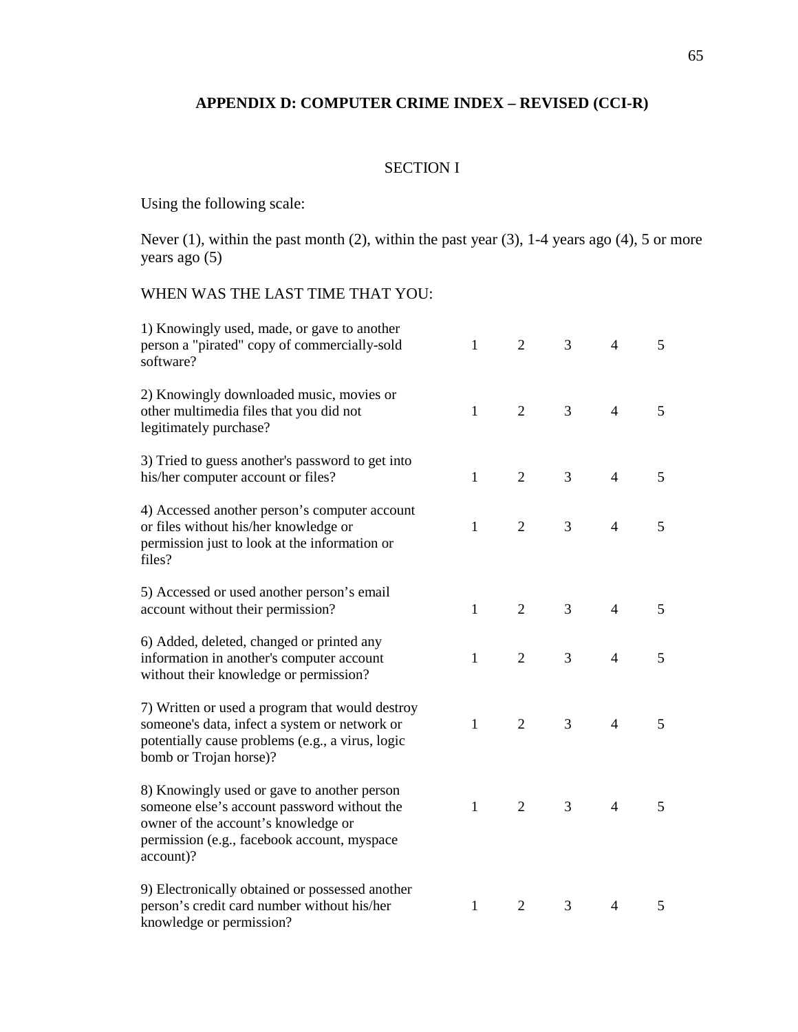## APPENDIX D: COMPUTER CRIME INDEX – REVISED (CCI-R)

SECTION I

Using the following scale:

Never (1), within the past month (2), within the past year (3), 1-4 years ago (4), 5 or more years ago (5)

WHEN WAS THE LAST TIME THAT YOU:

| | | | | | |
|---|---|---|---|---|---|
| 1) Knowingly used, made, or gave to another person a "pirated" copy of commercially-sold software? | 1 | 2 | 3 | 4 | 5 |
| 2) Knowingly downloaded music, movies or other multimedia files that you did not legitimately purchase? | 1 | 2 | 3 | 4 | 5 |
| 3) Tried to guess another's password to get into his/her computer account or files? | 1 | 2 | 3 | 4 | 5 |
| 4) Accessed another person's computer account or files without his/her knowledge or permission just to look at the information or files? | 1 | 2 | 3 | 4 | 5 |
| 5) Accessed or used another person's email account without their permission? | 1 | 2 | 3 | 4 | 5 |
| 6) Added, deleted, changed or printed any information in another's computer account without their knowledge or permission? | 1 | 2 | 3 | 4 | 5 |
| 7) Written or used a program that would destroy someone's data, infect a system or network or potentially cause problems (e.g., a virus, logic bomb or Trojan horse)? | 1 | 2 | 3 | 4 | 5 |
| 8) Knowingly used or gave to another person someone else's account password without the owner of the account's knowledge or permission (e.g., facebook account, myspace account)? | 1 | 2 | 3 | 4 | 5 |
| 9) Electronically obtained or possessed another person's credit card number without his/her knowledge or permission? | 1 | 2 | 3 | 4 | 5 |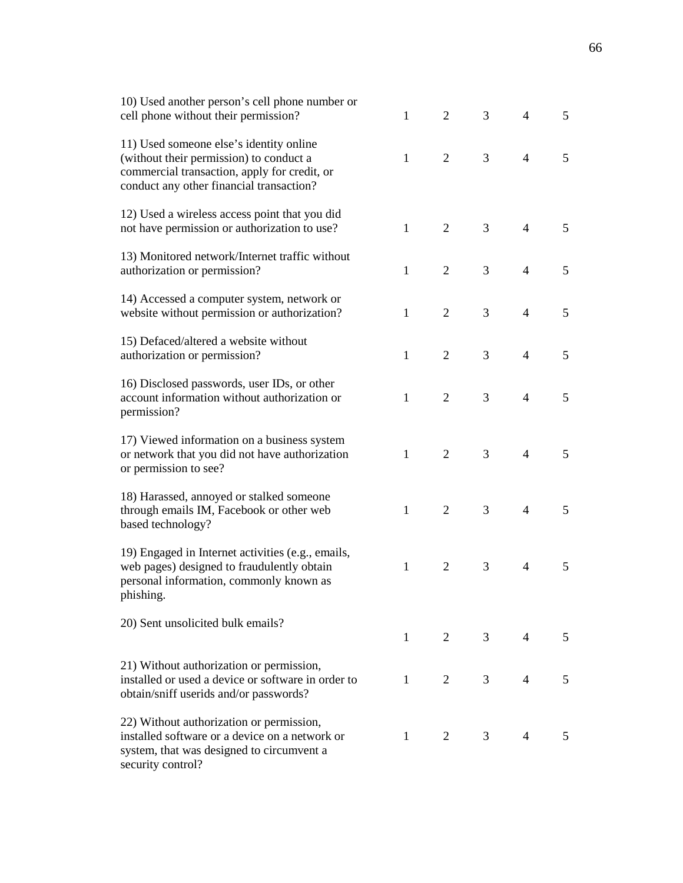| | | | | | |
|---|---|---|---|---|---|
| 10) Used another person's cell phone number or cell phone without their permission? | 1 | 2 | 3 | 4 | 5 |
| 11) Used someone else's identity online (without their permission) to conduct a commercial transaction, apply for credit, or conduct any other financial transaction? | 1 | 2 | 3 | 4 | 5 |
| 12) Used a wireless access point that you did not have permission or authorization to use? | 1 | 2 | 3 | 4 | 5 |
| 13) Monitored network/Internet traffic without authorization or permission? | 1 | 2 | 3 | 4 | 5 |
| 14) Accessed a computer system, network or website without permission or authorization? | 1 | 2 | 3 | 4 | 5 |
| 15) Defaced/altered a website without authorization or permission? | 1 | 2 | 3 | 4 | 5 |
| 16) Disclosed passwords, user IDs, or other account information without authorization or permission? | 1 | 2 | 3 | 4 | 5 |
| 17) Viewed information on a business system or network that you did not have authorization or permission to see? | 1 | 2 | 3 | 4 | 5 |
| 18) Harassed, annoyed or stalked someone through emails IM, Facebook or other web based technology? | 1 | 2 | 3 | 4 | 5 |
| 19) Engaged in Internet activities (e.g., emails, web pages) designed to fraudulently obtain personal information, commonly known as phishing. | 1 | 2 | 3 | 4 | 5 |
| 20) Sent unsolicited bulk emails? | 1 | 2 | 3 | 4 | 5 |
| 21) Without authorization or permission, installed or used a device or software in order to obtain/sniff userids and/or passwords? | 1 | 2 | 3 | 4 | 5 |
| 22) Without authorization or permission, installed software or a device on a network or system, that was designed to circumvent a security control? | 1 | 2 | 3 | 4 | 5 |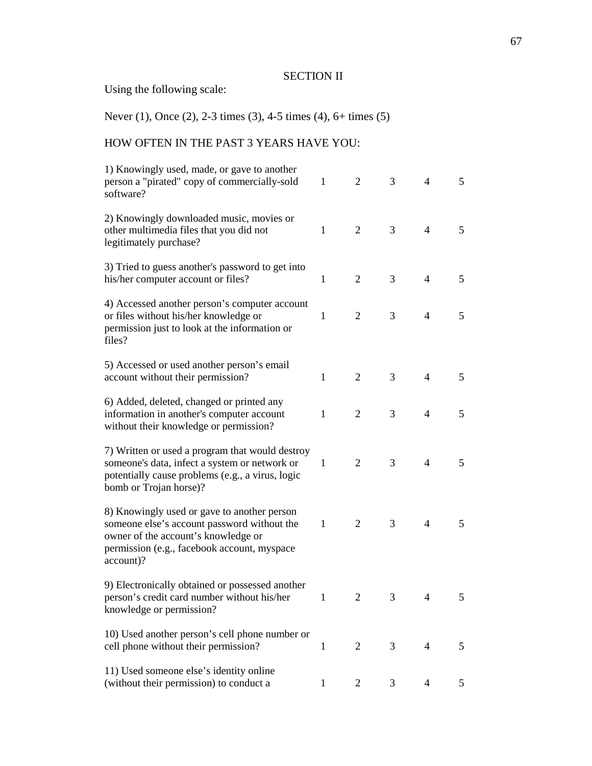## SECTION II

Using the following scale:

Never (1), Once (2), 2-3 times (3), 4-5 times (4), 6+ times (5)

HOW OFTEN IN THE PAST 3 YEARS HAVE YOU:

| | | | | | |
|---|---|---|---|---|---|
| 1) Knowingly used, made, or gave to another person a "pirated" copy of commercially-sold software? | 1 | 2 | 3 | 4 | 5 |
| 2) Knowingly downloaded music, movies or other multimedia files that you did not legitimately purchase? | 1 | 2 | 3 | 4 | 5 |
| 3) Tried to guess another's password to get into his/her computer account or files? | 1 | 2 | 3 | 4 | 5 |
| 4) Accessed another person's computer account or files without his/her knowledge or permission just to look at the information or files? | 1 | 2 | 3 | 4 | 5 |
| 5) Accessed or used another person's email account without their permission? | 1 | 2 | 3 | 4 | 5 |
| 6) Added, deleted, changed or printed any information in another's computer account without their knowledge or permission? | 1 | 2 | 3 | 4 | 5 |
| 7) Written or used a program that would destroy someone's data, infect a system or network or potentially cause problems (e.g., a virus, logic bomb or Trojan horse)? | 1 | 2 | 3 | 4 | 5 |
| 8) Knowingly used or gave to another person someone else's account password without the owner of the account's knowledge or permission (e.g., facebook account, myspace account)? | 1 | 2 | 3 | 4 | 5 |
| 9) Electronically obtained or possessed another person's credit card number without his/her knowledge or permission? | 1 | 2 | 3 | 4 | 5 |
| 10) Used another person's cell phone number or cell phone without their permission? | 1 | 2 | 3 | 4 | 5 |
| 11) Used someone else's identity online (without their permission) to conduct a | 1 | 2 | 3 | 4 | 5 |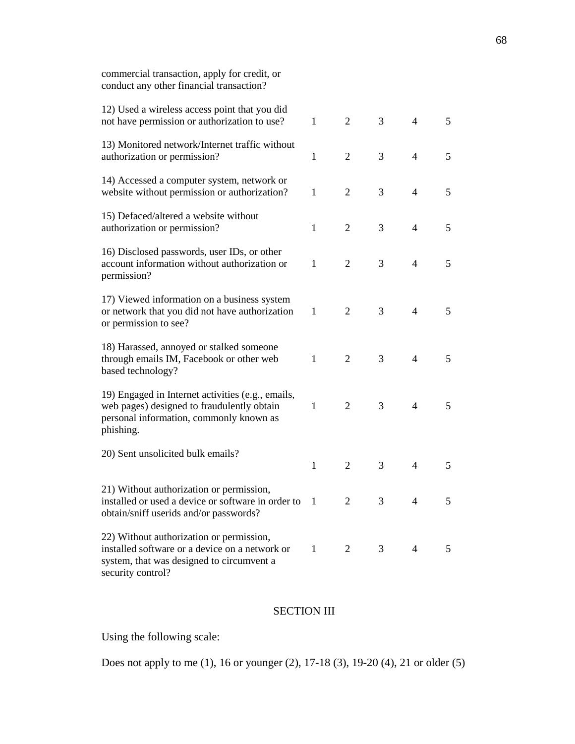commercial transaction, apply for credit, or conduct any other financial transaction?

| | | | | | |
|---|---|---|---|---|---|
| 12) Used a wireless access point that you did not have permission or authorization to use? | 1 | 2 | 3 | 4 | 5 |
| 13) Monitored network/Internet traffic without authorization or permission? | 1 | 2 | 3 | 4 | 5 |
| 14) Accessed a computer system, network or website without permission or authorization? | 1 | 2 | 3 | 4 | 5 |
| 15) Defaced/altered a website without authorization or permission? | 1 | 2 | 3 | 4 | 5 |
| 16) Disclosed passwords, user IDs, or other account information without authorization or permission? | 1 | 2 | 3 | 4 | 5 |
| 17) Viewed information on a business system or network that you did not have authorization or permission to see? | 1 | 2 | 3 | 4 | 5 |
| 18) Harassed, annoyed or stalked someone through emails IM, Facebook or other web based technology? | 1 | 2 | 3 | 4 | 5 |
| 19) Engaged in Internet activities (e.g., emails, web pages) designed to fraudulently obtain personal information, commonly known as phishing. | 1 | 2 | 3 | 4 | 5 |
| 20) Sent unsolicited bulk emails? | 1 | 2 | 3 | 4 | 5 |
| 21) Without authorization or permission, installed or used a device or software in order to obtain/sniff userids and/or passwords? | 1 | 2 | 3 | 4 | 5 |
| 22) Without authorization or permission, installed software or a device on a network or system, that was designed to circumvent a security control? | 1 | 2 | 3 | 4 | 5 |

## SECTION III

Using the following scale:

Does not apply to me (1), 16 or younger (2), 17-18 (3), 19-20 (4), 21 or older (5)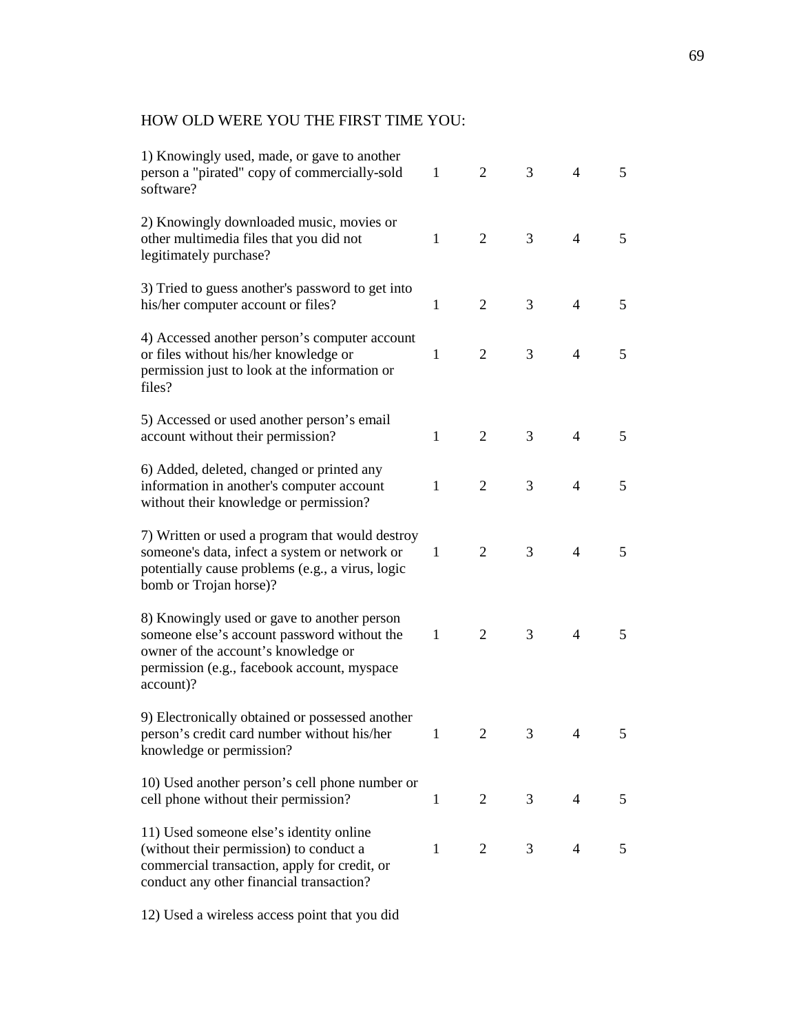HOW OLD WERE YOU THE FIRST TIME YOU:

| | | | | | |
|---|---|---|---|---|---|
| 1) Knowingly used, made, or gave to another person a "pirated" copy of commercially-sold software? | 1 | 2 | 3 | 4 | 5 |
| 2) Knowingly downloaded music, movies or other multimedia files that you did not legitimately purchase? | 1 | 2 | 3 | 4 | 5 |
| 3) Tried to guess another's password to get into his/her computer account or files? | 1 | 2 | 3 | 4 | 5 |
| 4) Accessed another person's computer account or files without his/her knowledge or permission just to look at the information or files? | 1 | 2 | 3 | 4 | 5 |
| 5) Accessed or used another person's email account without their permission? | 1 | 2 | 3 | 4 | 5 |
| 6) Added, deleted, changed or printed any information in another's computer account without their knowledge or permission? | 1 | 2 | 3 | 4 | 5 |
| 7) Written or used a program that would destroy someone's data, infect a system or network or potentially cause problems (e.g., a virus, logic bomb or Trojan horse)? | 1 | 2 | 3 | 4 | 5 |
| 8) Knowingly used or gave to another person someone else's account password without the owner of the account's knowledge or permission (e.g., facebook account, myspace account)? | 1 | 2 | 3 | 4 | 5 |
| 9) Electronically obtained or possessed another person's credit card number without his/her knowledge or permission? | 1 | 2 | 3 | 4 | 5 |
| 10) Used another person's cell phone number or cell phone without their permission? | 1 | 2 | 3 | 4 | 5 |
| 11) Used someone else's identity online (without their permission) to conduct a commercial transaction, apply for credit, or conduct any other financial transaction? | 1 | 2 | 3 | 4 | 5 |

12) Used a wireless access point that you did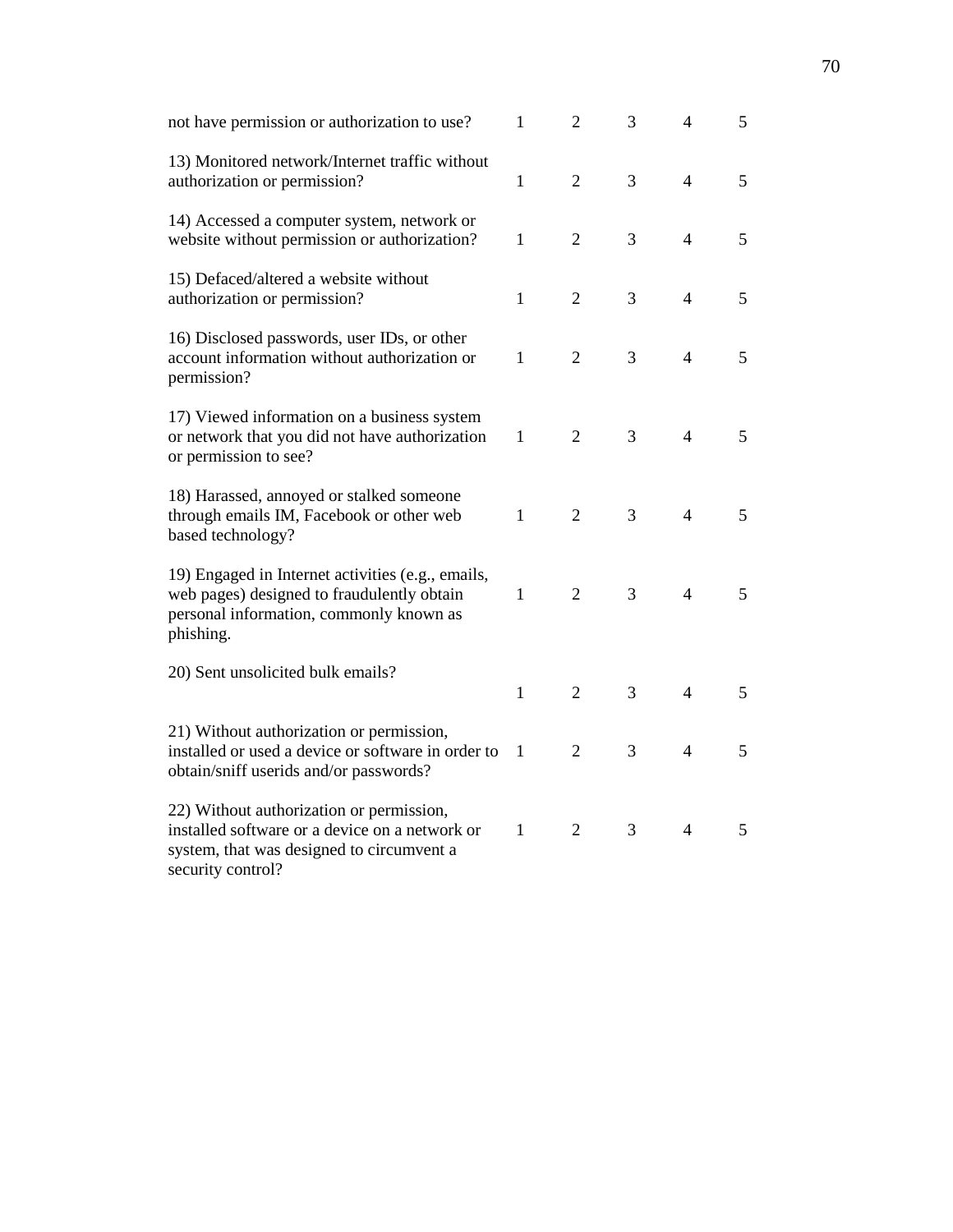| | | | | | |
|---|---|---|---|---|---|
| not have permission or authorization to use? | 1 | 2 | 3 | 4 | 5 |
| 13) Monitored network/Internet traffic without authorization or permission? | 1 | 2 | 3 | 4 | 5 |
| 14) Accessed a computer system, network or website without permission or authorization? | 1 | 2 | 3 | 4 | 5 |
| 15) Defaced/altered a website without authorization or permission? | 1 | 2 | 3 | 4 | 5 |
| 16) Disclosed passwords, user IDs, or other account information without authorization or permission? | 1 | 2 | 3 | 4 | 5 |
| 17) Viewed information on a business system or network that you did not have authorization or permission to see? | 1 | 2 | 3 | 4 | 5 |
| 18) Harassed, annoyed or stalked someone through emails IM, Facebook or other web based technology? | 1 | 2 | 3 | 4 | 5 |
| 19) Engaged in Internet activities (e.g., emails, web pages) designed to fraudulently obtain personal information, commonly known as phishing. | 1 | 2 | 3 | 4 | 5 |
| 20) Sent unsolicited bulk emails? | 1 | 2 | 3 | 4 | 5 |
| 21) Without authorization or permission, installed or used a device or software in order to obtain/sniff userids and/or passwords? | 1 | 2 | 3 | 4 | 5 |
| 22) Without authorization or permission, installed software or a device on a network or system, that was designed to circumvent a security control? | 1 | 2 | 3 | 4 | 5 |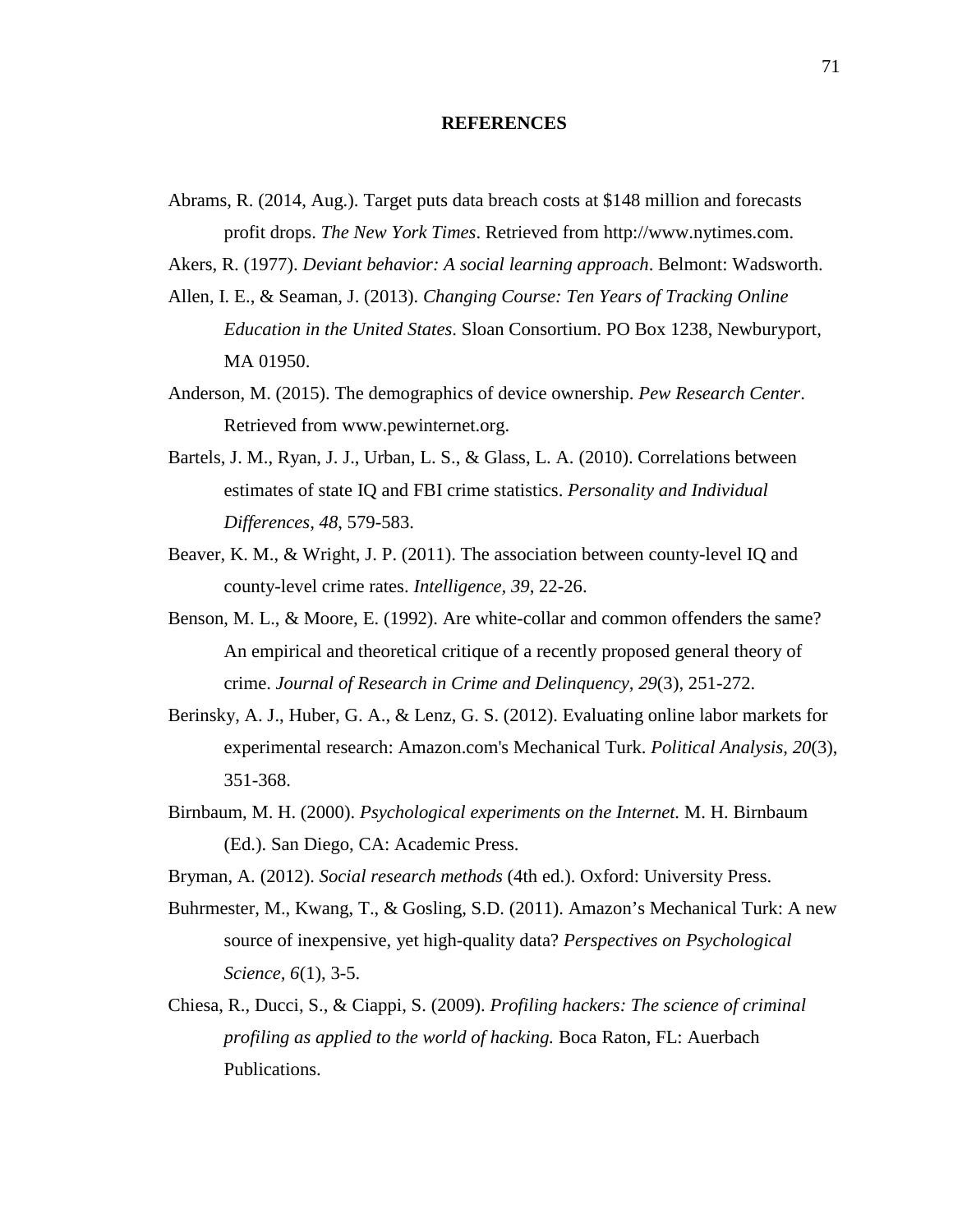# REFERENCES

Abrams, R. (2014, Aug.). Target puts data breach costs at $148 million and forecasts profit drops. *The New York Times*. Retrieved from http://www.nytimes.com.

Akers, R. (1977). *Deviant behavior: A social learning approach*. Belmont: Wadsworth.

Allen, I. E., & Seaman, J. (2013). *Changing Course: Ten Years of Tracking Online Education in the United States*. Sloan Consortium. PO Box 1238, Newburyport, MA 01950.

Anderson, M. (2015). The demographics of device ownership. *Pew Research Center*. Retrieved from www.pewinternet.org.

Bartels, J. M., Ryan, J. J., Urban, L. S., & Glass, L. A. (2010). Correlations between estimates of state IQ and FBI crime statistics. *Personality and Individual Differences, 48*, 579-583.

Beaver, K. M., & Wright, J. P. (2011). The association between county-level IQ and county-level crime rates. *Intelligence, 39*, 22-26.

Benson, M. L., & Moore, E. (1992). Are white-collar and common offenders the same? An empirical and theoretical critique of a recently proposed general theory of crime. *Journal of Research in Crime and Delinquency, 29*(3), 251-272.

Berinsky, A. J., Huber, G. A., & Lenz, G. S. (2012). Evaluating online labor markets for experimental research: Amazon.com's Mechanical Turk. *Political Analysis*, *20*(3), 351-368.

Birnbaum, M. H. (2000). *Psychological experiments on the Internet.* M. H. Birnbaum (Ed.). San Diego, CA: Academic Press.

Bryman, A. (2012). *Social research methods* (4th ed.). Oxford: University Press.

Buhrmester, M., Kwang, T., & Gosling, S.D. (2011). Amazon's Mechanical Turk: A new source of inexpensive, yet high-quality data? *Perspectives on Psychological Science, 6*(1), 3-5.

Chiesa, R., Ducci, S., & Ciappi, S. (2009). *Profiling hackers: The science of criminal profiling as applied to the world of hacking.* Boca Raton, FL: Auerbach Publications.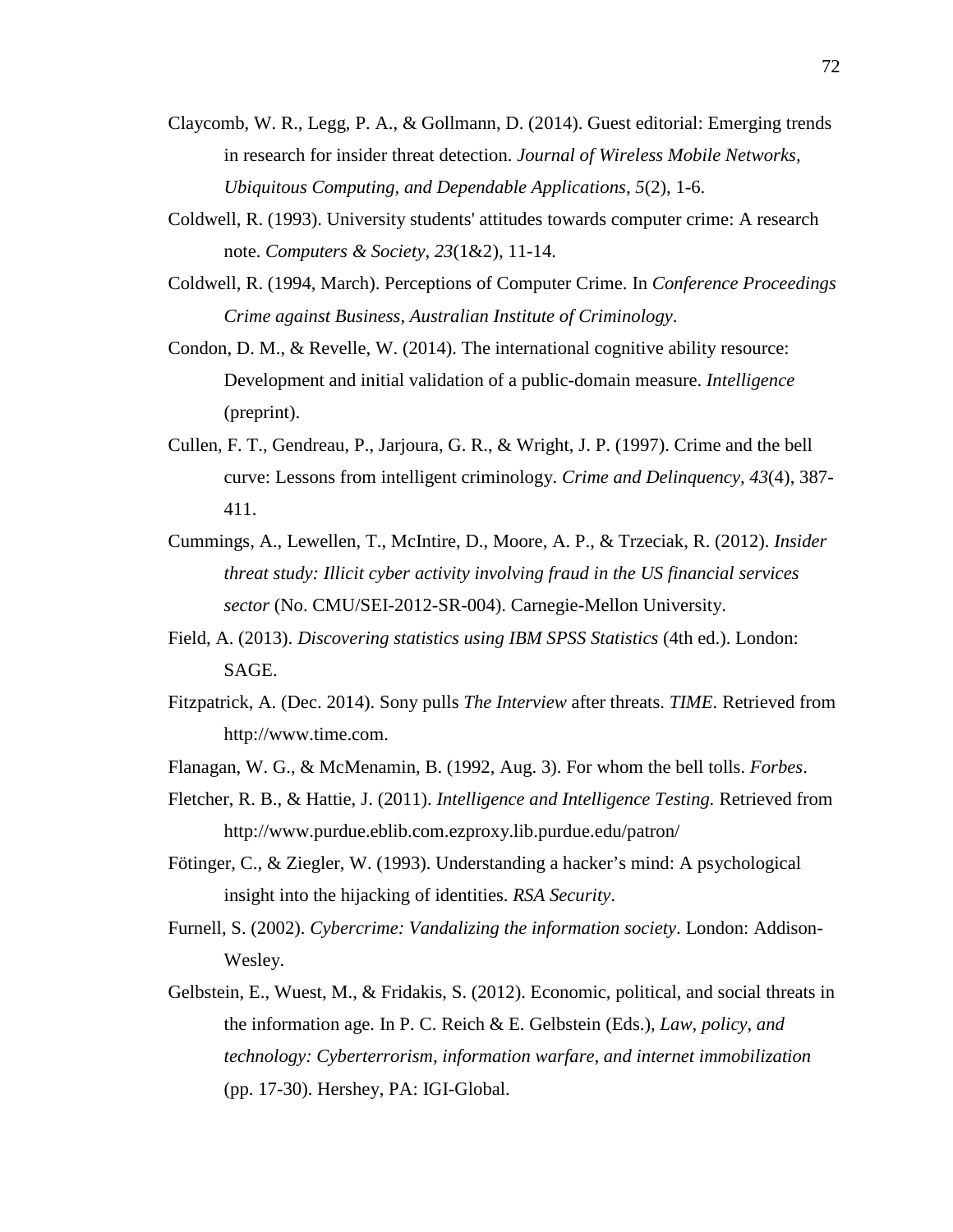Claycomb, W. R., Legg, P. A., & Gollmann, D. (2014). Guest editorial: Emerging trends in research for insider threat detection. *Journal of Wireless Mobile Networks, Ubiquitous Computing, and Dependable Applications*, *5*(2), 1-6.

Coldwell, R. (1993). University students' attitudes towards computer crime: A research note. *Computers & Society*, *23*(1&2), 11-14.

Coldwell, R. (1994, March). Perceptions of Computer Crime. In *Conference Proceedings Crime against Business, Australian Institute of Criminology*.

Condon, D. M., & Revelle, W. (2014). The international cognitive ability resource: Development and initial validation of a public-domain measure. *Intelligence* (preprint).

Cullen, F. T., Gendreau, P., Jarjoura, G. R., & Wright, J. P. (1997). Crime and the bell curve: Lessons from intelligent criminology. *Crime and Delinquency, 43*(4), 387-411.

Cummings, A., Lewellen, T., McIntire, D., Moore, A. P., & Trzeciak, R. (2012). *Insider threat study: Illicit cyber activity involving fraud in the US financial services sector* (No. CMU/SEI-2012-SR-004). Carnegie-Mellon University.

Field, A. (2013). *Discovering statistics using IBM SPSS Statistics* (4th ed.). London: SAGE.

Fitzpatrick, A. (Dec. 2014). Sony pulls *The Interview* after threats. *TIME*. Retrieved from http://www.time.com.

Flanagan, W. G., & McMenamin, B. (1992, Aug. 3). For whom the bell tolls. *Forbes*.

Fletcher, R. B., & Hattie, J. (2011). *Intelligence and Intelligence Testing.* Retrieved from http://www.purdue.eblib.com.ezproxy.lib.purdue.edu/patron/

Fötinger, C., & Ziegler, W. (1993). Understanding a hacker's mind: A psychological insight into the hijacking of identities. *RSA Security*.

Furnell, S. (2002). *Cybercrime: Vandalizing the information society*. London: Addison-Wesley.

Gelbstein, E., Wuest, M., & Fridakis, S. (2012). Economic, political, and social threats in the information age. In P. C. Reich & E. Gelbstein (Eds.), *Law, policy, and technology: Cyberterrorism, information warfare, and internet immobilization* (pp. 17-30). Hershey, PA: IGI-Global.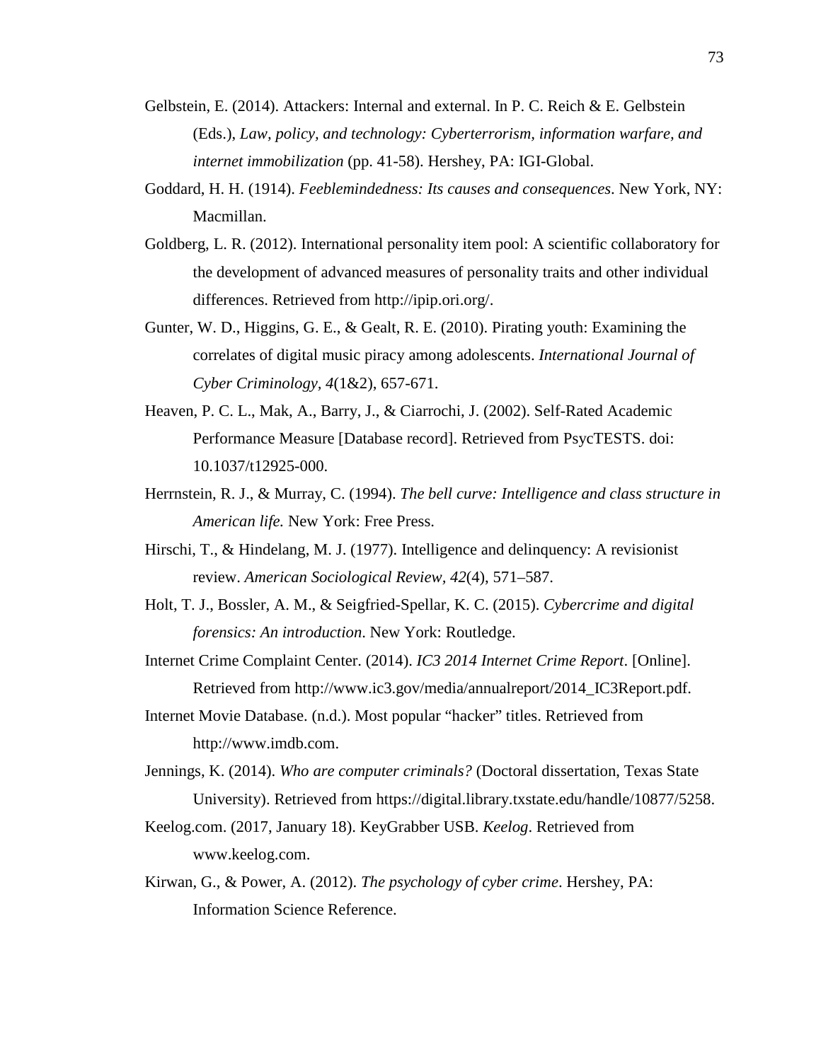Gelbstein, E. (2014). Attackers: Internal and external. In P. C. Reich & E. Gelbstein (Eds.), *Law, policy, and technology: Cyberterrorism, information warfare, and internet immobilization* (pp. 41-58). Hershey, PA: IGI-Global.

Goddard, H. H. (1914). *Feeblemindedness: Its causes and consequences*. New York, NY: Macmillan.

Goldberg, L. R. (2012). International personality item pool: A scientific collaboratory for the development of advanced measures of personality traits and other individual differences. Retrieved from http://ipip.ori.org/.

Gunter, W. D., Higgins, G. E., & Gealt, R. E. (2010). Pirating youth: Examining the correlates of digital music piracy among adolescents. *International Journal of Cyber Criminology, 4*(1&2), 657-671.

Heaven, P. C. L., Mak, A., Barry, J., & Ciarrochi, J. (2002). Self-Rated Academic Performance Measure [Database record]. Retrieved from PsycTESTS. doi: 10.1037/t12925-000.

Herrnstein, R. J., & Murray, C. (1994). *The bell curve: Intelligence and class structure in American life.* New York: Free Press.

Hirschi, T., & Hindelang, M. J. (1977). Intelligence and delinquency: A revisionist review. *American Sociological Review, 42*(4), 571–587.

Holt, T. J., Bossler, A. M., & Seigfried-Spellar, K. C. (2015). *Cybercrime and digital forensics: An introduction*. New York: Routledge.

Internet Crime Complaint Center. (2014). *IC3 2014 Internet Crime Report*. [Online]. Retrieved from http://www.ic3.gov/media/annualreport/2014_IC3Report.pdf.

Internet Movie Database. (n.d.). Most popular "hacker" titles. Retrieved from http://www.imdb.com.

Jennings, K. (2014). *Who are computer criminals?* (Doctoral dissertation, Texas State University). Retrieved from https://digital.library.txstate.edu/handle/10877/5258.

Keelog.com. (2017, January 18). KeyGrabber USB. *Keelog*. Retrieved from www.keelog.com.

Kirwan, G., & Power, A. (2012). *The psychology of cyber crime*. Hershey, PA: Information Science Reference.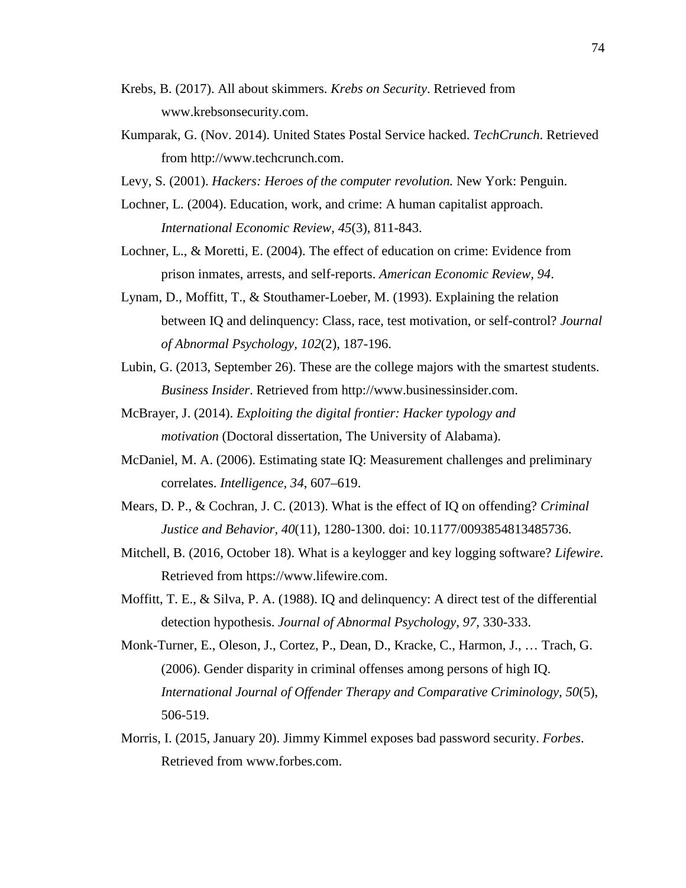Krebs, B. (2017). All about skimmers. *Krebs on Security*. Retrieved from www.krebsonsecurity.com.

Kumparak, G. (Nov. 2014). United States Postal Service hacked. *TechCrunch*. Retrieved from http://www.techcrunch.com.

Levy, S. (2001). *Hackers: Heroes of the computer revolution.* New York: Penguin.

Lochner, L. (2004). Education, work, and crime: A human capitalist approach. *International Economic Review, 45*(3), 811-843.

Lochner, L., & Moretti, E. (2004). The effect of education on crime: Evidence from prison inmates, arrests, and self-reports. *American Economic Review, 94*.

Lynam, D., Moffitt, T., & Stouthamer-Loeber, M. (1993). Explaining the relation between IQ and delinquency: Class, race, test motivation, or self-control? *Journal of Abnormal Psychology, 102*(2), 187-196.

Lubin, G. (2013, September 26). These are the college majors with the smartest students. *Business Insider*. Retrieved from http://www.businessinsider.com.

McBrayer, J. (2014). *Exploiting the digital frontier: Hacker typology and motivation* (Doctoral dissertation, The University of Alabama).

McDaniel, M. A. (2006). Estimating state IQ: Measurement challenges and preliminary correlates. *Intelligence*, *34*, 607–619.

Mears, D. P., & Cochran, J. C. (2013). What is the effect of IQ on offending? *Criminal Justice and Behavior, 40*(11), 1280-1300. doi: 10.1177/0093854813485736.

Mitchell, B. (2016, October 18). What is a keylogger and key logging software? *Lifewire*. Retrieved from https://www.lifewire.com.

Moffitt, T. E., & Silva, P. A. (1988). IQ and delinquency: A direct test of the differential detection hypothesis. *Journal of Abnormal Psychology*, *97*, 330-333.

Monk-Turner, E., Oleson, J., Cortez, P., Dean, D., Kracke, C., Harmon, J., … Trach, G. (2006). Gender disparity in criminal offenses among persons of high IQ. *International Journal of Offender Therapy and Comparative Criminology, 50*(5), 506-519.

Morris, I. (2015, January 20). Jimmy Kimmel exposes bad password security. *Forbes*. Retrieved from www.forbes.com.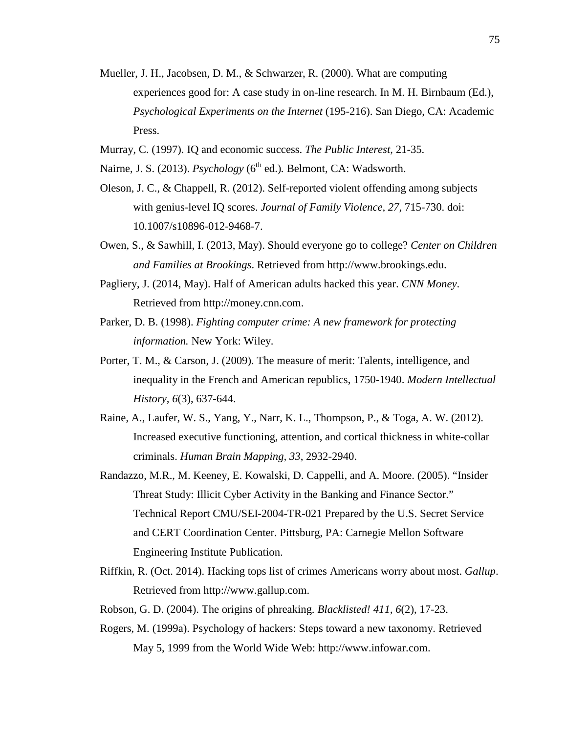Mueller, J. H., Jacobsen, D. M., & Schwarzer, R. (2000). What are computing experiences good for: A case study in on-line research. In M. H. Birnbaum (Ed.), *Psychological Experiments on the Internet* (195-216). San Diego, CA: Academic Press.

Murray, C. (1997). IQ and economic success. *The Public Interest*, 21-35.

Nairne, J. S. (2013). *Psychology* (6th ed.). Belmont, CA: Wadsworth.

Oleson, J. C., & Chappell, R. (2012). Self-reported violent offending among subjects with genius-level IQ scores. *Journal of Family Violence, 27*, 715-730. doi: 10.1007/s10896-012-9468-7.

Owen, S., & Sawhill, I. (2013, May). Should everyone go to college? *Center on Children and Families at Brookings*. Retrieved from http://www.brookings.edu.

Pagliery, J. (2014, May). Half of American adults hacked this year. *CNN Money*. Retrieved from http://money.cnn.com.

Parker, D. B. (1998). *Fighting computer crime: A new framework for protecting information.* New York: Wiley.

Porter, T. M., & Carson, J. (2009). The measure of merit: Talents, intelligence, and inequality in the French and American republics, 1750-1940. *Modern Intellectual History, 6*(3), 637-644.

Raine, A., Laufer, W. S., Yang, Y., Narr, K. L., Thompson, P., & Toga, A. W. (2012). Increased executive functioning, attention, and cortical thickness in white-collar criminals. *Human Brain Mapping, 33*, 2932-2940.

Randazzo, M.R., M. Keeney, E. Kowalski, D. Cappelli, and A. Moore. (2005). "Insider Threat Study: Illicit Cyber Activity in the Banking and Finance Sector." Technical Report CMU/SEI-2004-TR-021 Prepared by the U.S. Secret Service and CERT Coordination Center. Pittsburg, PA: Carnegie Mellon Software Engineering Institute Publication.

Riffkin, R. (Oct. 2014). Hacking tops list of crimes Americans worry about most. *Gallup*. Retrieved from http://www.gallup.com.

Robson, G. D. (2004). The origins of phreaking. *Blacklisted! 411, 6*(2), 17-23.

Rogers, M. (1999a). Psychology of hackers: Steps toward a new taxonomy. Retrieved May 5, 1999 from the World Wide Web: http://www.infowar.com.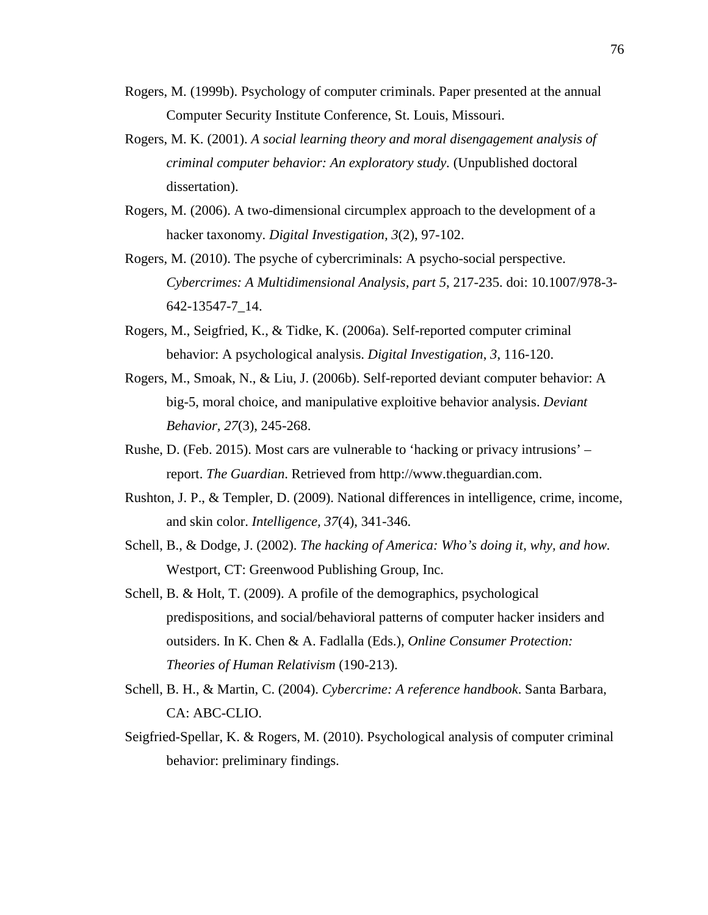Rogers, M. (1999b). Psychology of computer criminals. Paper presented at the annual Computer Security Institute Conference, St. Louis, Missouri.

Rogers, M. K. (2001). *A social learning theory and moral disengagement analysis of criminal computer behavior: An exploratory study.* (Unpublished doctoral dissertation).

Rogers, M. (2006). A two-dimensional circumplex approach to the development of a hacker taxonomy. *Digital Investigation, 3*(2), 97-102.

Rogers, M. (2010). The psyche of cybercriminals: A psycho-social perspective. *Cybercrimes: A Multidimensional Analysis, part 5*, 217-235. doi: 10.1007/978-3-642-13547-7_14.

Rogers, M., Seigfried, K., & Tidke, K. (2006a). Self-reported computer criminal behavior: A psychological analysis. *Digital Investigation, 3*, 116-120.

Rogers, M., Smoak, N., & Liu, J. (2006b). Self-reported deviant computer behavior: A big-5, moral choice, and manipulative exploitive behavior analysis. *Deviant Behavior, 27*(3), 245-268.

Rushe, D. (Feb. 2015). Most cars are vulnerable to 'hacking or privacy intrusions' – report. *The Guardian*. Retrieved from http://www.theguardian.com.

Rushton, J. P., & Templer, D. (2009). National differences in intelligence, crime, income, and skin color. *Intelligence, 37*(4), 341-346.

Schell, B., & Dodge, J. (2002). *The hacking of America: Who's doing it, why, and how*. Westport, CT: Greenwood Publishing Group, Inc.

Schell, B. & Holt, T. (2009). A profile of the demographics, psychological predispositions, and social/behavioral patterns of computer hacker insiders and outsiders. In K. Chen & A. Fadlalla (Eds.), *Online Consumer Protection: Theories of Human Relativism* (190-213).

Schell, B. H., & Martin, C. (2004). *Cybercrime: A reference handbook*. Santa Barbara, CA: ABC-CLIO.

Seigfried-Spellar, K. & Rogers, M. (2010). Psychological analysis of computer criminal behavior: preliminary findings.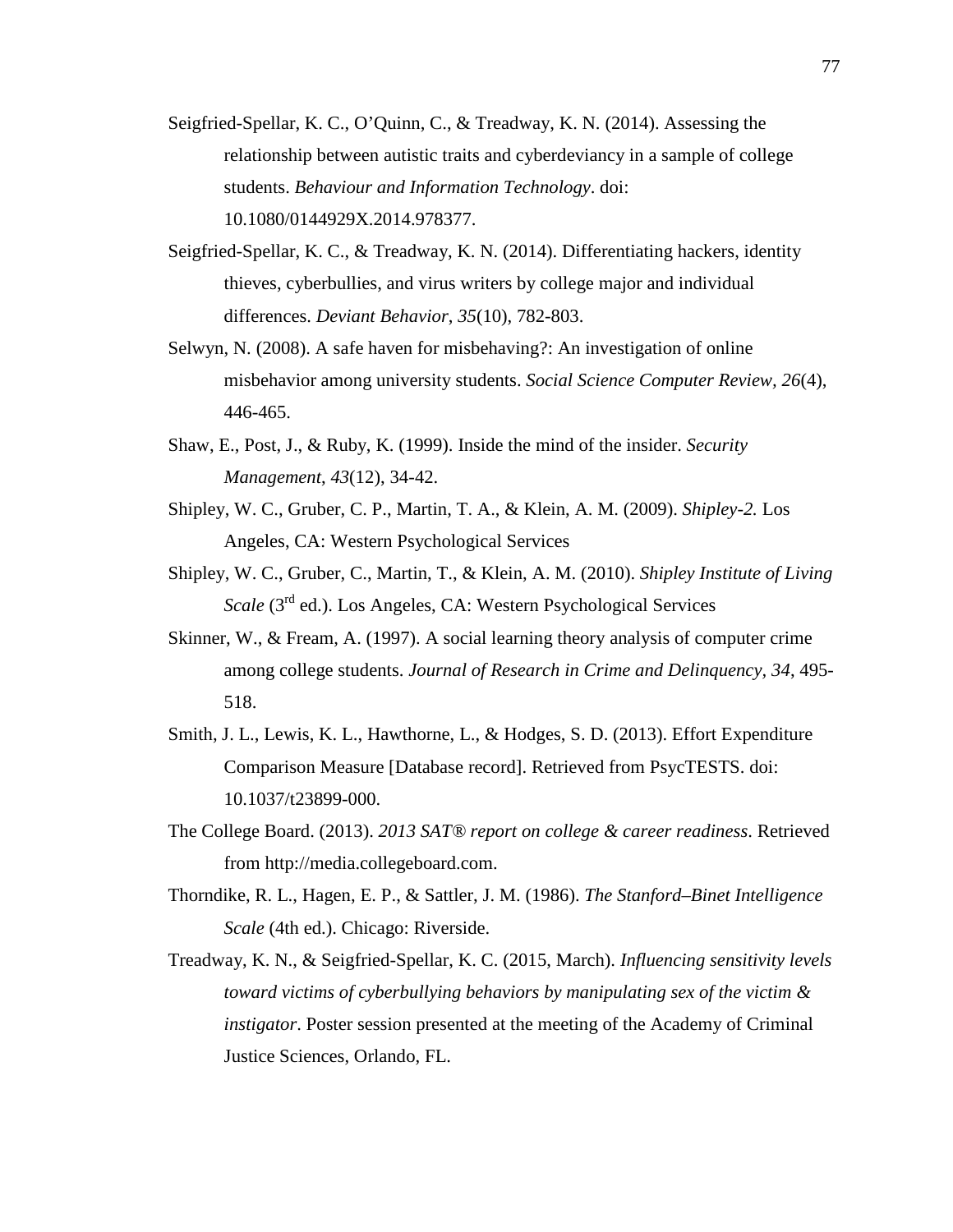Seigfried-Spellar, K. C., O'Quinn, C., & Treadway, K. N. (2014). Assessing the relationship between autistic traits and cyberdeviancy in a sample of college students. *Behaviour and Information Technology*. doi: 10.1080/0144929X.2014.978377.

Seigfried-Spellar, K. C., & Treadway, K. N. (2014). Differentiating hackers, identity thieves, cyberbullies, and virus writers by college major and individual differences. *Deviant Behavior*, *35*(10), 782-803.

Selwyn, N. (2008). A safe haven for misbehaving?: An investigation of online misbehavior among university students. *Social Science Computer Review, 26*(4), 446-465.

Shaw, E., Post, J., & Ruby, K. (1999). Inside the mind of the insider. *Security Management*, *43*(12), 34-42.

Shipley, W. C., Gruber, C. P., Martin, T. A., & Klein, A. M. (2009). *Shipley-2.* Los Angeles, CA: Western Psychological Services

Shipley, W. C., Gruber, C., Martin, T., & Klein, A. M. (2010). *Shipley Institute of Living Scale* (3rd ed.). Los Angeles, CA: Western Psychological Services

Skinner, W., & Fream, A. (1997). A social learning theory analysis of computer crime among college students. *Journal of Research in Crime and Delinquency*, *34*, 495-518.

Smith, J. L., Lewis, K. L., Hawthorne, L., & Hodges, S. D. (2013). Effort Expenditure Comparison Measure [Database record]. Retrieved from PsycTESTS. doi: 10.1037/t23899-000.

The College Board. (2013). *2013 SAT® report on college & career readiness*. Retrieved from http://media.collegeboard.com.

Thorndike, R. L., Hagen, E. P., & Sattler, J. M. (1986). *The Stanford–Binet Intelligence Scale* (4th ed.). Chicago: Riverside.

Treadway, K. N., & Seigfried-Spellar, K. C. (2015, March). *Influencing sensitivity levels toward victims of cyberbullying behaviors by manipulating sex of the victim & instigator*. Poster session presented at the meeting of the Academy of Criminal Justice Sciences, Orlando, FL.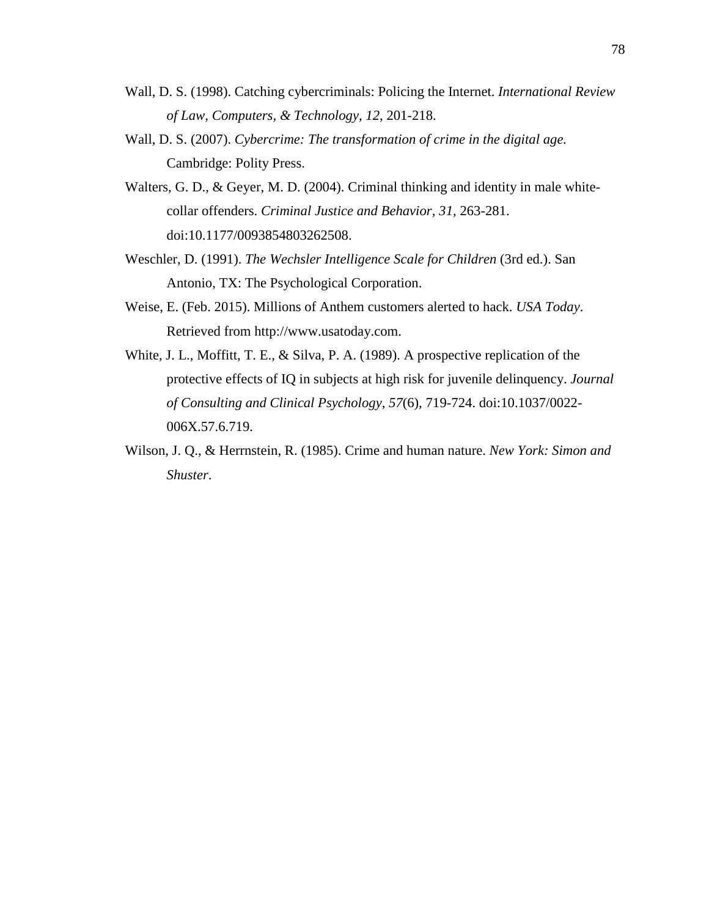Wall, D. S. (1998). Catching cybercriminals: Policing the Internet. *International Review of Law, Computers, & Technology, 12,* 201-218.

Wall, D. S. (2007). *Cybercrime: The transformation of crime in the digital age.* Cambridge: Polity Press.

Walters, G. D., & Geyer, M. D. (2004). Criminal thinking and identity in male white-collar offenders. *Criminal Justice and Behavior, 31,* 263-281. doi:10.1177/0093854803262508.

Weschler, D. (1991). *The Wechsler Intelligence Scale for Children* (3rd ed.). San Antonio, TX: The Psychological Corporation.

Weise, E. (Feb. 2015). Millions of Anthem customers alerted to hack. *USA Today*. Retrieved from http://www.usatoday.com.

White, J. L., Moffitt, T. E., & Silva, P. A. (1989). A prospective replication of the protective effects of IQ in subjects at high risk for juvenile delinquency. *Journal of Consulting and Clinical Psychology*, *57*(6), 719-724. doi:10.1037/0022-006X.57.6.719.

Wilson, J. Q., & Herrnstein, R. (1985). Crime and human nature. *New York: Simon and Shuster*.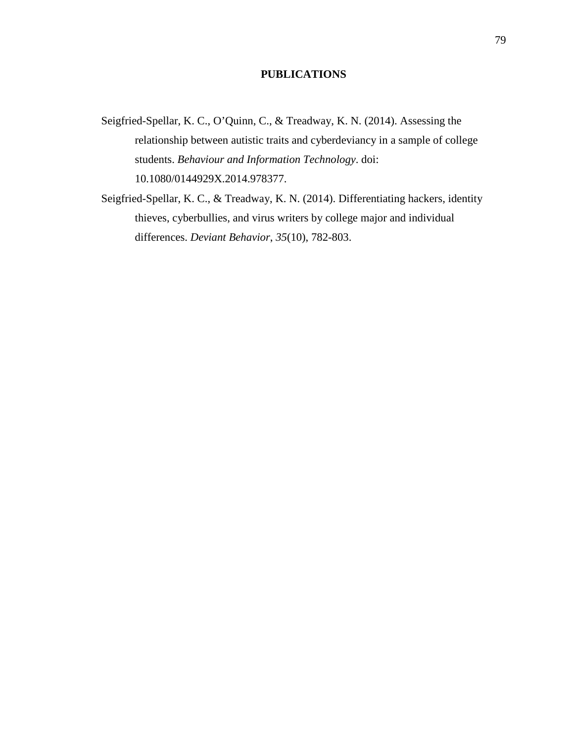# PUBLICATIONS

Seigfried-Spellar, K. C., O'Quinn, C., & Treadway, K. N. (2014). Assessing the relationship between autistic traits and cyberdeviancy in a sample of college students. *Behaviour and Information Technology*. doi: 10.1080/0144929X.2014.978377.

Seigfried-Spellar, K. C., & Treadway, K. N. (2014). Differentiating hackers, identity thieves, cyberbullies, and virus writers by college major and individual differences. *Deviant Behavior*, *35*(10), 782-803.